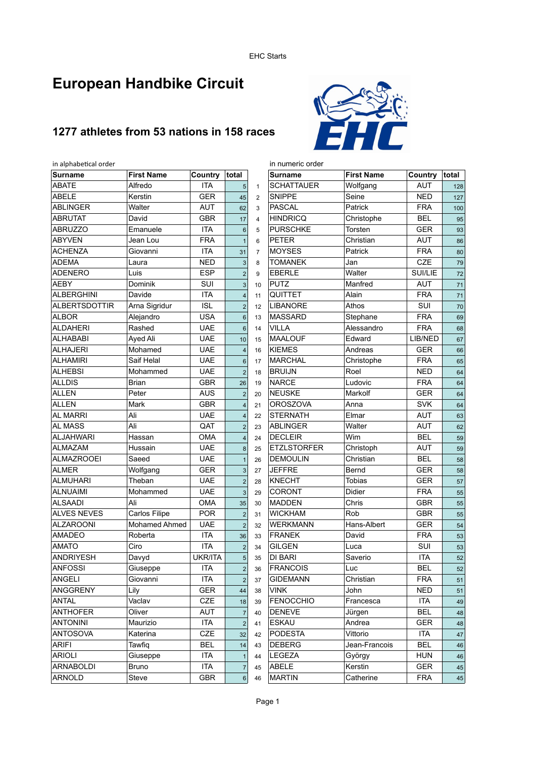EHC Starts

# European Handbike Circuit

## 1277 athletes from 53 nations in 158 races

in alphabetical order

| Surname | First Name | Country | total |
|---|---|---|---|
| ABATE | Alfredo | ITA | 5 |
| ABELE | Kerstin | GER | 45 |
| ABLINGER | Walter | AUT | 62 |
| ABRUTAT | David | GBR | 17 |
| ABRUZZO | Emanuele | ITA | 6 |
| ABYVEN | Jean Lou | FRA | 1 |
| ACHENZA | Giovanni | ITA | 31 |
| ADEMA | Laura | NED | 3 |
| ADENERO | Luis | ESP | 2 |
| AEBY | Dominik | SUI | 3 |
| ALBERGHINI | Davide | ITA | 4 |
| ALBERTSDOTTIR | Arna Sigridur | ISL | 2 |
| ALBOR | Alejandro | USA | 6 |
| ALDAHERI | Rashed | UAE | 6 |
| ALHABABI | Ayed Ali | UAE | 10 |
| ALHAJERI | Mohamed | UAE | 4 |
| ALHAMIRI | Saif Helal | UAE | 6 |
| ALHEBSI | Mohammed | UAE | 2 |
| ALLDIS | Brian | GBR | 26 |
| ALLEN | Peter | AUS | 2 |
| ALLEN | Mark | GBR | 4 |
| AL MARRI | Ali | UAE | 4 |
| AL MASS | Ali | QAT | 2 |
| ALJAHWARI | Hassan | OMA | 4 |
| ALMAZAM | Hussain | UAE | 8 |
| ALMAZROOEI | Saeed | UAE | 1 |
| ALMER | Wolfgang | GER | 3 |
| ALMUHARI | Theban | UAE | 2 |
| ALNUAIMI | Mohammed | UAE | 3 |
| ALSAADI | Ali | OMA | 35 |
| ALVES NEVES | Carlos Filipe | POR | 2 |
| ALZAROONI | Mohamed Ahmed | UAE | 2 |
| AMADEO | Roberta | ITA | 36 |
| AMATO | Ciro | ITA | 2 |
| ANDRIYESH | Davyd | UKR/ITA | 5 |
| ANFOSSI | Giuseppe | ITA | 2 |
| ANGELI | Giovanni | ITA | 2 |
| ANGGRENY | Lily | GER | 44 |
| ANTAL | Vaclav | CZE | 18 |
| ANTHOFER | Oliver | AUT | 7 |
| ANTONINI | Maurizio | ITA | 2 |
| ANTOSOVA | Katerina | CZE | 32 |
| ARIFI | Tawfiq | BEL | 14 |
| ARIOLI | Giuseppe | ITA | 1 |
| ARNABOLDI | Bruno | ITA | 7 |
| ARNOLD | Steve | GBR | 6 |

in numeric order

| | Surname | First Name | Country | total |
|---|---|---|---|---|
| 1 | SCHATTAUER | Wolfgang | AUT | 128 |
| 2 | SNIPPE | Seine | NED | 127 |
| 3 | PASCAL | Patrick | FRA | 100 |
| 4 | HINDRICQ | Christophe | BEL | 95 |
| 5 | PURSCHKE | Torsten | GER | 93 |
| 6 | PETER | Christian | AUT | 86 |
| 7 | MOYSES | Patrick | FRA | 80 |
| 8 | TOMANEK | Jan | CZE | 79 |
| 9 | EBERLE | Walter | SUI/LIE | 72 |
| 10 | PUTZ | Manfred | AUT | 71 |
| 11 | QUITTET | Alain | FRA | 71 |
| 12 | LIBANORE | Athos | SUI | 70 |
| 13 | MASSARD | Stephane | FRA | 69 |
| 14 | VILLA | Alessandro | FRA | 68 |
| 15 | MAALOUF | Edward | LIB/NED | 67 |
| 16 | KIEMES | Andreas | GER | 66 |
| 17 | MARCHAL | Christophe | FRA | 65 |
| 18 | BRUIJN | Roel | NED | 64 |
| 19 | NARCE | Ludovic | FRA | 64 |
| 20 | NEUSKE | Markolf | GER | 64 |
| 21 | OROSZOVA | Anna | SVK | 64 |
| 22 | STERNATH | Elmar | AUT | 63 |
| 23 | ABLINGER | Walter | AUT | 62 |
| 24 | DECLEIR | Wim | BEL | 59 |
| 25 | ETZLSTORFER | Christoph | AUT | 59 |
| 26 | DEMOULIN | Christian | BEL | 58 |
| 27 | JEFFRE | Bernd | GER | 58 |
| 28 | KNECHT | Tobias | GER | 57 |
| 29 | CORONT | Didier | FRA | 55 |
| 30 | MADDEN | Chris | GBR | 55 |
| 31 | WICKHAM | Rob | GBR | 55 |
| 32 | WERKMANN | Hans-Albert | GER | 54 |
| 33 | FRANEK | David | FRA | 53 |
| 34 | GILGEN | Luca | SUI | 53 |
| 35 | DI BARI | Saverio | ITA | 52 |
| 36 | FRANCOIS | Luc | BEL | 52 |
| 37 | GIDEMANN | Christian | FRA | 51 |
| 38 | VINK | John | NED | 51 |
| 39 | FENOCCHIO | Francesca | ITA | 49 |
| 40 | DENEVE | Jürgen | BEL | 48 |
| 41 | ESKAU | Andrea | GER | 48 |
| 42 | PODESTA | Vittorio | ITA | 47 |
| 43 | DEBERG | Jean-Francois | BEL | 46 |
| 44 | LEGEZA | György | HUN | 46 |
| 45 | ABELE | Kerstin | GER | 45 |
| 46 | MARTIN | Catherine | FRA | 45 |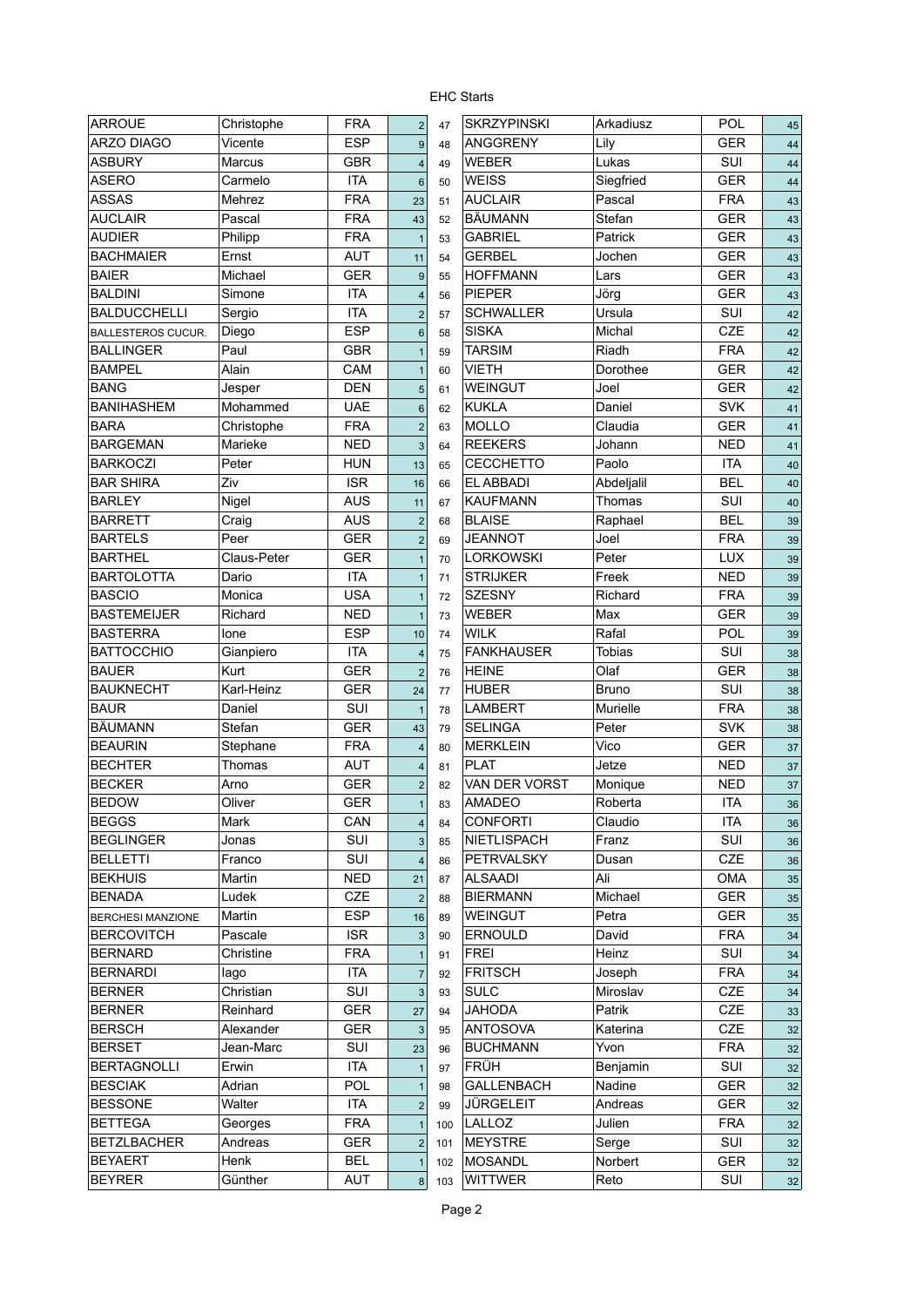EHC Starts

| | | | | | | | | |
|---|---|---|---|---|---|---|---|---|
| ARROUE | Christophe | FRA | 2 | 47 | SKRZYPINSKI | Arkadiusz | POL | 45 |
| ARZO DIAGO | Vicente | ESP | 9 | 48 | ANGGRENY | Lily | GER | 44 |
| ASBURY | Marcus | GBR | 4 | 49 | WEBER | Lukas | SUI | 44 |
| ASERO | Carmelo | ITA | 6 | 50 | WEISS | Siegfried | GER | 44 |
| ASSAS | Mehrez | FRA | 23 | 51 | AUCLAIR | Pascal | FRA | 43 |
| AUCLAIR | Pascal | FRA | 43 | 52 | BÄUMANN | Stefan | GER | 43 |
| AUDIER | Philipp | FRA | 1 | 53 | GABRIEL | Patrick | GER | 43 |
| BACHMAIER | Ernst | AUT | 11 | 54 | GERBEL | Jochen | GER | 43 |
| BAIER | Michael | GER | 9 | 55 | HOFFMANN | Lars | GER | 43 |
| BALDINI | Simone | ITA | 4 | 56 | PIEPER | Jörg | GER | 43 |
| BALDUCCHELLI | Sergio | ITA | 2 | 57 | SCHWALLER | Ursula | SUI | 42 |
| BALLESTEROS CUCUR. | Diego | ESP | 6 | 58 | SISKA | Michal | CZE | 42 |
| BALLINGER | Paul | GBR | 1 | 59 | TARSIM | Riadh | FRA | 42 |
| BAMPEL | Alain | CAM | 1 | 60 | VIETH | Dorothee | GER | 42 |
| BANG | Jesper | DEN | 5 | 61 | WEINGUT | Joel | GER | 42 |
| BANIHASHEM | Mohammed | UAE | 6 | 62 | KUKLA | Daniel | SVK | 41 |
| BARA | Christophe | FRA | 2 | 63 | MOLLO | Claudia | GER | 41 |
| BARGEMAN | Marieke | NED | 3 | 64 | REEKERS | Johann | NED | 41 |
| BARKOCZI | Peter | HUN | 13 | 65 | CECCHETTO | Paolo | ITA | 40 |
| BAR SHIRA | Ziv | ISR | 16 | 66 | EL ABBADI | Abdeljalil | BEL | 40 |
| BARLEY | Nigel | AUS | 11 | 67 | KAUFMANN | Thomas | SUI | 40 |
| BARRETT | Craig | AUS | 2 | 68 | BLAISE | Raphael | BEL | 39 |
| BARTELS | Peer | GER | 2 | 69 | JEANNOT | Joel | FRA | 39 |
| BARTHEL | Claus-Peter | GER | 1 | 70 | LORKOWSKI | Peter | LUX | 39 |
| BARTOLOTTA | Dario | ITA | 1 | 71 | STRIJKER | Freek | NED | 39 |
| BASCIO | Monica | USA | 1 | 72 | SZESNY | Richard | FRA | 39 |
| BASTEMEIJER | Richard | NED | 1 | 73 | WEBER | Max | GER | 39 |
| BASTERRA | Ione | ESP | 10 | 74 | WILK | Rafal | POL | 39 |
| BATTOCCHIO | Gianpiero | ITA | 4 | 75 | FANKHAUSER | Tobias | SUI | 38 |
| BAUER | Kurt | GER | 2 | 76 | HEINE | Olaf | GER | 38 |
| BAUKNECHT | Karl-Heinz | GER | 24 | 77 | HUBER | Bruno | SUI | 38 |
| BAUR | Daniel | SUI | 1 | 78 | LAMBERT | Murielle | FRA | 38 |
| BÄUMANN | Stefan | GER | 43 | 79 | SELINGA | Peter | SVK | 38 |
| BEAURIN | Stephane | FRA | 4 | 80 | MERKLEIN | Vico | GER | 37 |
| BECHTER | Thomas | AUT | 4 | 81 | PLAT | Jetze | NED | 37 |
| BECKER | Arno | GER | 2 | 82 | VAN DER VORST | Monique | NED | 37 |
| BEDOW | Oliver | GER | 1 | 83 | AMADEO | Roberta | ITA | 36 |
| BEGGS | Mark | CAN | 4 | 84 | CONFORTI | Claudio | ITA | 36 |
| BEGLINGER | Jonas | SUI | 3 | 85 | NIETLISPACH | Franz | SUI | 36 |
| BELLETTI | Franco | SUI | 4 | 86 | PETRVALSKY | Dusan | CZE | 36 |
| BEKHUIS | Martin | NED | 21 | 87 | ALSAADI | Ali | OMA | 35 |
| BENADA | Ludek | CZE | 2 | 88 | BIERMANN | Michael | GER | 35 |
| BERCHESI MANZIONE | Martin | ESP | 16 | 89 | WEINGUT | Petra | GER | 35 |
| BERCOVITCH | Pascale | ISR | 3 | 90 | ERNOULD | David | FRA | 34 |
| BERNARD | Christine | FRA | 1 | 91 | FREI | Heinz | SUI | 34 |
| BERNARDI | Iago | ITA | 7 | 92 | FRITSCH | Joseph | FRA | 34 |
| BERNER | Christian | SUI | 3 | 93 | SULC | Miroslav | CZE | 34 |
| BERNER | Reinhard | GER | 27 | 94 | JAHODA | Patrik | CZE | 33 |
| BERSCH | Alexander | GER | 3 | 95 | ANTOSOVA | Katerina | CZE | 32 |
| BERSET | Jean-Marc | SUI | 23 | 96 | BUCHMANN | Yvon | FRA | 32 |
| BERTAGNOLLI | Erwin | ITA | 1 | 97 | FRÜH | Benjamin | SUI | 32 |
| BESCIAK | Adrian | POL | 1 | 98 | GALLENBACH | Nadine | GER | 32 |
| BESSONE | Walter | ITA | 2 | 99 | JÜRGELEIT | Andreas | GER | 32 |
| BETTEGA | Georges | FRA | 1 | 100 | LALLOZ | Julien | FRA | 32 |
| BETZLBACHER | Andreas | GER | 2 | 101 | MEYSTRE | Serge | SUI | 32 |
| BEYAERT | Henk | BEL | 1 | 102 | MOSANDL | Norbert | GER | 32 |
| BEYRER | Günther | AUT | 8 | 103 | WITTWER | Reto | SUI | 32 |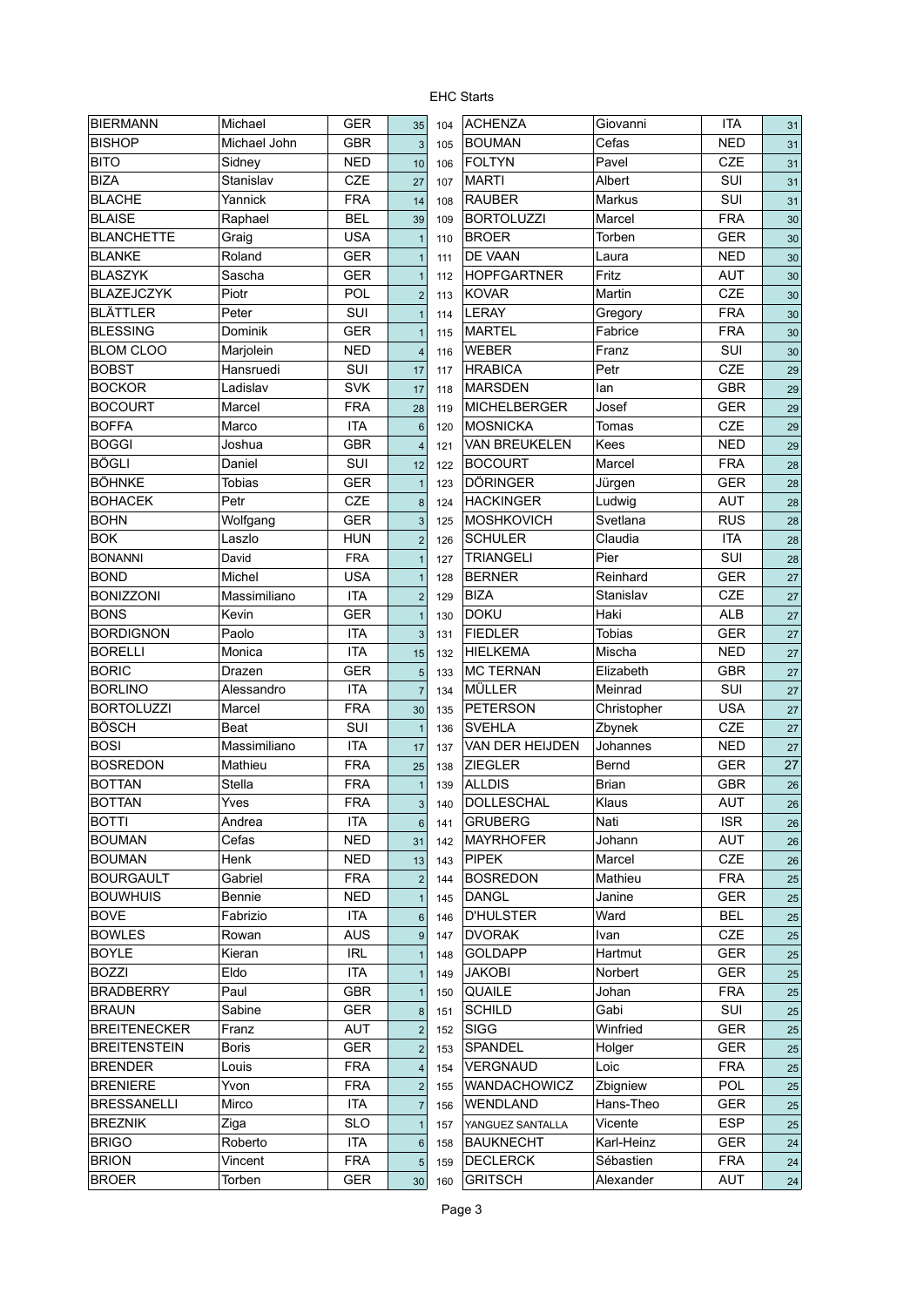EHC Starts

| Name | First name | Country | Starts |
|---|---|---|---|
| BIERMANN | Michael | GER | 35 |
| BISHOP | Michael John | GBR | 3 |
| BITO | Sidney | NED | 10 |
| BIZA | Stanislav | CZE | 27 |
| BLACHE | Yannick | FRA | 14 |
| BLAISE | Raphael | BEL | 39 |
| BLANCHETTE | Graig | USA | 1 |
| BLANKE | Roland | GER | 1 |
| BLASZYK | Sascha | GER | 1 |
| BLAZEJCZYK | Piotr | POL | 2 |
| BLÄTTLER | Peter | SUI | 1 |
| BLESSING | Dominik | GER | 1 |
| BLOM CLOO | Marjolein | NED | 4 |
| BOBST | Hansruedi | SUI | 17 |
| BOCKOR | Ladislav | SVK | 17 |
| BOCOURT | Marcel | FRA | 28 |
| BOFFA | Marco | ITA | 6 |
| BOGGI | Joshua | GBR | 4 |
| BÖGLI | Daniel | SUI | 12 |
| BÖHNKE | Tobias | GER | 1 |
| BOHACEK | Petr | CZE | 8 |
| BOHN | Wolfgang | GER | 3 |
| BOK | Laszlo | HUN | 2 |
| BONANNI | David | FRA | 1 |
| BOND | Michel | USA | 1 |
| BONIZZONI | Massimiliano | ITA | 2 |
| BONS | Kevin | GER | 1 |
| BORDIGNON | Paolo | ITA | 3 |
| BORELLI | Monica | ITA | 15 |
| BORIC | Drazen | GER | 5 |
| BORLINO | Alessandro | ITA | 7 |
| BORTOLUZZI | Marcel | FRA | 30 |
| BÖSCH | Beat | SUI | 1 |
| BOSI | Massimiliano | ITA | 17 |
| BOSREDON | Mathieu | FRA | 25 |
| BOTTAN | Stella | FRA | 1 |
| BOTTAN | Yves | FRA | 3 |
| BOTTI | Andrea | ITA | 6 |
| BOUMAN | Cefas | NED | 31 |
| BOUMAN | Henk | NED | 13 |
| BOURGAULT | Gabriel | FRA | 2 |
| BOUWHUIS | Bennie | NED | 1 |
| BOVE | Fabrizio | ITA | 6 |
| BOWLES | Rowan | AUS | 9 |
| BOYLE | Kieran | IRL | 1 |
| BOZZI | Eldo | ITA | 1 |
| BRADBERRY | Paul | GBR | 1 |
| BRAUN | Sabine | GER | 8 |
| BREITENECKER | Franz | AUT | 2 |
| BREITENSTEIN | Boris | GER | 2 |
| BRENDER | Louis | FRA | 4 |
| BRENIERE | Yvon | FRA | 2 |
| BRESSANELLI | Mirco | ITA | 7 |
| BREZNIK | Ziga | SLO | 1 |
| BRIGO | Roberto | ITA | 6 |
| BRION | Vincent | FRA | 5 |
| BROER | Torben | GER | 30 |

| Rank | Name | First name | Country | Starts |
|---|---|---|---|---|
| 104 | ACHENZA | Giovanni | ITA | 31 |
| 105 | BOUMAN | Cefas | NED | 31 |
| 106 | FOLTYN | Pavel | CZE | 31 |
| 107 | MARTI | Albert | SUI | 31 |
| 108 | RAUBER | Markus | SUI | 31 |
| 109 | BORTOLUZZI | Marcel | FRA | 30 |
| 110 | BROER | Torben | GER | 30 |
| 111 | DE VAAN | Laura | NED | 30 |
| 112 | HOPFGARTNER | Fritz | AUT | 30 |
| 113 | KOVAR | Martin | CZE | 30 |
| 114 | LERAY | Gregory | FRA | 30 |
| 115 | MARTEL | Fabrice | FRA | 30 |
| 116 | WEBER | Franz | SUI | 30 |
| 117 | HRABICA | Petr | CZE | 29 |
| 118 | MARSDEN | Ian | GBR | 29 |
| 119 | MICHELBERGER | Josef | GER | 29 |
| 120 | MOSNICKA | Tomas | CZE | 29 |
| 121 | VAN BREUKELEN | Kees | NED | 29 |
| 122 | BOCOURT | Marcel | FRA | 28 |
| 123 | DÖRINGER | Jürgen | GER | 28 |
| 124 | HACKINGER | Ludwig | AUT | 28 |
| 125 | MOSHKOVICH | Svetlana | RUS | 28 |
| 126 | SCHULER | Claudia | ITA | 28 |
| 127 | TRIANGELI | Pier | SUI | 28 |
| 128 | BERNER | Reinhard | GER | 27 |
| 129 | BIZA | Stanislav | CZE | 27 |
| 130 | DOKU | Haki | ALB | 27 |
| 131 | FIEDLER | Tobias | GER | 27 |
| 132 | HIELKEMA | Mischa | NED | 27 |
| 133 | MC TERNAN | Elizabeth | GBR | 27 |
| 134 | MÜLLER | Meinrad | SUI | 27 |
| 135 | PETERSON | Christopher | USA | 27 |
| 136 | SVEHLA | Zbynek | CZE | 27 |
| 137 | VAN DER HEIJDEN | Johannes | NED | 27 |
| 138 | ZIEGLER | Bernd | GER | 27 |
| 139 | ALLDIS | Brian | GBR | 26 |
| 140 | DOLLESCHAL | Klaus | AUT | 26 |
| 141 | GRUBERG | Nati | ISR | 26 |
| 142 | MAYRHOFER | Johann | AUT | 26 |
| 143 | PIPEK | Marcel | CZE | 26 |
| 144 | BOSREDON | Mathieu | FRA | 25 |
| 145 | DANGL | Janine | GER | 25 |
| 146 | D'HULSTER | Ward | BEL | 25 |
| 147 | DVORAK | Ivan | CZE | 25 |
| 148 | GOLDAPP | Hartmut | GER | 25 |
| 149 | JAKOBI | Norbert | GER | 25 |
| 150 | QUAILE | Johan | FRA | 25 |
| 151 | SCHILD | Gabi | SUI | 25 |
| 152 | SIGG | Winfried | GER | 25 |
| 153 | SPANDEL | Holger | GER | 25 |
| 154 | VERGNAUD | Loic | FRA | 25 |
| 155 | WANDACHOWICZ | Zbigniew | POL | 25 |
| 156 | WENDLAND | Hans-Theo | GER | 25 |
| 157 | YANGUEZ SANTALLA | Vicente | ESP | 25 |
| 158 | BAUKNECHT | Karl-Heinz | GER | 24 |
| 159 | DECLERCK | Sébastien | FRA | 24 |
| 160 | GRITSCH | Alexander | AUT | 24 |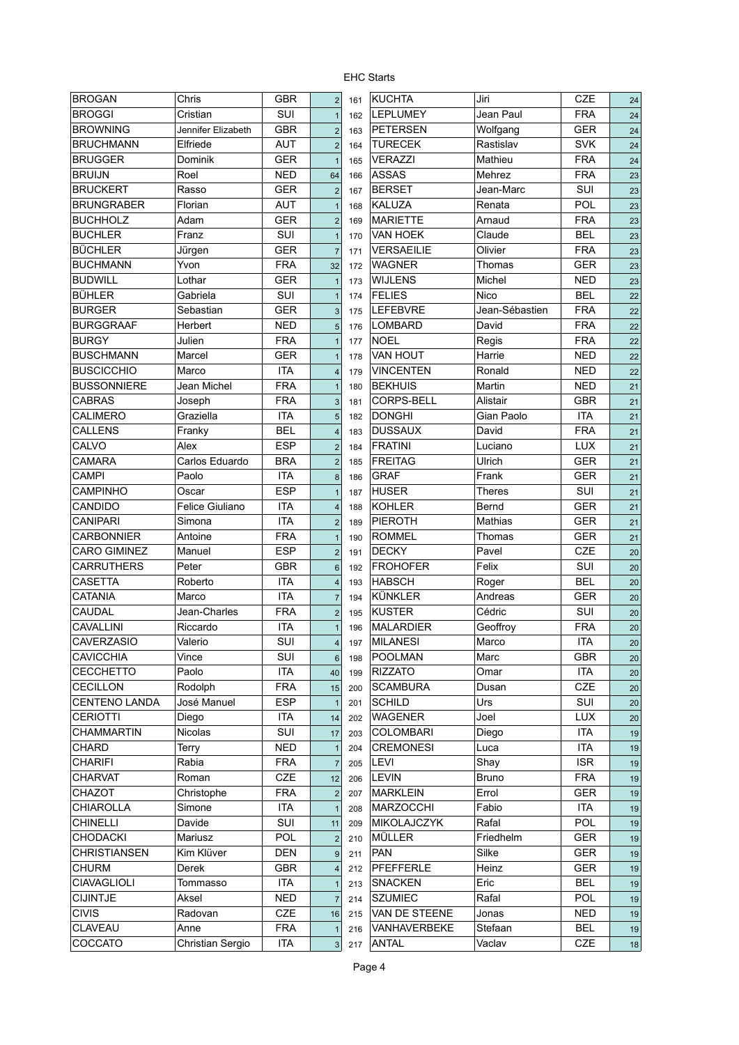EHC Starts

| | | | | | | | | |
|---|---|---|---|---|---|---|---|---|
| BROGAN | Chris | GBR | 2 | 161 | KUCHTA | Jiri | CZE | 24 |
| BROGGI | Cristian | SUI | 1 | 162 | LEPLUMEY | Jean Paul | FRA | 24 |
| BROWNING | Jennifer Elizabeth | GBR | 2 | 163 | PETERSEN | Wolfgang | GER | 24 |
| BRUCHMANN | Elfriede | AUT | 2 | 164 | TURECEK | Rastislav | SVK | 24 |
| BRUGGER | Dominik | GER | 1 | 165 | VERAZZI | Mathieu | FRA | 24 |
| BRUIJN | Roel | NED | 64 | 166 | ASSAS | Mehrez | FRA | 23 |
| BRUCKERT | Rasso | GER | 2 | 167 | BERSET | Jean-Marc | SUI | 23 |
| BRUNGRABER | Florian | AUT | 1 | 168 | KALUZA | Renata | POL | 23 |
| BUCHHOLZ | Adam | GER | 2 | 169 | MARIETTE | Arnaud | FRA | 23 |
| BUCHLER | Franz | SUI | 1 | 170 | VAN HOEK | Claude | BEL | 23 |
| BÜCHLER | Jürgen | GER | 7 | 171 | VERSAEILIE | Olivier | FRA | 23 |
| BUCHMANN | Yvon | FRA | 32 | 172 | WAGNER | Thomas | GER | 23 |
| BUDWILL | Lothar | GER | 1 | 173 | WIJLENS | Michel | NED | 23 |
| BÜHLER | Gabriela | SUI | 1 | 174 | FELIES | Nico | BEL | 22 |
| BURGER | Sebastian | GER | 3 | 175 | LEFEBVRE | Jean-Sébastien | FRA | 22 |
| BURGGRAAF | Herbert | NED | 5 | 176 | LOMBARD | David | FRA | 22 |
| BURGY | Julien | FRA | 1 | 177 | NOEL | Regis | FRA | 22 |
| BUSCHMANN | Marcel | GER | 1 | 178 | VAN HOUT | Harrie | NED | 22 |
| BUSCICCHIO | Marco | ITA | 4 | 179 | VINCENTEN | Ronald | NED | 22 |
| BUSSONNIERE | Jean Michel | FRA | 1 | 180 | BEKHUIS | Martin | NED | 21 |
| CABRAS | Joseph | FRA | 3 | 181 | CORPS-BELL | Alistair | GBR | 21 |
| CALIMERO | Graziella | ITA | 5 | 182 | DONGHI | Gian Paolo | ITA | 21 |
| CALLENS | Franky | BEL | 4 | 183 | DUSSAUX | David | FRA | 21 |
| CALVO | Alex | ESP | 2 | 184 | FRATINI | Luciano | LUX | 21 |
| CAMARA | Carlos Eduardo | BRA | 2 | 185 | FREITAG | Ulrich | GER | 21 |
| CAMPI | Paolo | ITA | 8 | 186 | GRAF | Frank | GER | 21 |
| CAMPINHO | Oscar | ESP | 1 | 187 | HUSER | Theres | SUI | 21 |
| CANDIDO | Felice Giuliano | ITA | 4 | 188 | KOHLER | Bernd | GER | 21 |
| CANIPARI | Simona | ITA | 2 | 189 | PIEROTH | Mathias | GER | 21 |
| CARBONNIER | Antoine | FRA | 1 | 190 | ROMMEL | Thomas | GER | 21 |
| CARO GIMINEZ | Manuel | ESP | 2 | 191 | DECKY | Pavel | CZE | 20 |
| CARRUTHERS | Peter | GBR | 6 | 192 | FROHOFER | Felix | SUI | 20 |
| CASETTA | Roberto | ITA | 4 | 193 | HABSCH | Roger | BEL | 20 |
| CATANIA | Marco | ITA | 7 | 194 | KÜNKLER | Andreas | GER | 20 |
| CAUDAL | Jean-Charles | FRA | 2 | 195 | KUSTER | Cédric | SUI | 20 |
| CAVALLINI | Riccardo | ITA | 1 | 196 | MALARDIER | Geoffroy | FRA | 20 |
| CAVERZASIO | Valerio | SUI | 4 | 197 | MILANESI | Marco | ITA | 20 |
| CAVICCHIA | Vince | SUI | 6 | 198 | POOLMAN | Marc | GBR | 20 |
| CECCHETTO | Paolo | ITA | 40 | 199 | RIZZATO | Omar | ITA | 20 |
| CECILLON | Rodolph | FRA | 15 | 200 | SCAMBURA | Dusan | CZE | 20 |
| CENTENO LANDA | José Manuel | ESP | 1 | 201 | SCHILD | Urs | SUI | 20 |
| CERIOTTI | Diego | ITA | 14 | 202 | WAGENER | Joel | LUX | 20 |
| CHAMMARTIN | Nicolas | SUI | 17 | 203 | COLOMBARI | Diego | ITA | 19 |
| CHARD | Terry | NED | 1 | 204 | CREMONESI | Luca | ITA | 19 |
| CHARIFI | Rabia | FRA | 7 | 205 | LEVI | Shay | ISR | 19 |
| CHARVAT | Roman | CZE | 12 | 206 | LEVIN | Bruno | FRA | 19 |
| CHAZOT | Christophe | FRA | 2 | 207 | MARKLEIN | Errol | GER | 19 |
| CHIAROLLA | Simone | ITA | 1 | 208 | MARZOCCHI | Fabio | ITA | 19 |
| CHINELLI | Davide | SUI | 11 | 209 | MIKOLAJCZYK | Rafal | POL | 19 |
| CHODACKI | Mariusz | POL | 2 | 210 | MÜLLER | Friedhelm | GER | 19 |
| CHRISTIANSEN | Kim Klüver | DEN | 9 | 211 | PAN | Silke | GER | 19 |
| CHURM | Derek | GBR | 4 | 212 | PFEFFERLE | Heinz | GER | 19 |
| CIAVAGLIOLI | Tommasso | ITA | 1 | 213 | SNACKEN | Eric | BEL | 19 |
| CIJNTJE | Aksel | NED | 7 | 214 | SZUMIEC | Rafal | POL | 19 |
| CIVIS | Radovan | CZE | 16 | 215 | VAN DE STEENE | Jonas | NED | 19 |
| CLAVEAU | Anne | FRA | 1 | 216 | VANHAVERBEKE | Stefaan | BEL | 19 |
| COCCATO | Christian Sergio | ITA | 3 | 217 | ANTAL | Vaclav | CZE | 18 |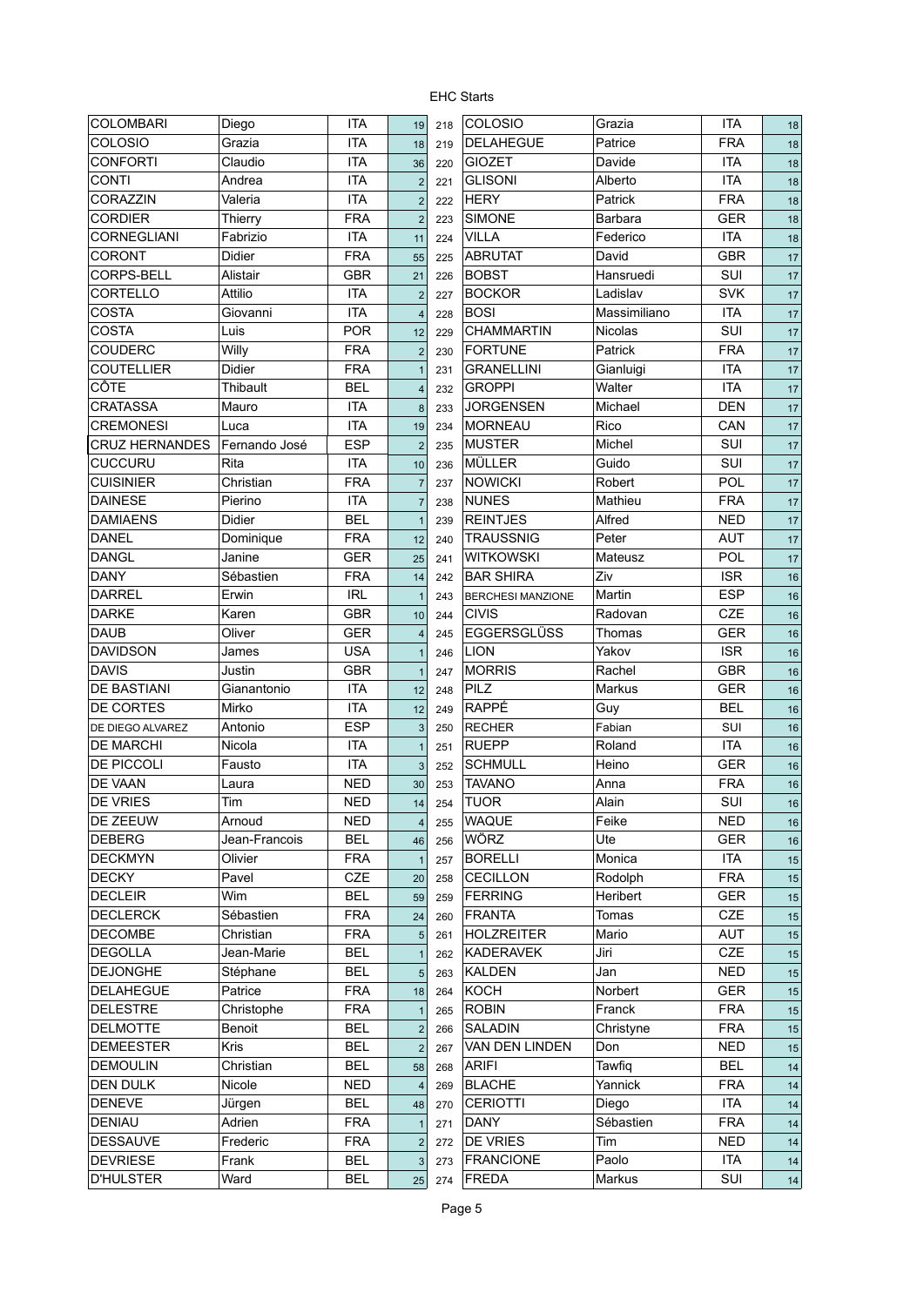EHC Starts

| | | | | | | | | |
|---|---|---|---|---|---|---|---|---|
| COLOMBARI | Diego | ITA | 19 | 218 | COLOSIO | Grazia | ITA | 18 |
| COLOSIO | Grazia | ITA | 18 | 219 | DELAHEGUE | Patrice | FRA | 18 |
| CONFORTI | Claudio | ITA | 36 | 220 | GIOZET | Davide | ITA | 18 |
| CONTI | Andrea | ITA | 2 | 221 | GLISONI | Alberto | ITA | 18 |
| CORAZZIN | Valeria | ITA | 2 | 222 | HERY | Patrick | FRA | 18 |
| CORDIER | Thierry | FRA | 2 | 223 | SIMONE | Barbara | GER | 18 |
| CORNEGLIANI | Fabrizio | ITA | 11 | 224 | VILLA | Federico | ITA | 18 |
| CORONT | Didier | FRA | 55 | 225 | ABRUTAT | David | GBR | 17 |
| CORPS-BELL | Alistair | GBR | 21 | 226 | BOBST | Hansruedi | SUI | 17 |
| CORTELLO | Attilio | ITA | 2 | 227 | BOCKOR | Ladislav | SVK | 17 |
| COSTA | Giovanni | ITA | 4 | 228 | BOSI | Massimiliano | ITA | 17 |
| COSTA | Luis | POR | 12 | 229 | CHAMMARTIN | Nicolas | SUI | 17 |
| COUDERC | Willy | FRA | 2 | 230 | FORTUNE | Patrick | FRA | 17 |
| COUTELLIER | Didier | FRA | 1 | 231 | GRANELLINI | Gianluigi | ITA | 17 |
| CÔTE | Thibault | BEL | 4 | 232 | GROPPI | Walter | ITA | 17 |
| CRATASSA | Mauro | ITA | 8 | 233 | JORGENSEN | Michael | DEN | 17 |
| CREMONESI | Luca | ITA | 19 | 234 | MORNEAU | Rico | CAN | 17 |
| CRUZ HERNANDES | Fernando José | ESP | 2 | 235 | MUSTER | Michel | SUI | 17 |
| CUCCURU | Rita | ITA | 10 | 236 | MÜLLER | Guido | SUI | 17 |
| CUISINIER | Christian | FRA | 7 | 237 | NOWICKI | Robert | POL | 17 |
| DAINESE | Pierino | ITA | 7 | 238 | NUNES | Mathieu | FRA | 17 |
| DAMIAENS | Didier | BEL | 1 | 239 | REINTJES | Alfred | NED | 17 |
| DANEL | Dominique | FRA | 12 | 240 | TRAUSSNIG | Peter | AUT | 17 |
| DANGL | Janine | GER | 25 | 241 | WITKOWSKI | Mateusz | POL | 17 |
| DANY | Sébastien | FRA | 14 | 242 | BAR SHIRA | Ziv | ISR | 16 |
| DARREL | Erwin | IRL | 1 | 243 | BERCHESI MANZIONE | Martin | ESP | 16 |
| DARKE | Karen | GBR | 10 | 244 | CIVIS | Radovan | CZE | 16 |
| DAUB | Oliver | GER | 4 | 245 | EGGERSGLÜSS | Thomas | GER | 16 |
| DAVIDSON | James | USA | 1 | 246 | LION | Yakov | ISR | 16 |
| DAVIS | Justin | GBR | 1 | 247 | MORRIS | Rachel | GBR | 16 |
| DE BASTIANI | Gianantonio | ITA | 12 | 248 | PILZ | Markus | GER | 16 |
| DE CORTES | Mirko | ITA | 12 | 249 | RAPPÉ | Guy | BEL | 16 |
| DE DIEGO ALVAREZ | Antonio | ESP | 3 | 250 | RECHER | Fabian | SUI | 16 |
| DE MARCHI | Nicola | ITA | 1 | 251 | RUEPP | Roland | ITA | 16 |
| DE PICCOLI | Fausto | ITA | 3 | 252 | SCHMULL | Heino | GER | 16 |
| DE VAAN | Laura | NED | 30 | 253 | TAVANO | Anna | FRA | 16 |
| DE VRIES | Tim | NED | 14 | 254 | TUOR | Alain | SUI | 16 |
| DE ZEEUW | Arnoud | NED | 4 | 255 | WAQUE | Feike | NED | 16 |
| DEBERG | Jean-Francois | BEL | 46 | 256 | WÖRZ | Ute | GER | 16 |
| DECKMYN | Olivier | FRA | 1 | 257 | BORELLI | Monica | ITA | 15 |
| DECKY | Pavel | CZE | 20 | 258 | CECILLON | Rodolph | FRA | 15 |
| DECLEIR | Wim | BEL | 59 | 259 | FERRING | Heribert | GER | 15 |
| DECLERCK | Sébastien | FRA | 24 | 260 | FRANTA | Tomas | CZE | 15 |
| DECOMBE | Christian | FRA | 5 | 261 | HOLZREITER | Mario | AUT | 15 |
| DEGOLLA | Jean-Marie | BEL | 1 | 262 | KADERAVEK | Jiri | CZE | 15 |
| DEJONGHE | Stéphane | BEL | 5 | 263 | KALDEN | Jan | NED | 15 |
| DELAHEGUE | Patrice | FRA | 18 | 264 | KOCH | Norbert | GER | 15 |
| DELESTRE | Christophe | FRA | 1 | 265 | ROBIN | Franck | FRA | 15 |
| DELMOTTE | Benoit | BEL | 2 | 266 | SALADIN | Christyne | FRA | 15 |
| DEMEESTER | Kris | BEL | 2 | 267 | VAN DEN LINDEN | Don | NED | 15 |
| DEMOULIN | Christian | BEL | 58 | 268 | ARIFI | Tawfiq | BEL | 14 |
| DEN DULK | Nicole | NED | 4 | 269 | BLACHE | Yannick | FRA | 14 |
| DENEVE | Jürgen | BEL | 48 | 270 | CERIOTTI | Diego | ITA | 14 |
| DENIAU | Adrien | FRA | 1 | 271 | DANY | Sébastien | FRA | 14 |
| DESSAUVE | Frederic | FRA | 2 | 272 | DE VRIES | Tim | NED | 14 |
| DEVRIESE | Frank | BEL | 3 | 273 | FRANCIONE | Paolo | ITA | 14 |
| D'HULSTER | Ward | BEL | 25 | 274 | FREDA | Markus | SUI | 14 |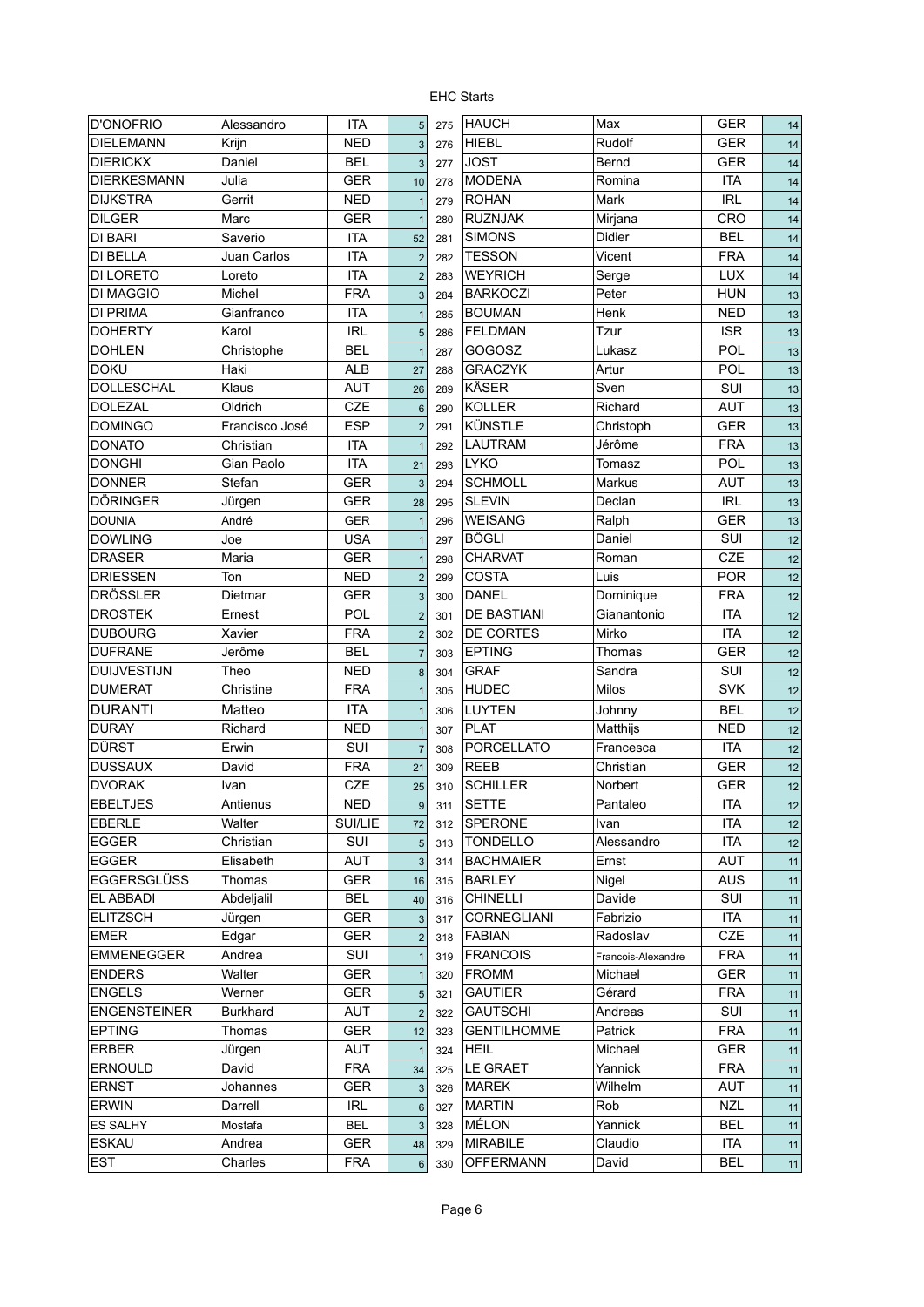EHC Starts

| | | | | | | | | |
|---|---|---|---|---|---|---|---|---|
| D'ONOFRIO | Alessandro | ITA | 5 | 275 | HAUCH | Max | GER | 14 |
| DIELEMANN | Krijn | NED | 3 | 276 | HIEBL | Rudolf | GER | 14 |
| DIERICKX | Daniel | BEL | 3 | 277 | JOST | Bernd | GER | 14 |
| DIERKESMANN | Julia | GER | 10 | 278 | MODENA | Romina | ITA | 14 |
| DIJKSTRA | Gerrit | NED | 1 | 279 | ROHAN | Mark | IRL | 14 |
| DILGER | Marc | GER | 1 | 280 | RUZNJAK | Mirjana | CRO | 14 |
| DI BARI | Saverio | ITA | 52 | 281 | SIMONS | Didier | BEL | 14 |
| DI BELLA | Juan Carlos | ITA | 2 | 282 | TESSON | Vicent | FRA | 14 |
| DI LORETO | Loreto | ITA | 2 | 283 | WEYRICH | Serge | LUX | 14 |
| DI MAGGIO | Michel | FRA | 3 | 284 | BARKOCZI | Peter | HUN | 13 |
| DI PRIMA | Gianfranco | ITA | 1 | 285 | BOUMAN | Henk | NED | 13 |
| DOHERTY | Karol | IRL | 5 | 286 | FELDMAN | Tzur | ISR | 13 |
| DOHLEN | Christophe | BEL | 1 | 287 | GOGOSZ | Lukasz | POL | 13 |
| DOKU | Haki | ALB | 27 | 288 | GRACZYK | Artur | POL | 13 |
| DOLLESCHAL | Klaus | AUT | 26 | 289 | KÄSER | Sven | SUI | 13 |
| DOLEZAL | Oldrich | CZE | 6 | 290 | KOLLER | Richard | AUT | 13 |
| DOMINGO | Francisco José | ESP | 2 | 291 | KÜNSTLE | Christoph | GER | 13 |
| DONATO | Christian | ITA | 1 | 292 | LAUTRAM | Jérôme | FRA | 13 |
| DONGHI | Gian Paolo | ITA | 21 | 293 | LYKO | Tomasz | POL | 13 |
| DONNER | Stefan | GER | 3 | 294 | SCHMOLL | Markus | AUT | 13 |
| DÖRINGER | Jürgen | GER | 28 | 295 | SLEVIN | Declan | IRL | 13 |
| DOUNIA | André | GER | 1 | 296 | WEISANG | Ralph | GER | 13 |
| DOWLING | Joe | USA | 1 | 297 | BÖGLI | Daniel | SUI | 12 |
| DRASER | Maria | GER | 1 | 298 | CHARVAT | Roman | CZE | 12 |
| DRIESSEN | Ton | NED | 2 | 299 | COSTA | Luis | POR | 12 |
| DRÖSSLER | Dietmar | GER | 3 | 300 | DANEL | Dominique | FRA | 12 |
| DROSTEK | Ernest | POL | 2 | 301 | DE BASTIANI | Gianantonio | ITA | 12 |
| DUBOURG | Xavier | FRA | 2 | 302 | DE CORTES | Mirko | ITA | 12 |
| DUFRANE | Jerôme | BEL | 7 | 303 | EPTING | Thomas | GER | 12 |
| DUIJVESTIJN | Theo | NED | 8 | 304 | GRAF | Sandra | SUI | 12 |
| DUMERAT | Christine | FRA | 1 | 305 | HUDEC | Milos | SVK | 12 |
| DURANTI | Matteo | ITA | 1 | 306 | LUYTEN | Johnny | BEL | 12 |
| DURAY | Richard | NED | 1 | 307 | PLAT | Matthijs | NED | 12 |
| DÜRST | Erwin | SUI | 7 | 308 | PORCELLATO | Francesca | ITA | 12 |
| DUSSAUX | David | FRA | 21 | 309 | REEB | Christian | GER | 12 |
| DVORAK | Ivan | CZE | 25 | 310 | SCHILLER | Norbert | GER | 12 |
| EBELTJES | Antienus | NED | 9 | 311 | SETTE | Pantaleo | ITA | 12 |
| EBERLE | Walter | SUI/LIE | 72 | 312 | SPERONE | Ivan | ITA | 12 |
| EGGER | Christian | SUI | 5 | 313 | TONDELLO | Alessandro | ITA | 12 |
| EGGER | Elisabeth | AUT | 3 | 314 | BACHMAIER | Ernst | AUT | 11 |
| EGGERSGLÜSS | Thomas | GER | 16 | 315 | BARLEY | Nigel | AUS | 11 |
| EL ABBADI | Abdeljalil | BEL | 40 | 316 | CHINELLI | Davide | SUI | 11 |
| ELITZSCH | Jürgen | GER | 3 | 317 | CORNEGLIANI | Fabrizio | ITA | 11 |
| EMER | Edgar | GER | 2 | 318 | FABIAN | Radoslav | CZE | 11 |
| EMMENEGGER | Andrea | SUI | 1 | 319 | FRANCOIS | Francois-Alexandre | FRA | 11 |
| ENDERS | Walter | GER | 1 | 320 | FROMM | Michael | GER | 11 |
| ENGELS | Werner | GER | 5 | 321 | GAUTIER | Gérard | FRA | 11 |
| ENGENSTEINER | Burkhard | AUT | 2 | 322 | GAUTSCHI | Andreas | SUI | 11 |
| EPTING | Thomas | GER | 12 | 323 | GENTILHOMME | Patrick | FRA | 11 |
| ERBER | Jürgen | AUT | 1 | 324 | HEIL | Michael | GER | 11 |
| ERNOULD | David | FRA | 34 | 325 | LE GRAET | Yannick | FRA | 11 |
| ERNST | Johannes | GER | 3 | 326 | MAREK | Wilhelm | AUT | 11 |
| ERWIN | Darrell | IRL | 6 | 327 | MARTIN | Rob | NZL | 11 |
| ES SALHY | Mostafa | BEL | 3 | 328 | MÉLON | Yannick | BEL | 11 |
| ESKAU | Andrea | GER | 48 | 329 | MIRABILE | Claudio | ITA | 11 |
| EST | Charles | FRA | 6 | 330 | OFFERMANN | David | BEL | 11 |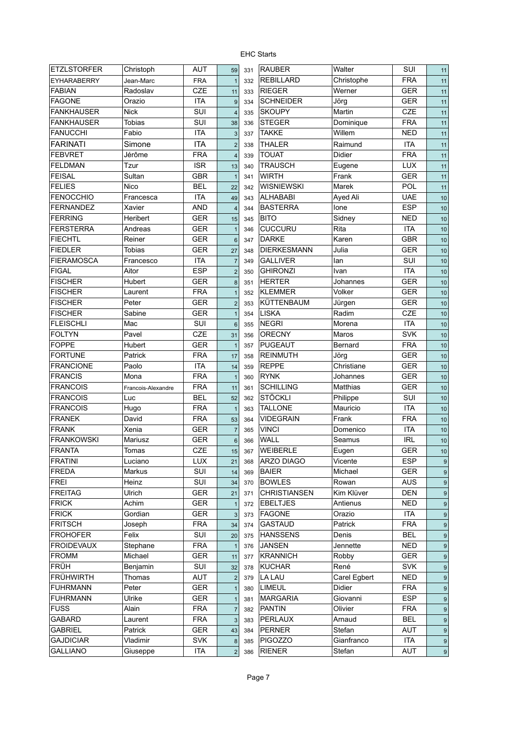EHC Starts

| | | | | | | | | |
|---|---|---|---|---|---|---|---|---|
| ETZLSTORFER | Christoph | AUT | 59 | 331 | RAUBER | Walter | SUI | 11 |
| EYHARABERRY | Jean-Marc | FRA | 1 | 332 | REBILLARD | Christophe | FRA | 11 |
| FABIAN | Radoslav | CZE | 11 | 333 | RIEGER | Werner | GER | 11 |
| FAGONE | Orazio | ITA | 9 | 334 | SCHNEIDER | Jörg | GER | 11 |
| FANKHAUSER | Nick | SUI | 4 | 335 | SKOUPY | Martin | CZE | 11 |
| FANKHAUSER | Tobias | SUI | 38 | 336 | STEGER | Dominique | FRA | 11 |
| FANUCCHI | Fabio | ITA | 3 | 337 | TAKKE | Willem | NED | 11 |
| FARINATI | Simone | ITA | 2 | 338 | THALER | Raimund | ITA | 11 |
| FEBVRET | Jérôme | FRA | 4 | 339 | TOUAT | Didier | FRA | 11 |
| FELDMAN | Tzur | ISR | 13 | 340 | TRAUSCH | Eugene | LUX | 11 |
| FEISAL | Sultan | GBR | 1 | 341 | WIRTH | Frank | GER | 11 |
| FELIES | Nico | BEL | 22 | 342 | WISNIEWSKI | Marek | POL | 11 |
| FENOCCHIO | Francesca | ITA | 49 | 343 | ALHABABI | Ayed Ali | UAE | 10 |
| FERNANDEZ | Xavier | AND | 4 | 344 | BASTERRA | Ione | ESP | 10 |
| FERRING | Heribert | GER | 15 | 345 | BITO | Sidney | NED | 10 |
| FERSTERRA | Andreas | GER | 1 | 346 | CUCCURU | Rita | ITA | 10 |
| FIECHTL | Reiner | GER | 6 | 347 | DARKE | Karen | GBR | 10 |
| FIEDLER | Tobias | GER | 27 | 348 | DIERKESMANN | Julia | GER | 10 |
| FIERAMOSCA | Francesco | ITA | 7 | 349 | GALLIVER | Ian | SUI | 10 |
| FIGAL | Aitor | ESP | 2 | 350 | GHIRONZI | Ivan | ITA | 10 |
| FISCHER | Hubert | GER | 8 | 351 | HERTER | Johannes | GER | 10 |
| FISCHER | Laurent | FRA | 1 | 352 | KLEMMER | Volker | GER | 10 |
| FISCHER | Peter | GER | 2 | 353 | KÜTTENBAUM | Jürgen | GER | 10 |
| FISCHER | Sabine | GER | 1 | 354 | LISKA | Radim | CZE | 10 |
| FLEISCHLI | Mac | SUI | 6 | 355 | NEGRI | Morena | ITA | 10 |
| FOLTYN | Pavel | CZE | 31 | 356 | ORECNY | Maros | SVK | 10 |
| FOPPE | Hubert | GER | 1 | 357 | PUGEAUT | Bernard | FRA | 10 |
| FORTUNE | Patrick | FRA | 17 | 358 | REINMUTH | Jörg | GER | 10 |
| FRANCIONE | Paolo | ITA | 14 | 359 | REPPE | Christiane | GER | 10 |
| FRANCIS | Mona | FRA | 1 | 360 | RYNK | Johannes | GER | 10 |
| FRANCOIS | Francois-Alexandre | FRA | 11 | 361 | SCHILLING | Matthias | GER | 10 |
| FRANCOIS | Luc | BEL | 52 | 362 | STÖCKLI | Philippe | SUI | 10 |
| FRANCOIS | Hugo | FRA | 1 | 363 | TALLONE | Mauricio | ITA | 10 |
| FRANEK | David | FRA | 53 | 364 | VIDEGRAIN | Frank | FRA | 10 |
| FRANK | Xenia | GER | 7 | 365 | VINCI | Domenico | ITA | 10 |
| FRANKOWSKI | Mariusz | GER | 6 | 366 | WALL | Seamus | IRL | 10 |
| FRANTA | Tomas | CZE | 15 | 367 | WEIBERLE | Eugen | GER | 10 |
| FRATINI | Luciano | LUX | 21 | 368 | ARZO DIAGO | Vicente | ESP | 9 |
| FREDA | Markus | SUI | 14 | 369 | BAIER | Michael | GER | 9 |
| FREI | Heinz | SUI | 34 | 370 | BOWLES | Rowan | AUS | 9 |
| FREITAG | Ulrich | GER | 21 | 371 | CHRISTIANSEN | Kim Klüver | DEN | 9 |
| FRICK | Achim | GER | 1 | 372 | EBELTJES | Antienus | NED | 9 |
| FRICK | Gordian | GER | 3 | 373 | FAGONE | Orazio | ITA | 9 |
| FRITSCH | Joseph | FRA | 34 | 374 | GASTAUD | Patrick | FRA | 9 |
| FROHOFER | Felix | SUI | 20 | 375 | HANSSENS | Denis | BEL | 9 |
| FROIDEVAUX | Stephane | FRA | 1 | 376 | JANSEN | Jennette | NED | 9 |
| FROMM | Michael | GER | 11 | 377 | KRANNICH | Robby | GER | 9 |
| FRÜH | Benjamin | SUI | 32 | 378 | KUCHAR | René | SVK | 9 |
| FRÜHWIRTH | Thomas | AUT | 2 | 379 | LA LAU | Carel Egbert | NED | 9 |
| FUHRMANN | Peter | GER | 1 | 380 | LIMEUL | Didier | FRA | 9 |
| FUHRMANN | Ulrike | GER | 1 | 381 | MARGARIA | Giovanni | ESP | 9 |
| FUSS | Alain | FRA | 7 | 382 | PANTIN | Olivier | FRA | 9 |
| GABARD | Laurent | FRA | 3 | 383 | PERLAUX | Arnaud | BEL | 9 |
| GABRIEL | Patrick | GER | 43 | 384 | PERNER | Stefan | AUT | 9 |
| GAJDICIAR | Vladimir | SVK | 8 | 385 | PIGOZZO | Gianfranco | ITA | 9 |
| GALLIANO | Giuseppe | ITA | 2 | 386 | RIENER | Stefan | AUT | 9 |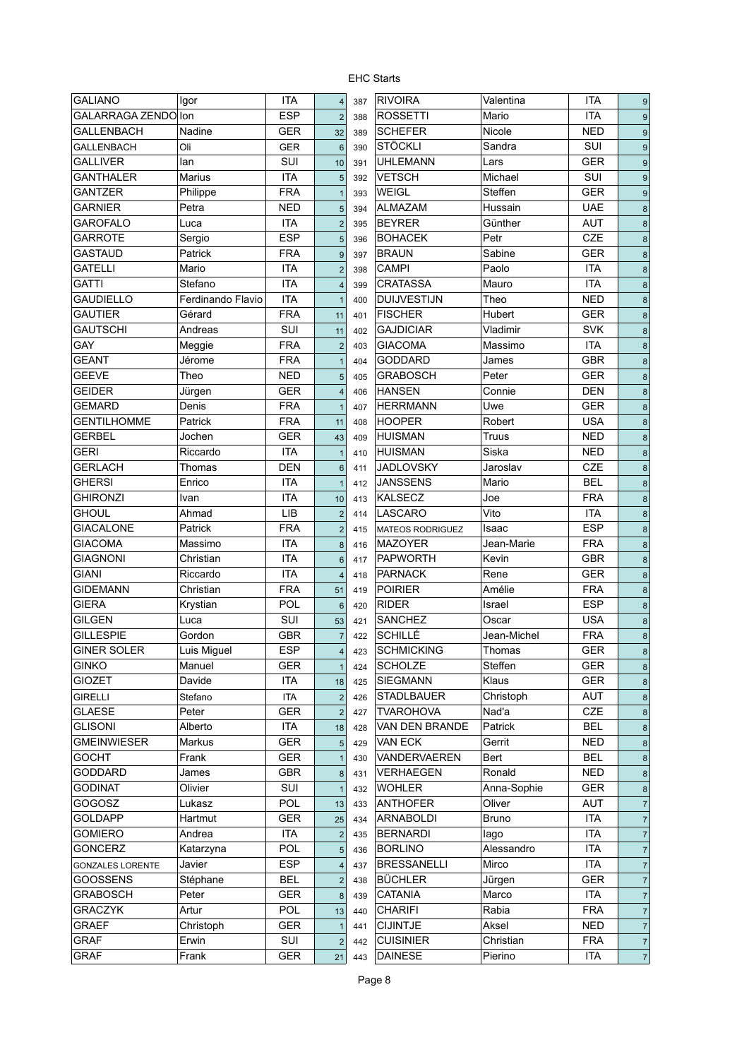EHC Starts

| | | | | | | | | |
|---|---|---|---|---|---|---|---|---|
| GALIANO | Igor | ITA | 4 | 387 | RIVOIRA | Valentina | ITA | 9 |
| GALARRAGA ZENDO | Ion | ESP | 2 | 388 | ROSSETTI | Mario | ITA | 9 |
| GALLENBACH | Nadine | GER | 32 | 389 | SCHEFER | Nicole | NED | 9 |
| GALLENBACH | Oli | GER | 6 | 390 | STÖCKLI | Sandra | SUI | 9 |
| GALLIVER | Ian | SUI | 10 | 391 | UHLEMANN | Lars | GER | 9 |
| GANTHALER | Marius | ITA | 5 | 392 | VETSCH | Michael | SUI | 9 |
| GANTZER | Philippe | FRA | 1 | 393 | WEIGL | Steffen | GER | 9 |
| GARNIER | Petra | NED | 5 | 394 | ALMAZAM | Hussain | UAE | 8 |
| GAROFALO | Luca | ITA | 2 | 395 | BEYRER | Günther | AUT | 8 |
| GARROTE | Sergio | ESP | 5 | 396 | BOHACEK | Petr | CZE | 8 |
| GASTAUD | Patrick | FRA | 9 | 397 | BRAUN | Sabine | GER | 8 |
| GATELLI | Mario | ITA | 2 | 398 | CAMPI | Paolo | ITA | 8 |
| GATTI | Stefano | ITA | 4 | 399 | CRATASSA | Mauro | ITA | 8 |
| GAUDIELLO | Ferdinando Flavio | ITA | 1 | 400 | DUIJVESTIJN | Theo | NED | 8 |
| GAUTIER | Gérard | FRA | 11 | 401 | FISCHER | Hubert | GER | 8 |
| GAUTSCHI | Andreas | SUI | 11 | 402 | GAJDICIAR | Vladimir | SVK | 8 |
| GAY | Meggie | FRA | 2 | 403 | GIACOMA | Massimo | ITA | 8 |
| GEANT | Jérome | FRA | 1 | 404 | GODDARD | James | GBR | 8 |
| GEEVE | Theo | NED | 5 | 405 | GRABOSCH | Peter | GER | 8 |
| GEIDER | Jürgen | GER | 4 | 406 | HANSEN | Connie | DEN | 8 |
| GEMARD | Denis | FRA | 1 | 407 | HERRMANN | Uwe | GER | 8 |
| GENTILHOMME | Patrick | FRA | 11 | 408 | HOOPER | Robert | USA | 8 |
| GERBEL | Jochen | GER | 43 | 409 | HUISMAN | Truus | NED | 8 |
| GERI | Riccardo | ITA | 1 | 410 | HUISMAN | Siska | NED | 8 |
| GERLACH | Thomas | DEN | 6 | 411 | JADLOVSKY | Jaroslav | CZE | 8 |
| GHERSI | Enrico | ITA | 1 | 412 | JANSSENS | Mario | BEL | 8 |
| GHIRONZI | Ivan | ITA | 10 | 413 | KALSECZ | Joe | FRA | 8 |
| GHOUL | Ahmad | LIB | 2 | 414 | LASCARO | Vito | ITA | 8 |
| GIACALONE | Patrick | FRA | 2 | 415 | MATEOS RODRIGUEZ | Isaac | ESP | 8 |
| GIACOMA | Massimo | ITA | 8 | 416 | MAZOYER | Jean-Marie | FRA | 8 |
| GIAGNONI | Christian | ITA | 6 | 417 | PAPWORTH | Kevin | GBR | 8 |
| GIANI | Riccardo | ITA | 4 | 418 | PARNACK | Rene | GER | 8 |
| GIDEMANN | Christian | FRA | 51 | 419 | POIRIER | Amélie | FRA | 8 |
| GIERA | Krystian | POL | 6 | 420 | RIDER | Israel | ESP | 8 |
| GILGEN | Luca | SUI | 53 | 421 | SANCHEZ | Oscar | USA | 8 |
| GILLESPIE | Gordon | GBR | 7 | 422 | SCHILLÉ | Jean-Michel | FRA | 8 |
| GINER SOLER | Luis Miguel | ESP | 4 | 423 | SCHMICKING | Thomas | GER | 8 |
| GINKO | Manuel | GER | 1 | 424 | SCHOLZE | Steffen | GER | 8 |
| GIOZET | Davide | ITA | 18 | 425 | SIEGMANN | Klaus | GER | 8 |
| GIRELLI | Stefano | ITA | 2 | 426 | STADLBAUER | Christoph | AUT | 8 |
| GLAESE | Peter | GER | 2 | 427 | TVAROHOVA | Nad'a | CZE | 8 |
| GLISONI | Alberto | ITA | 18 | 428 | VAN DEN BRANDE | Patrick | BEL | 8 |
| GMEINWIESER | Markus | GER | 5 | 429 | VAN ECK | Gerrit | NED | 8 |
| GOCHT | Frank | GER | 1 | 430 | VANDERVAEREN | Bert | BEL | 8 |
| GODDARD | James | GBR | 8 | 431 | VERHAEGEN | Ronald | NED | 8 |
| GODINAT | Olivier | SUI | 1 | 432 | WOHLER | Anna-Sophie | GER | 8 |
| GOGOSZ | Lukasz | POL | 13 | 433 | ANTHOFER | Oliver | AUT | 7 |
| GOLDAPP | Hartmut | GER | 25 | 434 | ARNABOLDI | Bruno | ITA | 7 |
| GOMIERO | Andrea | ITA | 2 | 435 | BERNARDI | Iago | ITA | 7 |
| GONCERZ | Katarzyna | POL | 5 | 436 | BORLINO | Alessandro | ITA | 7 |
| GONZALES LORENTE | Javier | ESP | 4 | 437 | BRESSANELLI | Mirco | ITA | 7 |
| GOOSSENS | Stéphane | BEL | 2 | 438 | BÜCHLER | Jürgen | GER | 7 |
| GRABOSCH | Peter | GER | 8 | 439 | CATANIA | Marco | ITA | 7 |
| GRACZYK | Artur | POL | 13 | 440 | CHARIFI | Rabia | FRA | 7 |
| GRAEF | Christoph | GER | 1 | 441 | CIJINTJE | Aksel | NED | 7 |
| GRAF | Erwin | SUI | 2 | 442 | CUISINIER | Christian | FRA | 7 |
| GRAF | Frank | GER | 21 | 443 | DAINESE | Pierino | ITA | 7 |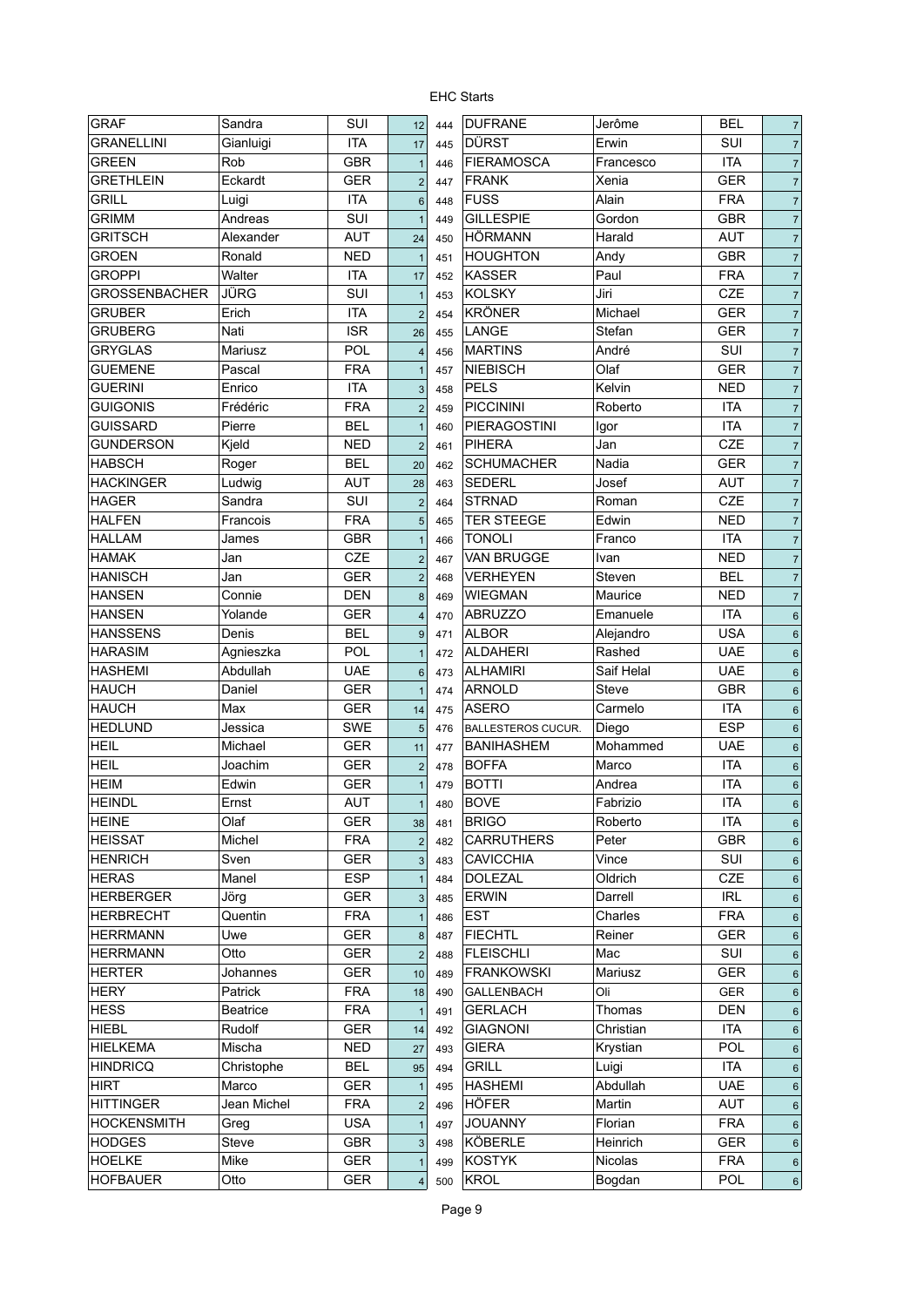EHC Starts

| | | | | | | | | |
|---|---|---|---|---|---|---|---|---|
| GRAF | Sandra | SUI | 12 | 444 | DUFRANE | Jerôme | BEL | 7 |
| GRANELLINI | Gianluigi | ITA | 17 | 445 | DÜRST | Erwin | SUI | 7 |
| GREEN | Rob | GBR | 1 | 446 | FIERAMOSCA | Francesco | ITA | 7 |
| GRETHLEIN | Eckardt | GER | 2 | 447 | FRANK | Xenia | GER | 7 |
| GRILL | Luigi | ITA | 6 | 448 | FUSS | Alain | FRA | 7 |
| GRIMM | Andreas | SUI | 1 | 449 | GILLESPIE | Gordon | GBR | 7 |
| GRITSCH | Alexander | AUT | 24 | 450 | HÖRMANN | Harald | AUT | 7 |
| GROEN | Ronald | NED | 1 | 451 | HOUGHTON | Andy | GBR | 7 |
| GROPPI | Walter | ITA | 17 | 452 | KASSER | Paul | FRA | 7 |
| GROSSENBACHER | JÜRG | SUI | 1 | 453 | KOLSKY | Jiri | CZE | 7 |
| GRUBER | Erich | ITA | 2 | 454 | KRÖNER | Michael | GER | 7 |
| GRUBERG | Nati | ISR | 26 | 455 | LANGE | Stefan | GER | 7 |
| GRYGLAS | Mariusz | POL | 4 | 456 | MARTINS | André | SUI | 7 |
| GUEMENE | Pascal | FRA | 1 | 457 | NIEBISCH | Olaf | GER | 7 |
| GUERINI | Enrico | ITA | 3 | 458 | PELS | Kelvin | NED | 7 |
| GUIGONIS | Frédéric | FRA | 2 | 459 | PICCININI | Roberto | ITA | 7 |
| GUISSARD | Pierre | BEL | 1 | 460 | PIERAGOSTINI | Igor | ITA | 7 |
| GUNDERSON | Kjeld | NED | 2 | 461 | PIHERA | Jan | CZE | 7 |
| HABSCH | Roger | BEL | 20 | 462 | SCHUMACHER | Nadia | GER | 7 |
| HACKINGER | Ludwig | AUT | 28 | 463 | SEDERL | Josef | AUT | 7 |
| HAGER | Sandra | SUI | 2 | 464 | STRNAD | Roman | CZE | 7 |
| HALFEN | Francois | FRA | 5 | 465 | TER STEEGE | Edwin | NED | 7 |
| HALLAM | James | GBR | 1 | 466 | TONOLI | Franco | ITA | 7 |
| HAMAK | Jan | CZE | 2 | 467 | VAN BRUGGE | Ivan | NED | 7 |
| HANISCH | Jan | GER | 2 | 468 | VERHEYEN | Steven | BEL | 7 |
| HANSEN | Connie | DEN | 8 | 469 | WIEGMAN | Maurice | NED | 7 |
| HANSEN | Yolande | GER | 4 | 470 | ABRUZZO | Emanuele | ITA | 6 |
| HANSSENS | Denis | BEL | 9 | 471 | ALBOR | Alejandro | USA | 6 |
| HARASIM | Agnieszka | POL | 1 | 472 | ALDAHERI | Rashed | UAE | 6 |
| HASHEMI | Abdullah | UAE | 6 | 473 | ALHAMIRI | Saif Helal | UAE | 6 |
| HAUCH | Daniel | GER | 1 | 474 | ARNOLD | Steve | GBR | 6 |
| HAUCH | Max | GER | 14 | 475 | ASERO | Carmelo | ITA | 6 |
| HEDLUND | Jessica | SWE | 5 | 476 | BALLESTEROS CUCUR. | Diego | ESP | 6 |
| HEIL | Michael | GER | 11 | 477 | BANIHASHEM | Mohammed | UAE | 6 |
| HEIL | Joachim | GER | 2 | 478 | BOFFA | Marco | ITA | 6 |
| HEIM | Edwin | GER | 1 | 479 | BOTTI | Andrea | ITA | 6 |
| HEINDL | Ernst | AUT | 1 | 480 | BOVE | Fabrizio | ITA | 6 |
| HEINE | Olaf | GER | 38 | 481 | BRIGO | Roberto | ITA | 6 |
| HEISSAT | Michel | FRA | 2 | 482 | CARRUTHERS | Peter | GBR | 6 |
| HENRICH | Sven | GER | 3 | 483 | CAVICCHIA | Vince | SUI | 6 |
| HERAS | Manel | ESP | 1 | 484 | DOLEZAL | Oldrich | CZE | 6 |
| HERBERGER | Jörg | GER | 3 | 485 | ERWIN | Darrell | IRL | 6 |
| HERBRECHT | Quentin | FRA | 1 | 486 | EST | Charles | FRA | 6 |
| HERRMANN | Uwe | GER | 8 | 487 | FIECHTL | Reiner | GER | 6 |
| HERRMANN | Otto | GER | 2 | 488 | FLEISCHLI | Mac | SUI | 6 |
| HERTER | Johannes | GER | 10 | 489 | FRANKOWSKI | Mariusz | GER | 6 |
| HERY | Patrick | FRA | 18 | 490 | GALLENBACH | Oli | GER | 6 |
| HESS | Beatrice | FRA | 1 | 491 | GERLACH | Thomas | DEN | 6 |
| HIEBL | Rudolf | GER | 14 | 492 | GIAGNONI | Christian | ITA | 6 |
| HIELKEMA | Mischa | NED | 27 | 493 | GIERA | Krystian | POL | 6 |
| HINDRICQ | Christophe | BEL | 95 | 494 | GRILL | Luigi | ITA | 6 |
| HIRT | Marco | GER | 1 | 495 | HASHEMI | Abdullah | UAE | 6 |
| HITTINGER | Jean Michel | FRA | 2 | 496 | HÖFER | Martin | AUT | 6 |
| HOCKENSMITH | Greg | USA | 1 | 497 | JOUANNY | Florian | FRA | 6 |
| HODGES | Steve | GBR | 3 | 498 | KÖBERLE | Heinrich | GER | 6 |
| HOELKE | Mike | GER | 1 | 499 | KOSTYK | Nicolas | FRA | 6 |
| HOFBAUER | Otto | GER | 4 | 500 | KROL | Bogdan | POL | 6 |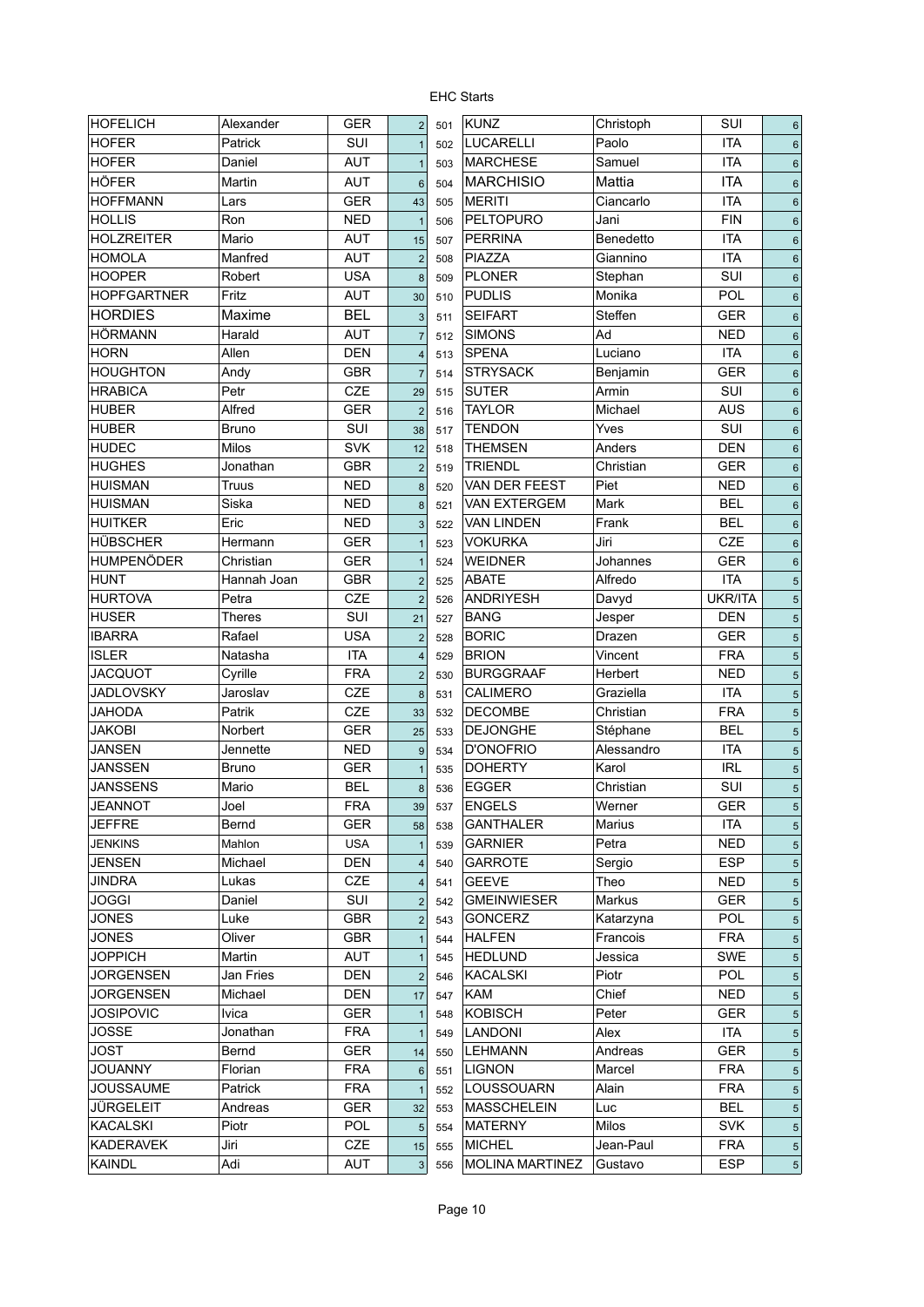EHC Starts

| | | | | | | | | |
|---|---|---|---|---|---|---|---|---|
| HOFELICH | Alexander | GER | 2 | 501 | KUNZ | Christoph | SUI | 6 |
| HOFER | Patrick | SUI | 1 | 502 | LUCARELLI | Paolo | ITA | 6 |
| HOFER | Daniel | AUT | 1 | 503 | MARCHESE | Samuel | ITA | 6 |
| HÖFER | Martin | AUT | 6 | 504 | MARCHISIO | Mattia | ITA | 6 |
| HOFFMANN | Lars | GER | 43 | 505 | MERITI | Ciancarlo | ITA | 6 |
| HOLLIS | Ron | NED | 1 | 506 | PELTOPURO | Jani | FIN | 6 |
| HOLZREITER | Mario | AUT | 15 | 507 | PERRINA | Benedetto | ITA | 6 |
| HOMOLA | Manfred | AUT | 2 | 508 | PIAZZA | Giannino | ITA | 6 |
| HOOPER | Robert | USA | 8 | 509 | PLONER | Stephan | SUI | 6 |
| HOPFGARTNER | Fritz | AUT | 30 | 510 | PUDLIS | Monika | POL | 6 |
| HORDIES | Maxime | BEL | 3 | 511 | SEIFART | Steffen | GER | 6 |
| HÖRMANN | Harald | AUT | 7 | 512 | SIMONS | Ad | NED | 6 |
| HORN | Allen | DEN | 4 | 513 | SPENA | Luciano | ITA | 6 |
| HOUGHTON | Andy | GBR | 7 | 514 | STRYSACK | Benjamin | GER | 6 |
| HRABICA | Petr | CZE | 29 | 515 | SUTER | Armin | SUI | 6 |
| HUBER | Alfred | GER | 2 | 516 | TAYLOR | Michael | AUS | 6 |
| HUBER | Bruno | SUI | 38 | 517 | TENDON | Yves | SUI | 6 |
| HUDEC | Milos | SVK | 12 | 518 | THEMSEN | Anders | DEN | 6 |
| HUGHES | Jonathan | GBR | 2 | 519 | TRIENDL | Christian | GER | 6 |
| HUISMAN | Truus | NED | 8 | 520 | VAN DER FEEST | Piet | NED | 6 |
| HUISMAN | Siska | NED | 8 | 521 | VAN EXTERGEM | Mark | BEL | 6 |
| HUITKER | Eric | NED | 3 | 522 | VAN LINDEN | Frank | BEL | 6 |
| HÜBSCHER | Hermann | GER | 1 | 523 | VOKURKA | Jiri | CZE | 6 |
| HUMPENÖDER | Christian | GER | 1 | 524 | WEIDNER | Johannes | GER | 6 |
| HUNT | Hannah Joan | GBR | 2 | 525 | ABATE | Alfredo | ITA | 5 |
| HURTOVA | Petra | CZE | 2 | 526 | ANDRIYESH | Davyd | UKR/ITA | 5 |
| HUSER | Theres | SUI | 21 | 527 | BANG | Jesper | DEN | 5 |
| IBARRA | Rafael | USA | 2 | 528 | BORIC | Drazen | GER | 5 |
| ISLER | Natasha | ITA | 4 | 529 | BRION | Vincent | FRA | 5 |
| JACQUOT | Cyrille | FRA | 2 | 530 | BURGGRAAF | Herbert | NED | 5 |
| JADLOVSKY | Jaroslav | CZE | 8 | 531 | CALIMERO | Graziella | ITA | 5 |
| JAHODA | Patrik | CZE | 33 | 532 | DECOMBE | Christian | FRA | 5 |
| JAKOBI | Norbert | GER | 25 | 533 | DEJONGHE | Stéphane | BEL | 5 |
| JANSEN | Jennette | NED | 9 | 534 | D'ONOFRIO | Alessandro | ITA | 5 |
| JANSSEN | Bruno | GER | 1 | 535 | DOHERTY | Karol | IRL | 5 |
| JANSSENS | Mario | BEL | 8 | 536 | EGGER | Christian | SUI | 5 |
| JEANNOT | Joel | FRA | 39 | 537 | ENGELS | Werner | GER | 5 |
| JEFFRE | Bernd | GER | 58 | 538 | GANTHALER | Marius | ITA | 5 |
| JENKINS | Mahlon | USA | 1 | 539 | GARNIER | Petra | NED | 5 |
| JENSEN | Michael | DEN | 4 | 540 | GARROTE | Sergio | ESP | 5 |
| JINDRA | Lukas | CZE | 4 | 541 | GEEVE | Theo | NED | 5 |
| JOGGI | Daniel | SUI | 2 | 542 | GMEINWIESER | Markus | GER | 5 |
| JONES | Luke | GBR | 2 | 543 | GONCERZ | Katarzyna | POL | 5 |
| JONES | Oliver | GBR | 1 | 544 | HALFEN | Francois | FRA | 5 |
| JOPPICH | Martin | AUT | 1 | 545 | HEDLUND | Jessica | SWE | 5 |
| JORGENSEN | Jan Fries | DEN | 2 | 546 | KACALSKI | Piotr | POL | 5 |
| JORGENSEN | Michael | DEN | 17 | 547 | KAM | Chief | NED | 5 |
| JOSIPOVIC | Ivica | GER | 1 | 548 | KOBISCH | Peter | GER | 5 |
| JOSSE | Jonathan | FRA | 1 | 549 | LANDONI | Alex | ITA | 5 |
| JOST | Bernd | GER | 14 | 550 | LEHMANN | Andreas | GER | 5 |
| JOUANNY | Florian | FRA | 6 | 551 | LIGNON | Marcel | FRA | 5 |
| JOUSSAUME | Patrick | FRA | 1 | 552 | LOUSSOUARN | Alain | FRA | 5 |
| JÜRGELEIT | Andreas | GER | 32 | 553 | MASSCHELEIN | Luc | BEL | 5 |
| KACALSKI | Piotr | POL | 5 | 554 | MATERNY | Milos | SVK | 5 |
| KADERAVEK | Jiri | CZE | 15 | 555 | MICHEL | Jean-Paul | FRA | 5 |
| KAINDL | Adi | AUT | 3 | 556 | MOLINA MARTINEZ | Gustavo | ESP | 5 |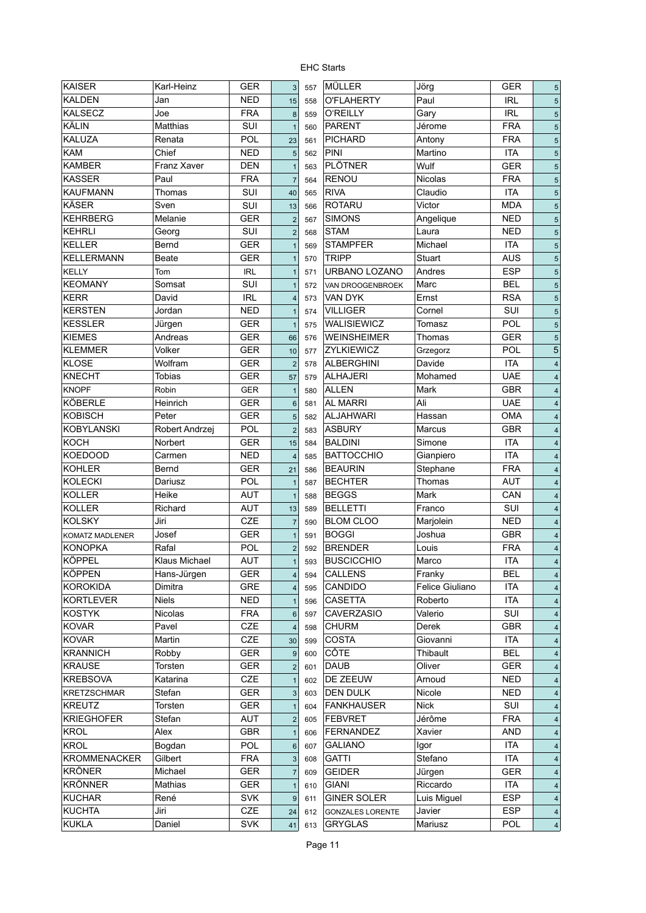EHC Starts

| | | | | | | | | |
|---|---|---|---|---|---|---|---|---|
| KAISER | Karl-Heinz | GER | 3 | 557 | MÜLLER | Jörg | GER | 5 |
| KALDEN | Jan | NED | 15 | 558 | O'FLAHERTY | Paul | IRL | 5 |
| KALSECZ | Joe | FRA | 8 | 559 | O'REILLY | Gary | IRL | 5 |
| KÄLIN | Matthias | SUI | 1 | 560 | PARENT | Jérome | FRA | 5 |
| KALUZA | Renata | POL | 23 | 561 | PICHARD | Antony | FRA | 5 |
| KAM | Chief | NED | 5 | 562 | PINI | Martino | ITA | 5 |
| KAMBER | Franz Xaver | DEN | 1 | 563 | PLÖTNER | Wulf | GER | 5 |
| KASSER | Paul | FRA | 7 | 564 | RENOU | Nicolas | FRA | 5 |
| KAUFMANN | Thomas | SUI | 40 | 565 | RIVA | Claudio | ITA | 5 |
| KÄSER | Sven | SUI | 13 | 566 | ROTARU | Victor | MDA | 5 |
| KEHRBERG | Melanie | GER | 2 | 567 | SIMONS | Angelique | NED | 5 |
| KEHRLI | Georg | SUI | 2 | 568 | STAM | Laura | NED | 5 |
| KELLER | Bernd | GER | 1 | 569 | STAMPFER | Michael | ITA | 5 |
| KELLERMANN | Beate | GER | 1 | 570 | TRIPP | Stuart | AUS | 5 |
| KELLY | Tom | IRL | 1 | 571 | URBANO LOZANO | Andres | ESP | 5 |
| KEOMANY | Somsat | SUI | 1 | 572 | VAN DROOGENBROEK | Marc | BEL | 5 |
| KERR | David | IRL | 4 | 573 | VAN DYK | Ernst | RSA | 5 |
| KERSTEN | Jordan | NED | 1 | 574 | VILLIGER | Cornel | SUI | 5 |
| KESSLER | Jürgen | GER | 1 | 575 | WALISIEWICZ | Tomasz | POL | 5 |
| KIEMES | Andreas | GER | 66 | 576 | WEINSHEIMER | Thomas | GER | 5 |
| KLEMMER | Volker | GER | 10 | 577 | ZYLKIEWICZ | Grzegorz | POL | 5 |
| KLOSE | Wolfram | GER | 2 | 578 | ALBERGHINI | Davide | ITA | 4 |
| KNECHT | Tobias | GER | 57 | 579 | ALHAJERI | Mohamed | UAE | 4 |
| KNOPF | Robin | GER | 1 | 580 | ALLEN | Mark | GBR | 4 |
| KÖBERLE | Heinrich | GER | 6 | 581 | AL MARRI | Ali | UAE | 4 |
| KOBISCH | Peter | GER | 5 | 582 | ALJAHWARI | Hassan | OMA | 4 |
| KOBYLANSKI | Robert Andrzej | POL | 2 | 583 | ASBURY | Marcus | GBR | 4 |
| KOCH | Norbert | GER | 15 | 584 | BALDINI | Simone | ITA | 4 |
| KOEDOOD | Carmen | NED | 4 | 585 | BATTOCCHIO | Gianpiero | ITA | 4 |
| KOHLER | Bernd | GER | 21 | 586 | BEAURIN | Stephane | FRA | 4 |
| KOLECKI | Dariusz | POL | 1 | 587 | BECHTER | Thomas | AUT | 4 |
| KOLLER | Heike | AUT | 1 | 588 | BEGGS | Mark | CAN | 4 |
| KOLLER | Richard | AUT | 13 | 589 | BELLETTI | Franco | SUI | 4 |
| KOLSKY | Jiri | CZE | 7 | 590 | BLOM CLOO | Marjolein | NED | 4 |
| KOMATZ MADLENER | Josef | GER | 1 | 591 | BOGGI | Joshua | GBR | 4 |
| KONOPKA | Rafal | POL | 2 | 592 | BRENDER | Louis | FRA | 4 |
| KÖPPEL | Klaus Michael | AUT | 1 | 593 | BUSCICCHIO | Marco | ITA | 4 |
| KÖPPEN | Hans-Jürgen | GER | 4 | 594 | CALLENS | Franky | BEL | 4 |
| KOROKIDA | Dimitra | GRE | 4 | 595 | CANDIDO | Felice Giuliano | ITA | 4 |
| KORTLEVER | Niels | NED | 1 | 596 | CASETTA | Roberto | ITA | 4 |
| KOSTYK | Nicolas | FRA | 6 | 597 | CAVERZASIO | Valerio | SUI | 4 |
| KOVAR | Pavel | CZE | 4 | 598 | CHURM | Derek | GBR | 4 |
| KOVAR | Martin | CZE | 30 | 599 | COSTA | Giovanni | ITA | 4 |
| KRANNICH | Robby | GER | 9 | 600 | CÔTE | Thibault | BEL | 4 |
| KRAUSE | Torsten | GER | 2 | 601 | DAUB | Oliver | GER | 4 |
| KREBSOVA | Katarina | CZE | 1 | 602 | DE ZEEUW | Arnoud | NED | 4 |
| KRETZSCHMAR | Stefan | GER | 3 | 603 | DEN DULK | Nicole | NED | 4 |
| KREUTZ | Torsten | GER | 1 | 604 | FANKHAUSER | Nick | SUI | 4 |
| KRIEGHOFER | Stefan | AUT | 2 | 605 | FEBVRET | Jérôme | FRA | 4 |
| KROL | Alex | GBR | 1 | 606 | FERNANDEZ | Xavier | AND | 4 |
| KROL | Bogdan | POL | 6 | 607 | GALIANO | Igor | ITA | 4 |
| KROMMENACKER | Gilbert | FRA | 3 | 608 | GATTI | Stefano | ITA | 4 |
| KRÖNER | Michael | GER | 7 | 609 | GEIDER | Jürgen | GER | 4 |
| KRÖNNER | Mathias | GER | 1 | 610 | GIANI | Riccardo | ITA | 4 |
| KUCHAR | René | SVK | 9 | 611 | GINER SOLER | Luis Miguel | ESP | 4 |
| KUCHTA | Jiri | CZE | 24 | 612 | GONZALES LORENTE | Javier | ESP | 4 |
| KUKLA | Daniel | SVK | 41 | 613 | GRYGLAS | Mariusz | POL | 4 |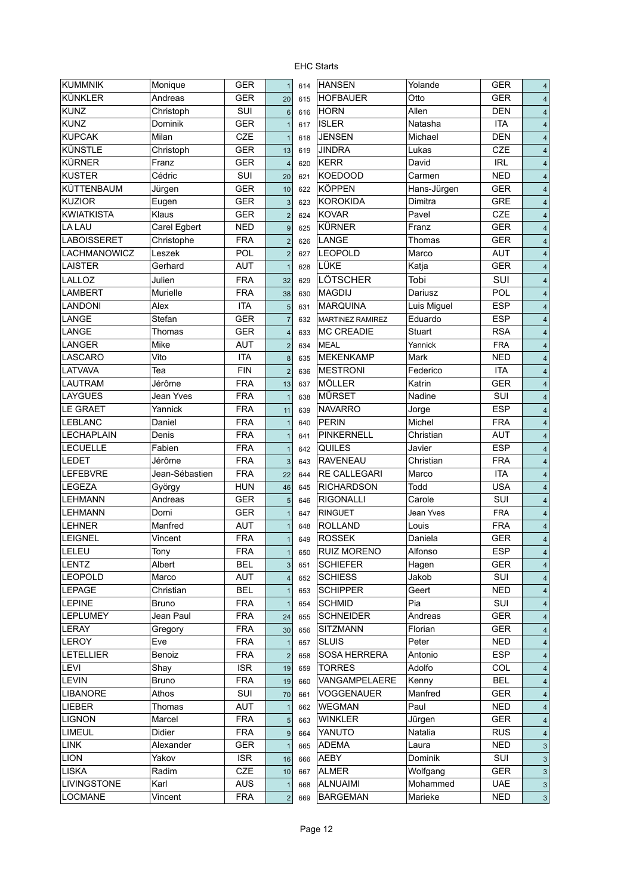EHC Starts

| | | | | | | | | |
|---|---|---|---|---|---|---|---|---|
| KUMMNIK | Monique | GER | 1 | 614 | HANSEN | Yolande | GER | 4 |
| KÜNKLER | Andreas | GER | 20 | 615 | HOFBAUER | Otto | GER | 4 |
| KUNZ | Christoph | SUI | 6 | 616 | HORN | Allen | DEN | 4 |
| KUNZ | Dominik | GER | 1 | 617 | ISLER | Natasha | ITA | 4 |
| KUPCAK | Milan | CZE | 1 | 618 | JENSEN | Michael | DEN | 4 |
| KÜNSTLE | Christoph | GER | 13 | 619 | JINDRA | Lukas | CZE | 4 |
| KÜRNER | Franz | GER | 4 | 620 | KERR | David | IRL | 4 |
| KUSTER | Cédric | SUI | 20 | 621 | KOEDOOD | Carmen | NED | 4 |
| KÜTTENBAUM | Jürgen | GER | 10 | 622 | KÖPPEN | Hans-Jürgen | GER | 4 |
| KUZIOR | Eugen | GER | 3 | 623 | KOROKIDA | Dimitra | GRE | 4 |
| KWIATKISTA | Klaus | GER | 2 | 624 | KOVAR | Pavel | CZE | 4 |
| LA LAU | Carel Egbert | NED | 9 | 625 | KÜRNER | Franz | GER | 4 |
| LABOISSERET | Christophe | FRA | 2 | 626 | LANGE | Thomas | GER | 4 |
| LACHMANOWICZ | Leszek | POL | 2 | 627 | LEOPOLD | Marco | AUT | 4 |
| LAISTER | Gerhard | AUT | 1 | 628 | LÜKE | Katja | GER | 4 |
| LALLOZ | Julien | FRA | 32 | 629 | LÖTSCHER | Tobi | SUI | 4 |
| LAMBERT | Murielle | FRA | 38 | 630 | MAGDIJ | Dariusz | POL | 4 |
| LANDONI | Alex | ITA | 5 | 631 | MARQUINA | Luis Miguel | ESP | 4 |
| LANGE | Stefan | GER | 7 | 632 | MARTINEZ RAMIREZ | Eduardo | ESP | 4 |
| LANGE | Thomas | GER | 4 | 633 | MC CREADIE | Stuart | RSA | 4 |
| LANGER | Mike | AUT | 2 | 634 | MEAL | Yannick | FRA | 4 |
| LASCARO | Vito | ITA | 8 | 635 | MEKENKAMP | Mark | NED | 4 |
| LATVAVA | Tea | FIN | 2 | 636 | MESTRONI | Federico | ITA | 4 |
| LAUTRAM | Jérôme | FRA | 13 | 637 | MÖLLER | Katrin | GER | 4 |
| LAYGUES | Jean Yves | FRA | 1 | 638 | MÜRSET | Nadine | SUI | 4 |
| LE GRAET | Yannick | FRA | 11 | 639 | NAVARRO | Jorge | ESP | 4 |
| LEBLANC | Daniel | FRA | 1 | 640 | PERIN | Michel | FRA | 4 |
| LECHAPLAIN | Denis | FRA | 1 | 641 | PINKERNELL | Christian | AUT | 4 |
| LECUELLE | Fabien | FRA | 1 | 642 | QUILES | Javier | ESP | 4 |
| LEDET | Jérôme | FRA | 3 | 643 | RAVENEAU | Christian | FRA | 4 |
| LEFEBVRE | Jean-Sébastien | FRA | 22 | 644 | RE CALLEGARI | Marco | ITA | 4 |
| LEGEZA | György | HUN | 46 | 645 | RICHARDSON | Todd | USA | 4 |
| LEHMANN | Andreas | GER | 5 | 646 | RIGONALLI | Carole | SUI | 4 |
| LEHMANN | Domi | GER | 1 | 647 | RINGUET | Jean Yves | FRA | 4 |
| LEHNER | Manfred | AUT | 1 | 648 | ROLLAND | Louis | FRA | 4 |
| LEIGNEL | Vincent | FRA | 1 | 649 | ROSSEK | Daniela | GER | 4 |
| LELEU | Tony | FRA | 1 | 650 | RUIZ MORENO | Alfonso | ESP | 4 |
| LENTZ | Albert | BEL | 3 | 651 | SCHIEFER | Hagen | GER | 4 |
| LEOPOLD | Marco | AUT | 4 | 652 | SCHIESS | Jakob | SUI | 4 |
| LEPAGE | Christian | BEL | 1 | 653 | SCHIPPER | Geert | NED | 4 |
| LEPINE | Bruno | FRA | 1 | 654 | SCHMID | Pia | SUI | 4 |
| LEPLUMEY | Jean Paul | FRA | 24 | 655 | SCHNEIDER | Andreas | GER | 4 |
| LERAY | Gregory | FRA | 30 | 656 | SITZMANN | Florian | GER | 4 |
| LEROY | Eve | FRA | 1 | 657 | SLUIS | Peter | NED | 4 |
| LETELLIER | Benoiz | FRA | 2 | 658 | SOSA HERRERA | Antonio | ESP | 4 |
| LEVI | Shay | ISR | 19 | 659 | TORRES | Adolfo | COL | 4 |
| LEVIN | Bruno | FRA | 19 | 660 | VANGAMPELAERE | Kenny | BEL | 4 |
| LIBANORE | Athos | SUI | 70 | 661 | VOGGENAUER | Manfred | GER | 4 |
| LIEBER | Thomas | AUT | 1 | 662 | WEGMAN | Paul | NED | 4 |
| LIGNON | Marcel | FRA | 5 | 663 | WINKLER | Jürgen | GER | 4 |
| LIMEUL | Didier | FRA | 9 | 664 | YANUTO | Natalia | RUS | 4 |
| LINK | Alexander | GER | 1 | 665 | ADEMA | Laura | NED | 3 |
| LION | Yakov | ISR | 16 | 666 | AEBY | Dominik | SUI | 3 |
| LISKA | Radim | CZE | 10 | 667 | ALMER | Wolfgang | GER | 3 |
| LIVINGSTONE | Karl | AUS | 1 | 668 | ALNUAIMI | Mohammed | UAE | 3 |
| LOCMANE | Vincent | FRA | 2 | 669 | BARGEMAN | Marieke | NED | 3 |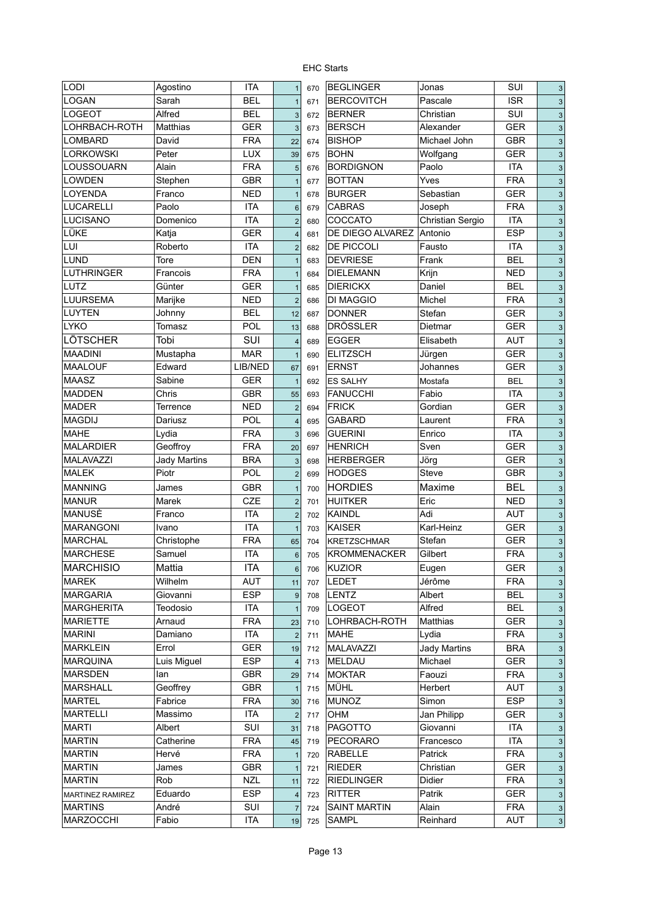EHC Starts

| | | | | | | | | |
|---|---|---|---|---|---|---|---|---|
| LODI | Agostino | ITA | 1 | 670 | BEGLINGER | Jonas | SUI | 3 |
| LOGAN | Sarah | BEL | 1 | 671 | BERCOVITCH | Pascale | ISR | 3 |
| LOGEOT | Alfred | BEL | 3 | 672 | BERNER | Christian | SUI | 3 |
| LOHRBACH-ROTH | Matthias | GER | 3 | 673 | BERSCH | Alexander | GER | 3 |
| LOMBARD | David | FRA | 22 | 674 | BISHOP | Michael John | GBR | 3 |
| LORKOWSKI | Peter | LUX | 39 | 675 | BOHN | Wolfgang | GER | 3 |
| LOUSSOUARN | Alain | FRA | 5 | 676 | BORDIGNON | Paolo | ITA | 3 |
| LOWDEN | Stephen | GBR | 1 | 677 | BOTTAN | Yves | FRA | 3 |
| LOYENDA | Franco | NED | 1 | 678 | BURGER | Sebastian | GER | 3 |
| LUCARELLI | Paolo | ITA | 6 | 679 | CABRAS | Joseph | FRA | 3 |
| LUCISANO | Domenico | ITA | 2 | 680 | COCCATO | Christian Sergio | ITA | 3 |
| LÜKE | Katja | GER | 4 | 681 | DE DIEGO ALVAREZ | Antonio | ESP | 3 |
| LUI | Roberto | ITA | 2 | 682 | DE PICCOLI | Fausto | ITA | 3 |
| LUND | Tore | DEN | 1 | 683 | DEVRIESE | Frank | BEL | 3 |
| LUTHRINGER | Francois | FRA | 1 | 684 | DIELEMANN | Krijn | NED | 3 |
| LUTZ | Günter | GER | 1 | 685 | DIERICKX | Daniel | BEL | 3 |
| LUURSEMA | Marijke | NED | 2 | 686 | DI MAGGIO | Michel | FRA | 3 |
| LUYTEN | Johnny | BEL | 12 | 687 | DONNER | Stefan | GER | 3 |
| LYKO | Tomasz | POL | 13 | 688 | DRÖSSLER | Dietmar | GER | 3 |
| LÖTSCHER | Tobi | SUI | 4 | 689 | EGGER | Elisabeth | AUT | 3 |
| MAADINI | Mustapha | MAR | 1 | 690 | ELITZSCH | Jürgen | GER | 3 |
| MAALOUF | Edward | LIB/NED | 67 | 691 | ERNST | Johannes | GER | 3 |
| MAASZ | Sabine | GER | 1 | 692 | ES SALHY | Mostafa | BEL | 3 |
| MADDEN | Chris | GBR | 55 | 693 | FANUCCHI | Fabio | ITA | 3 |
| MADER | Terrence | NED | 2 | 694 | FRICK | Gordian | GER | 3 |
| MAGDIJ | Dariusz | POL | 4 | 695 | GABARD | Laurent | FRA | 3 |
| MAHE | Lydia | FRA | 3 | 696 | GUERINI | Enrico | ITA | 3 |
| MALARDIER | Geoffroy | FRA | 20 | 697 | HENRICH | Sven | GER | 3 |
| MALAVAZZI | Jady Martins | BRA | 3 | 698 | HERBERGER | Jörg | GER | 3 |
| MALEK | Piotr | POL | 2 | 699 | HODGES | Steve | GBR | 3 |
| MANNING | James | GBR | 1 | 700 | HORDIES | Maxime | BEL | 3 |
| MANUR | Marek | CZE | 2 | 701 | HUITKER | Eric | NED | 3 |
| MANUSÈ | Franco | ITA | 2 | 702 | KAINDL | Adi | AUT | 3 |
| MARANGONI | Ivano | ITA | 1 | 703 | KAISER | Karl-Heinz | GER | 3 |
| MARCHAL | Christophe | FRA | 65 | 704 | KRETZSCHMAR | Stefan | GER | 3 |
| MARCHESE | Samuel | ITA | 6 | 705 | KROMMENACKER | Gilbert | FRA | 3 |
| MARCHISIO | Mattia | ITA | 6 | 706 | KUZIOR | Eugen | GER | 3 |
| MAREK | Wilhelm | AUT | 11 | 707 | LEDET | Jérôme | FRA | 3 |
| MARGARIA | Giovanni | ESP | 9 | 708 | LENTZ | Albert | BEL | 3 |
| MARGHERITA | Teodosio | ITA | 1 | 709 | LOGEOT | Alfred | BEL | 3 |
| MARIETTE | Arnaud | FRA | 23 | 710 | LOHRBACH-ROTH | Matthias | GER | 3 |
| MARINI | Damiano | ITA | 2 | 711 | MAHE | Lydia | FRA | 3 |
| MARKLEIN | Errol | GER | 19 | 712 | MALAVAZZI | Jady Martins | BRA | 3 |
| MARQUINA | Luis Miguel | ESP | 4 | 713 | MELDAU | Michael | GER | 3 |
| MARSDEN | Ian | GBR | 29 | 714 | MOKTAR | Faouzi | FRA | 3 |
| MARSHALL | Geoffrey | GBR | 1 | 715 | MÜHL | Herbert | AUT | 3 |
| MARTEL | Fabrice | FRA | 30 | 716 | MUNOZ | Simon | ESP | 3 |
| MARTELLI | Massimo | ITA | 2 | 717 | OHM | Jan Philipp | GER | 3 |
| MARTI | Albert | SUI | 31 | 718 | PAGOTTO | Giovanni | ITA | 3 |
| MARTIN | Catherine | FRA | 45 | 719 | PECORARO | Francesco | ITA | 3 |
| MARTIN | Hervé | FRA | 1 | 720 | RABELLE | Patrick | FRA | 3 |
| MARTIN | James | GBR | 1 | 721 | RIEDER | Christian | GER | 3 |
| MARTIN | Rob | NZL | 11 | 722 | RIEDLINGER | Didier | FRA | 3 |
| MARTINEZ RAMIREZ | Eduardo | ESP | 4 | 723 | RITTER | Patrik | GER | 3 |
| MARTINS | André | SUI | 7 | 724 | SAINT MARTIN | Alain | FRA | 3 |
| MARZOCCHI | Fabio | ITA | 19 | 725 | SAMPL | Reinhard | AUT | 3 |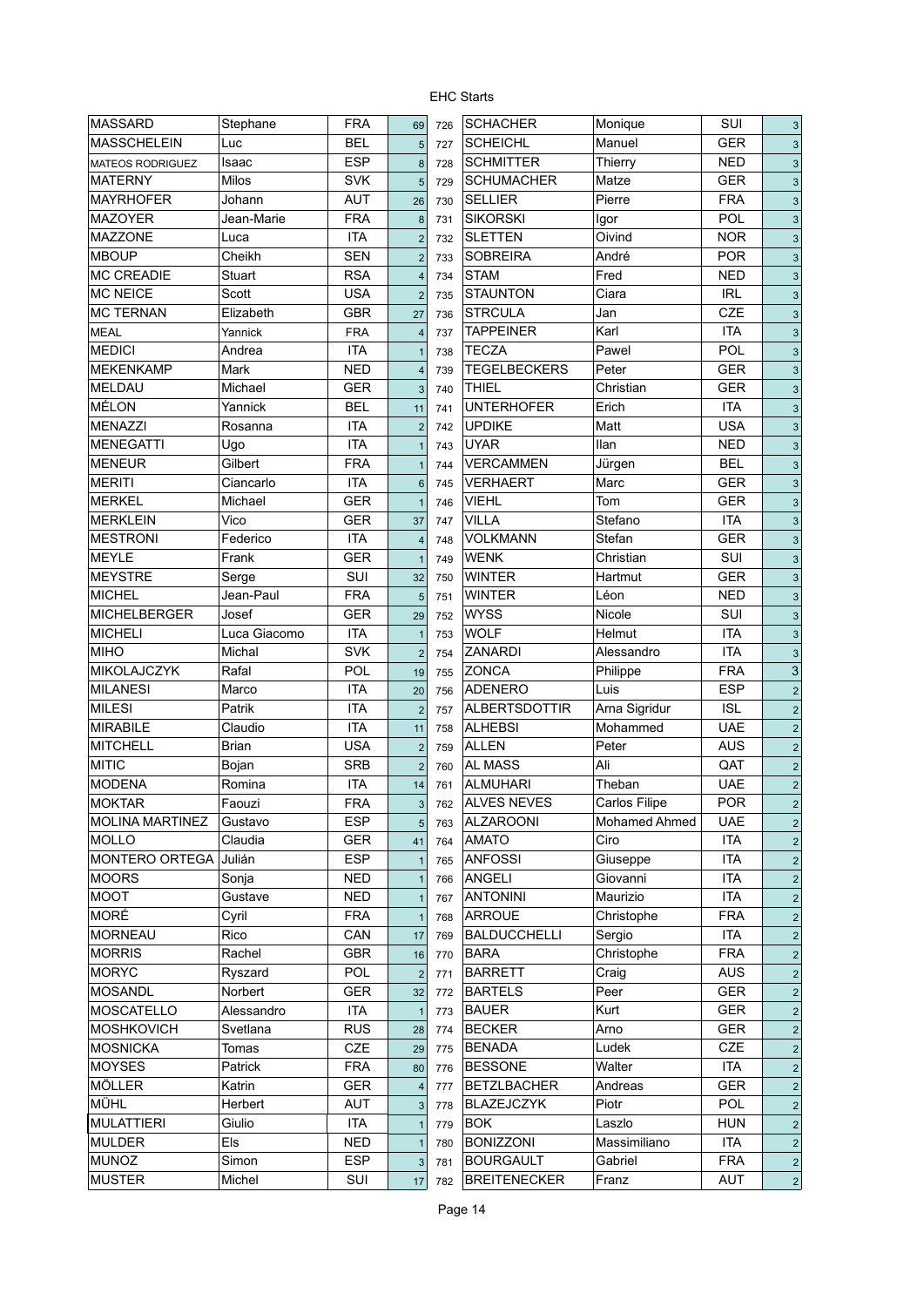# EHC Starts

| | | | | | | | | |
|---|---|---|---|---|---|---|---|---|
| MASSARD | Stephane | FRA | 69 | 726 | SCHACHER | Monique | SUI | 3 |
| MASSCHELEIN | Luc | BEL | 5 | 727 | SCHEICHL | Manuel | GER | 3 |
| MATEOS RODRIGUEZ | Isaac | ESP | 8 | 728 | SCHMITTER | Thierry | NED | 3 |
| MATERNY | Milos | SVK | 5 | 729 | SCHUMACHER | Matze | GER | 3 |
| MAYRHOFER | Johann | AUT | 26 | 730 | SELLIER | Pierre | FRA | 3 |
| MAZOYER | Jean-Marie | FRA | 8 | 731 | SIKORSKI | Igor | POL | 3 |
| MAZZONE | Luca | ITA | 2 | 732 | SLETTEN | Oivind | NOR | 3 |
| MBOUP | Cheikh | SEN | 2 | 733 | SOBREIRA | André | POR | 3 |
| MC CREADIE | Stuart | RSA | 4 | 734 | STAM | Fred | NED | 3 |
| MC NEICE | Scott | USA | 2 | 735 | STAUNTON | Ciara | IRL | 3 |
| MC TERNAN | Elizabeth | GBR | 27 | 736 | STRCULA | Jan | CZE | 3 |
| MEAL | Yannick | FRA | 4 | 737 | TAPPEINER | Karl | ITA | 3 |
| MEDICI | Andrea | ITA | 1 | 738 | TECZA | Pawel | POL | 3 |
| MEKENKAMP | Mark | NED | 4 | 739 | TEGELBECKERS | Peter | GER | 3 |
| MELDAU | Michael | GER | 3 | 740 | THIEL | Christian | GER | 3 |
| MÉLON | Yannick | BEL | 11 | 741 | UNTERHOFER | Erich | ITA | 3 |
| MENAZZI | Rosanna | ITA | 2 | 742 | UPDIKE | Matt | USA | 3 |
| MENEGATTI | Ugo | ITA | 1 | 743 | UYAR | Ilan | NED | 3 |
| MENEUR | Gilbert | FRA | 1 | 744 | VERCAMMEN | Jürgen | BEL | 3 |
| MERITI | Ciancarlo | ITA | 6 | 745 | VERHAERT | Marc | GER | 3 |
| MERKEL | Michael | GER | 1 | 746 | VIEHL | Tom | GER | 3 |
| MERKLEIN | Vico | GER | 37 | 747 | VILLA | Stefano | ITA | 3 |
| MESTRONI | Federico | ITA | 4 | 748 | VOLKMANN | Stefan | GER | 3 |
| MEYLE | Frank | GER | 1 | 749 | WENK | Christian | SUI | 3 |
| MEYSTRE | Serge | SUI | 32 | 750 | WINTER | Hartmut | GER | 3 |
| MICHEL | Jean-Paul | FRA | 5 | 751 | WINTER | Léon | NED | 3 |
| MICHELBERGER | Josef | GER | 29 | 752 | WYSS | Nicole | SUI | 3 |
| MICHELI | Luca Giacomo | ITA | 1 | 753 | WOLF | Helmut | ITA | 3 |
| MIHO | Michal | SVK | 2 | 754 | ZANARDI | Alessandro | ITA | 3 |
| MIKOLAJCZYK | Rafal | POL | 19 | 755 | ZONCA | Philippe | FRA | 3 |
| MILANESI | Marco | ITA | 20 | 756 | ADENERO | Luis | ESP | 2 |
| MILESI | Patrik | ITA | 2 | 757 | ALBERTSDOTTIR | Arna Sigridur | ISL | 2 |
| MIRABILE | Claudio | ITA | 11 | 758 | ALHEBSI | Mohammed | UAE | 2 |
| MITCHELL | Brian | USA | 2 | 759 | ALLEN | Peter | AUS | 2 |
| MITIC | Bojan | SRB | 2 | 760 | AL MASS | Ali | QAT | 2 |
| MODENA | Romina | ITA | 14 | 761 | ALMUHARI | Theban | UAE | 2 |
| MOKTAR | Faouzi | FRA | 3 | 762 | ALVES NEVES | Carlos Filipe | POR | 2 |
| MOLINA MARTINEZ | Gustavo | ESP | 5 | 763 | ALZAROONI | Mohamed Ahmed | UAE | 2 |
| MOLLO | Claudia | GER | 41 | 764 | AMATO | Ciro | ITA | 2 |
| MONTERO ORTEGA | Julián | ESP | 1 | 765 | ANFOSSI | Giuseppe | ITA | 2 |
| MOORS | Sonja | NED | 1 | 766 | ANGELI | Giovanni | ITA | 2 |
| MOOT | Gustave | NED | 1 | 767 | ANTONINI | Maurizio | ITA | 2 |
| MORÉ | Cyril | FRA | 1 | 768 | ARROUE | Christophe | FRA | 2 |
| MORNEAU | Rico | CAN | 17 | 769 | BALDUCCHELLI | Sergio | ITA | 2 |
| MORRIS | Rachel | GBR | 16 | 770 | BARA | Christophe | FRA | 2 |
| MORYC | Ryszard | POL | 2 | 771 | BARRETT | Craig | AUS | 2 |
| MOSANDL | Norbert | GER | 32 | 772 | BARTELS | Peer | GER | 2 |
| MOSCATELLO | Alessandro | ITA | 1 | 773 | BAUER | Kurt | GER | 2 |
| MOSHKOVICH | Svetlana | RUS | 28 | 774 | BECKER | Arno | GER | 2 |
| MOSNICKA | Tomas | CZE | 29 | 775 | BENADA | Ludek | CZE | 2 |
| MOYSES | Patrick | FRA | 80 | 776 | BESSONE | Walter | ITA | 2 |
| MÖLLER | Katrin | GER | 4 | 777 | BETZLBACHER | Andreas | GER | 2 |
| MÜHL | Herbert | AUT | 3 | 778 | BLAZEJCZYK | Piotr | POL | 2 |
| MULATTIERI | Giulio | ITA | 1 | 779 | BOK | Laszlo | HUN | 2 |
| MULDER | Els | NED | 1 | 780 | BONIZZONI | Massimiliano | ITA | 2 |
| MUNOZ | Simon | ESP | 3 | 781 | BOURGAULT | Gabriel | FRA | 2 |
| MUSTER | Michel | SUI | 17 | 782 | BREITENECKER | Franz | AUT | 2 |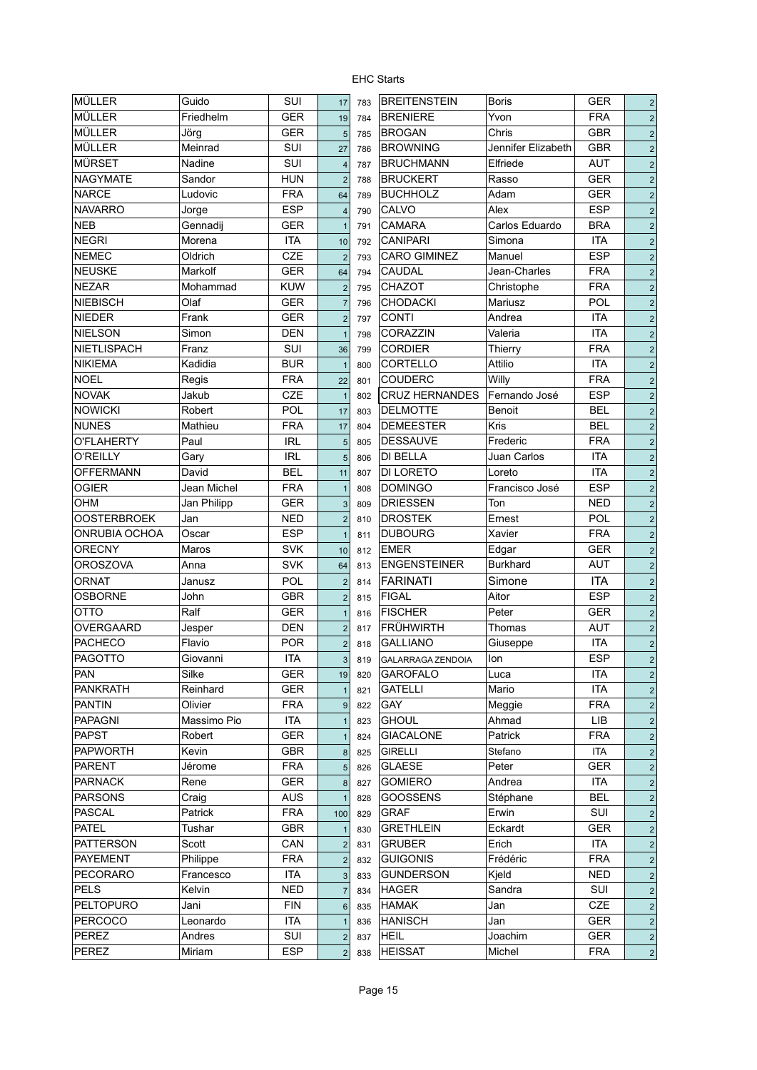EHC Starts

| | | | | | | | | |
|---|---|---|---|---|---|---|---|---|
| MÜLLER | Guido | SUI | 17 | 783 | BREITENSTEIN | Boris | GER | 2 |
| MÜLLER | Friedhelm | GER | 19 | 784 | BRENIERE | Yvon | FRA | 2 |
| MÜLLER | Jörg | GER | 5 | 785 | BROGAN | Chris | GBR | 2 |
| MÜLLER | Meinrad | SUI | 27 | 786 | BROWNING | Jennifer Elizabeth | GBR | 2 |
| MÜRSET | Nadine | SUI | 4 | 787 | BRUCHMANN | Elfriede | AUT | 2 |
| NAGYMATE | Sandor | HUN | 2 | 788 | BRUCKERT | Rasso | GER | 2 |
| NARCE | Ludovic | FRA | 64 | 789 | BUCHHOLZ | Adam | GER | 2 |
| NAVARRO | Jorge | ESP | 4 | 790 | CALVO | Alex | ESP | 2 |
| NEB | Gennadij | GER | 1 | 791 | CAMARA | Carlos Eduardo | BRA | 2 |
| NEGRI | Morena | ITA | 10 | 792 | CANIPARI | Simona | ITA | 2 |
| NEMEC | Oldrich | CZE | 2 | 793 | CARO GIMINEZ | Manuel | ESP | 2 |
| NEUSKE | Markolf | GER | 64 | 794 | CAUDAL | Jean-Charles | FRA | 2 |
| NEZAR | Mohammad | KUW | 2 | 795 | CHAZOT | Christophe | FRA | 2 |
| NIEBISCH | Olaf | GER | 7 | 796 | CHODACKI | Mariusz | POL | 2 |
| NIEDER | Frank | GER | 2 | 797 | CONTI | Andrea | ITA | 2 |
| NIELSON | Simon | DEN | 1 | 798 | CORAZZIN | Valeria | ITA | 2 |
| NIETLISPACH | Franz | SUI | 36 | 799 | CORDIER | Thierry | FRA | 2 |
| NIKIEMA | Kadidia | BUR | 1 | 800 | CORTELLO | Attilio | ITA | 2 |
| NOEL | Regis | FRA | 22 | 801 | COUDERC | Willy | FRA | 2 |
| NOVAK | Jakub | CZE | 1 | 802 | CRUZ HERNANDES | Fernando José | ESP | 2 |
| NOWICKI | Robert | POL | 17 | 803 | DELMOTTE | Benoit | BEL | 2 |
| NUNES | Mathieu | FRA | 17 | 804 | DEMEESTER | Kris | BEL | 2 |
| O'FLAHERTY | Paul | IRL | 5 | 805 | DESSAUVE | Frederic | FRA | 2 |
| O'REILLY | Gary | IRL | 5 | 806 | DI BELLA | Juan Carlos | ITA | 2 |
| OFFERMANN | David | BEL | 11 | 807 | DI LORETO | Loreto | ITA | 2 |
| OGIER | Jean Michel | FRA | 1 | 808 | DOMINGO | Francisco José | ESP | 2 |
| OHM | Jan Philipp | GER | 3 | 809 | DRIESSEN | Ton | NED | 2 |
| OOSTERBROEK | Jan | NED | 2 | 810 | DROSTEK | Ernest | POL | 2 |
| ONRUBIA OCHOA | Oscar | ESP | 1 | 811 | DUBOURG | Xavier | FRA | 2 |
| ORECNY | Maros | SVK | 10 | 812 | EMER | Edgar | GER | 2 |
| OROSZOVA | Anna | SVK | 64 | 813 | ENGENSTEINER | Burkhard | AUT | 2 |
| ORNAT | Janusz | POL | 2 | 814 | FARINATI | Simone | ITA | 2 |
| OSBORNE | John | GBR | 2 | 815 | FIGAL | Aitor | ESP | 2 |
| OTTO | Ralf | GER | 1 | 816 | FISCHER | Peter | GER | 2 |
| OVERGAARD | Jesper | DEN | 2 | 817 | FRÜHWIRTH | Thomas | AUT | 2 |
| PACHECO | Flavio | POR | 2 | 818 | GALLIANO | Giuseppe | ITA | 2 |
| PAGOTTO | Giovanni | ITA | 3 | 819 | GALARRAGA ZENDOIA | Ion | ESP | 2 |
| PAN | Silke | GER | 19 | 820 | GAROFALO | Luca | ITA | 2 |
| PANKRATH | Reinhard | GER | 1 | 821 | GATELLI | Mario | ITA | 2 |
| PANTIN | Olivier | FRA | 9 | 822 | GAY | Meggie | FRA | 2 |
| PAPAGNI | Massimo Pio | ITA | 1 | 823 | GHOUL | Ahmad | LIB | 2 |
| PAPST | Robert | GER | 1 | 824 | GIACALONE | Patrick | FRA | 2 |
| PAPWORTH | Kevin | GBR | 8 | 825 | GIRELLI | Stefano | ITA | 2 |
| PARENT | Jérome | FRA | 5 | 826 | GLAESE | Peter | GER | 2 |
| PARNACK | Rene | GER | 8 | 827 | GOMIERO | Andrea | ITA | 2 |
| PARSONS | Craig | AUS | 1 | 828 | GOOSSENS | Stéphane | BEL | 2 |
| PASCAL | Patrick | FRA | 100 | 829 | GRAF | Erwin | SUI | 2 |
| PATEL | Tushar | GBR | 1 | 830 | GRETHLEIN | Eckardt | GER | 2 |
| PATTERSON | Scott | CAN | 2 | 831 | GRUBER | Erich | ITA | 2 |
| PAYEMENT | Philippe | FRA | 2 | 832 | GUIGONIS | Frédéric | FRA | 2 |
| PECORARO | Francesco | ITA | 3 | 833 | GUNDERSON | Kjeld | NED | 2 |
| PELS | Kelvin | NED | 7 | 834 | HAGER | Sandra | SUI | 2 |
| PELTOPURO | Jani | FIN | 6 | 835 | HAMAK | Jan | CZE | 2 |
| PERCOCO | Leonardo | ITA | 1 | 836 | HANISCH | Jan | GER | 2 |
| PEREZ | Andres | SUI | 2 | 837 | HEIL | Joachim | GER | 2 |
| PEREZ | Miriam | ESP | 2 | 838 | HEISSAT | Michel | FRA | 2 |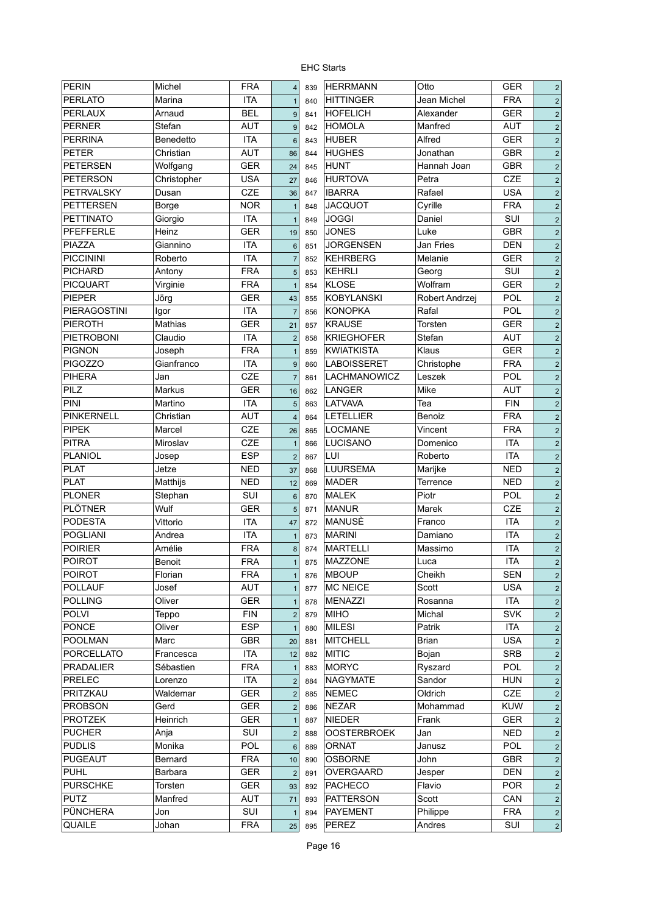# EHC Starts

| | | | | | | | | |
|---|---|---|---|---|---|---|---|---|
| PERIN | Michel | FRA | 4 | 839 | HERRMANN | Otto | GER | 2 |
| PERLATO | Marina | ITA | 1 | 840 | HITTINGER | Jean Michel | FRA | 2 |
| PERLAUX | Arnaud | BEL | 9 | 841 | HOFELICH | Alexander | GER | 2 |
| PERNER | Stefan | AUT | 9 | 842 | HOMOLA | Manfred | AUT | 2 |
| PERRINA | Benedetto | ITA | 6 | 843 | HUBER | Alfred | GER | 2 |
| PETER | Christian | AUT | 86 | 844 | HUGHES | Jonathan | GBR | 2 |
| PETERSEN | Wolfgang | GER | 24 | 845 | HUNT | Hannah Joan | GBR | 2 |
| PETERSON | Christopher | USA | 27 | 846 | HURTOVA | Petra | CZE | 2 |
| PETRVALSKY | Dusan | CZE | 36 | 847 | IBARRA | Rafael | USA | 2 |
| PETTERSEN | Borge | NOR | 1 | 848 | JACQUOT | Cyrille | FRA | 2 |
| PETTINATO | Giorgio | ITA | 1 | 849 | JOGGI | Daniel | SUI | 2 |
| PFEFFERLE | Heinz | GER | 19 | 850 | JONES | Luke | GBR | 2 |
| PIAZZA | Giannino | ITA | 6 | 851 | JORGENSEN | Jan Fries | DEN | 2 |
| PICCININI | Roberto | ITA | 7 | 852 | KEHRBERG | Melanie | GER | 2 |
| PICHARD | Antony | FRA | 5 | 853 | KEHRLI | Georg | SUI | 2 |
| PICQUART | Virginie | FRA | 1 | 854 | KLOSE | Wolfram | GER | 2 |
| PIEPER | Jörg | GER | 43 | 855 | KOBYLANSKI | Robert Andrzej | POL | 2 |
| PIERAGOSTINI | Igor | ITA | 7 | 856 | KONOPKA | Rafal | POL | 2 |
| PIEROTH | Mathias | GER | 21 | 857 | KRAUSE | Torsten | GER | 2 |
| PIETROBONI | Claudio | ITA | 2 | 858 | KRIEGHOFER | Stefan | AUT | 2 |
| PIGNON | Joseph | FRA | 1 | 859 | KWIATKISTA | Klaus | GER | 2 |
| PIGOZZO | Gianfranco | ITA | 9 | 860 | LABOISSERET | Christophe | FRA | 2 |
| PIHERA | Jan | CZE | 7 | 861 | LACHMANOWICZ | Leszek | POL | 2 |
| PILZ | Markus | GER | 16 | 862 | LANGER | Mike | AUT | 2 |
| PINI | Martino | ITA | 5 | 863 | LATVAVA | Tea | FIN | 2 |
| PINKERNELL | Christian | AUT | 4 | 864 | LETELLIER | Benoiz | FRA | 2 |
| PIPEK | Marcel | CZE | 26 | 865 | LOCMANE | Vincent | FRA | 2 |
| PITRA | Miroslav | CZE | 1 | 866 | LUCISANO | Domenico | ITA | 2 |
| PLANIOL | Josep | ESP | 2 | 867 | LUI | Roberto | ITA | 2 |
| PLAT | Jetze | NED | 37 | 868 | LUURSEMA | Marijke | NED | 2 |
| PLAT | Matthijs | NED | 12 | 869 | MADER | Terrence | NED | 2 |
| PLONER | Stephan | SUI | 6 | 870 | MALEK | Piotr | POL | 2 |
| PLÖTNER | Wulf | GER | 5 | 871 | MANUR | Marek | CZE | 2 |
| PODESTA | Vittorio | ITA | 47 | 872 | MANUSÈ | Franco | ITA | 2 |
| POGLIANI | Andrea | ITA | 1 | 873 | MARINI | Damiano | ITA | 2 |
| POIRIER | Amélie | FRA | 8 | 874 | MARTELLI | Massimo | ITA | 2 |
| POIROT | Benoit | FRA | 1 | 875 | MAZZONE | Luca | ITA | 2 |
| POIROT | Florian | FRA | 1 | 876 | MBOUP | Cheikh | SEN | 2 |
| POLLAUF | Josef | AUT | 1 | 877 | MC NEICE | Scott | USA | 2 |
| POLLING | Oliver | GER | 1 | 878 | MENAZZI | Rosanna | ITA | 2 |
| POLVI | Teppo | FIN | 2 | 879 | MIHO | Michal | SVK | 2 |
| PONCE | Oliver | ESP | 1 | 880 | MILESI | Patrik | ITA | 2 |
| POOLMAN | Marc | GBR | 20 | 881 | MITCHELL | Brian | USA | 2 |
| PORCELLATO | Francesca | ITA | 12 | 882 | MITIC | Bojan | SRB | 2 |
| PRADALIER | Sébastien | FRA | 1 | 883 | MORYC | Ryszard | POL | 2 |
| PRELEC | Lorenzo | ITA | 2 | 884 | NAGYMATE | Sandor | HUN | 2 |
| PRITZKAU | Waldemar | GER | 2 | 885 | NEMEC | Oldrich | CZE | 2 |
| PROBSON | Gerd | GER | 2 | 886 | NEZAR | Mohammad | KUW | 2 |
| PROTZEK | Heinrich | GER | 1 | 887 | NIEDER | Frank | GER | 2 |
| PUCHER | Anja | SUI | 2 | 888 | OOSTERBROEK | Jan | NED | 2 |
| PUDLIS | Monika | POL | 6 | 889 | ORNAT | Janusz | POL | 2 |
| PUGEAUT | Bernard | FRA | 10 | 890 | OSBORNE | John | GBR | 2 |
| PUHL | Barbara | GER | 2 | 891 | OVERGAARD | Jesper | DEN | 2 |
| PURSCHKE | Torsten | GER | 93 | 892 | PACHECO | Flavio | POR | 2 |
| PUTZ | Manfred | AUT | 71 | 893 | PATTERSON | Scott | CAN | 2 |
| PÜNCHERA | Jon | SUI | 1 | 894 | PAYEMENT | Philippe | FRA | 2 |
| QUAILE | Johan | FRA | 25 | 895 | PEREZ | Andres | SUI | 2 |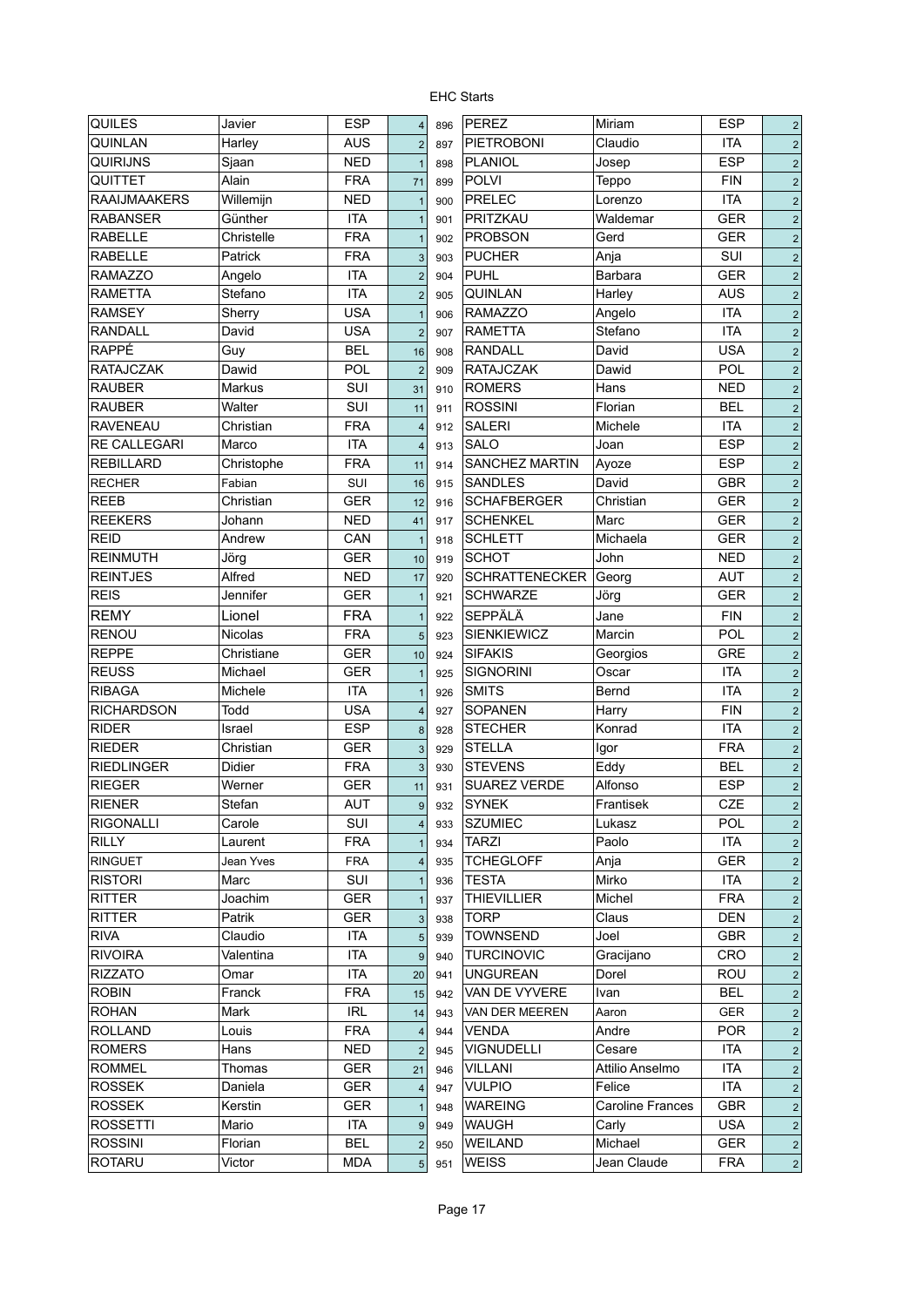EHC Starts

| | | | | | | | | |
|---|---|---|---|---|---|---|---|---|
| QUILES | Javier | ESP | 4 | 896 | PEREZ | Miriam | ESP | 2 |
| QUINLAN | Harley | AUS | 2 | 897 | PIETROBONI | Claudio | ITA | 2 |
| QUIRIJNS | Sjaan | NED | 1 | 898 | PLANIOL | Josep | ESP | 2 |
| QUITTET | Alain | FRA | 71 | 899 | POLVI | Teppo | FIN | 2 |
| RAAIJMAAKERS | Willemijn | NED | 1 | 900 | PRELEC | Lorenzo | ITA | 2 |
| RABANSER | Günther | ITA | 1 | 901 | PRITZKAU | Waldemar | GER | 2 |
| RABELLE | Christelle | FRA | 1 | 902 | PROBSON | Gerd | GER | 2 |
| RABELLE | Patrick | FRA | 3 | 903 | PUCHER | Anja | SUI | 2 |
| RAMAZZO | Angelo | ITA | 2 | 904 | PUHL | Barbara | GER | 2 |
| RAMETTA | Stefano | ITA | 2 | 905 | QUINLAN | Harley | AUS | 2 |
| RAMSEY | Sherry | USA | 1 | 906 | RAMAZZO | Angelo | ITA | 2 |
| RANDALL | David | USA | 2 | 907 | RAMETTA | Stefano | ITA | 2 |
| RAPPÉ | Guy | BEL | 16 | 908 | RANDALL | David | USA | 2 |
| RATAJCZAK | Dawid | POL | 2 | 909 | RATAJCZAK | Dawid | POL | 2 |
| RAUBER | Markus | SUI | 31 | 910 | ROMERS | Hans | NED | 2 |
| RAUBER | Walter | SUI | 11 | 911 | ROSSINI | Florian | BEL | 2 |
| RAVENEAU | Christian | FRA | 4 | 912 | SALERI | Michele | ITA | 2 |
| RE CALLEGARI | Marco | ITA | 4 | 913 | SALO | Joan | ESP | 2 |
| REBILLARD | Christophe | FRA | 11 | 914 | SANCHEZ MARTIN | Ayoze | ESP | 2 |
| RECHER | Fabian | SUI | 16 | 915 | SANDLES | David | GBR | 2 |
| REEB | Christian | GER | 12 | 916 | SCHAFBERGER | Christian | GER | 2 |
| REEKERS | Johann | NED | 41 | 917 | SCHENKEL | Marc | GER | 2 |
| REID | Andrew | CAN | 1 | 918 | SCHLETT | Michaela | GER | 2 |
| REINMUTH | Jörg | GER | 10 | 919 | SCHOT | John | NED | 2 |
| REINTJES | Alfred | NED | 17 | 920 | SCHRATTENECKER | Georg | AUT | 2 |
| REIS | Jennifer | GER | 1 | 921 | SCHWARZE | Jörg | GER | 2 |
| REMY | Lionel | FRA | 1 | 922 | SEPPÄLÄ | Jane | FIN | 2 |
| RENOU | Nicolas | FRA | 5 | 923 | SIENKIEWICZ | Marcin | POL | 2 |
| REPPE | Christiane | GER | 10 | 924 | SIFAKIS | Georgios | GRE | 2 |
| REUSS | Michael | GER | 1 | 925 | SIGNORINI | Oscar | ITA | 2 |
| RIBAGA | Michele | ITA | 1 | 926 | SMITS | Bernd | ITA | 2 |
| RICHARDSON | Todd | USA | 4 | 927 | SOPANEN | Harry | FIN | 2 |
| RIDER | Israel | ESP | 8 | 928 | STECHER | Konrad | ITA | 2 |
| RIEDER | Christian | GER | 3 | 929 | STELLA | Igor | FRA | 2 |
| RIEDLINGER | Didier | FRA | 3 | 930 | STEVENS | Eddy | BEL | 2 |
| RIEGER | Werner | GER | 11 | 931 | SUAREZ VERDE | Alfonso | ESP | 2 |
| RIENER | Stefan | AUT | 9 | 932 | SYNEK | Frantisek | CZE | 2 |
| RIGONALLI | Carole | SUI | 4 | 933 | SZUMIEC | Lukasz | POL | 2 |
| RILLY | Laurent | FRA | 1 | 934 | TARZI | Paolo | ITA | 2 |
| RINGUET | Jean Yves | FRA | 4 | 935 | TCHEGLOFF | Anja | GER | 2 |
| RISTORI | Marc | SUI | 1 | 936 | TESTA | Mirko | ITA | 2 |
| RITTER | Joachim | GER | 1 | 937 | THIEVILLIER | Michel | FRA | 2 |
| RITTER | Patrik | GER | 3 | 938 | TORP | Claus | DEN | 2 |
| RIVA | Claudio | ITA | 5 | 939 | TOWNSEND | Joel | GBR | 2 |
| RIVOIRA | Valentina | ITA | 9 | 940 | TURCINOVIC | Gracijano | CRO | 2 |
| RIZZATO | Omar | ITA | 20 | 941 | UNGUREAN | Dorel | ROU | 2 |
| ROBIN | Franck | FRA | 15 | 942 | VAN DE VYVERE | Ivan | BEL | 2 |
| ROHAN | Mark | IRL | 14 | 943 | VAN DER MEEREN | Aaron | GER | 2 |
| ROLLAND | Louis | FRA | 4 | 944 | VENDA | Andre | POR | 2 |
| ROMERS | Hans | NED | 2 | 945 | VIGNUDELLI | Cesare | ITA | 2 |
| ROMMEL | Thomas | GER | 21 | 946 | VILLANI | Attilio Anselmo | ITA | 2 |
| ROSSEK | Daniela | GER | 4 | 947 | VULPIO | Felice | ITA | 2 |
| ROSSEK | Kerstin | GER | 1 | 948 | WAREING | Caroline Frances | GBR | 2 |
| ROSSETTI | Mario | ITA | 9 | 949 | WAUGH | Carly | USA | 2 |
| ROSSINI | Florian | BEL | 2 | 950 | WEILAND | Michael | GER | 2 |
| ROTARU | Victor | MDA | 5 | 951 | WEISS | Jean Claude | FRA | 2 |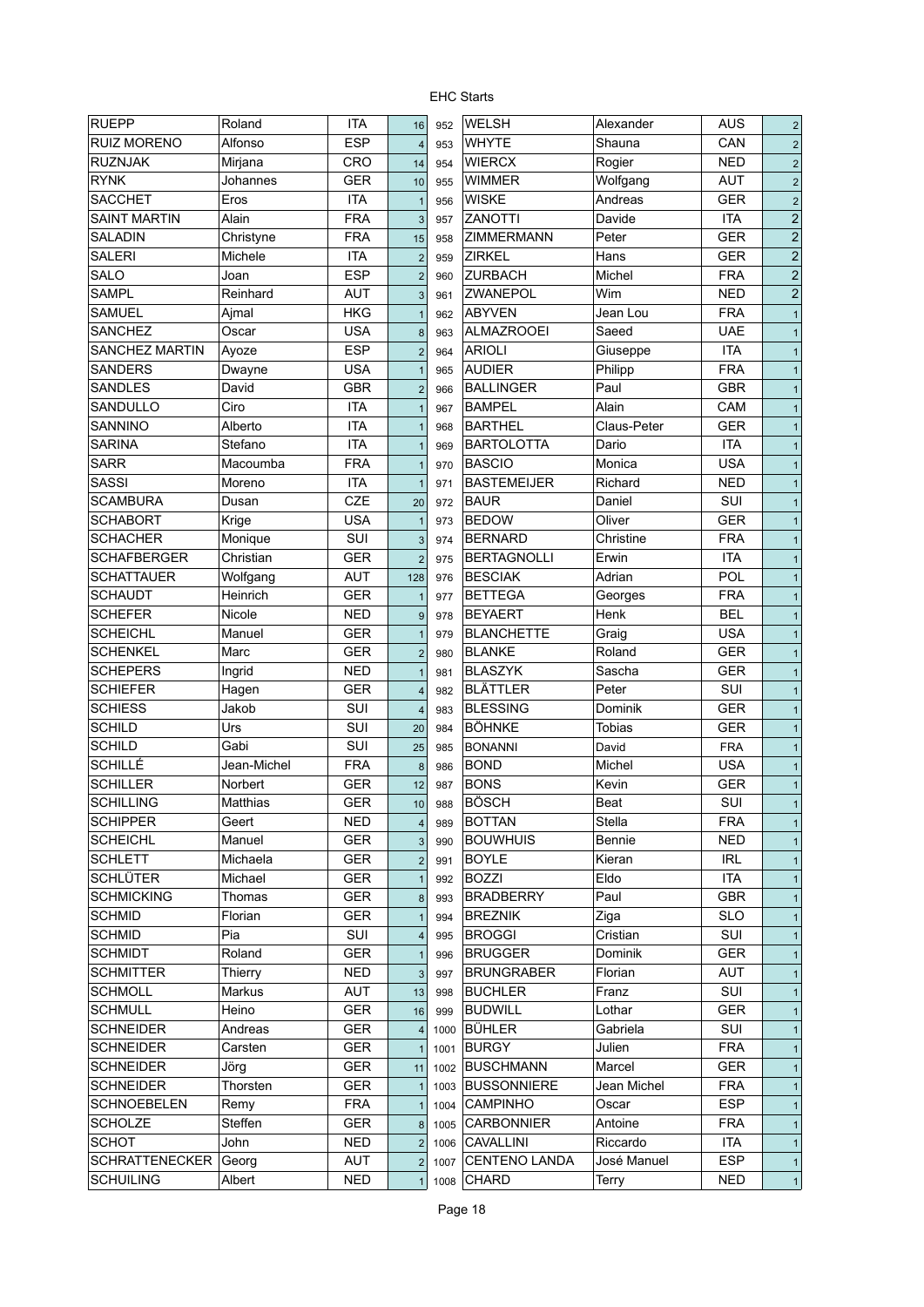EHC Starts

| | | | | | | | | |
|---|---|---|---|---|---|---|---|---|
| RUEPP | Roland | ITA | 16 | 952 | WELSH | Alexander | AUS | 2 |
| RUIZ MORENO | Alfonso | ESP | 4 | 953 | WHYTE | Shauna | CAN | 2 |
| RUZNJAK | Mirjana | CRO | 14 | 954 | WIERCX | Rogier | NED | 2 |
| RYNK | Johannes | GER | 10 | 955 | WIMMER | Wolfgang | AUT | 2 |
| SACCHET | Eros | ITA | 1 | 956 | WISKE | Andreas | GER | 2 |
| SAINT MARTIN | Alain | FRA | 3 | 957 | ZANOTTI | Davide | ITA | 2 |
| SALADIN | Christyne | FRA | 15 | 958 | ZIMMERMANN | Peter | GER | 2 |
| SALERI | Michele | ITA | 2 | 959 | ZIRKEL | Hans | GER | 2 |
| SALO | Joan | ESP | 2 | 960 | ZURBACH | Michel | FRA | 2 |
| SAMPL | Reinhard | AUT | 3 | 961 | ZWANEPOL | Wim | NED | 2 |
| SAMUEL | Ajmal | HKG | 1 | 962 | ABYVEN | Jean Lou | FRA | 1 |
| SANCHEZ | Oscar | USA | 8 | 963 | ALMAZROOEI | Saeed | UAE | 1 |
| SANCHEZ MARTIN | Ayoze | ESP | 2 | 964 | ARIOLI | Giuseppe | ITA | 1 |
| SANDERS | Dwayne | USA | 1 | 965 | AUDIER | Philipp | FRA | 1 |
| SANDLES | David | GBR | 2 | 966 | BALLINGER | Paul | GBR | 1 |
| SANDULLO | Ciro | ITA | 1 | 967 | BAMPEL | Alain | CAM | 1 |
| SANNINO | Alberto | ITA | 1 | 968 | BARTHEL | Claus-Peter | GER | 1 |
| SARINA | Stefano | ITA | 1 | 969 | BARTOLOTTA | Dario | ITA | 1 |
| SARR | Macoumba | FRA | 1 | 970 | BASCIO | Monica | USA | 1 |
| SASSI | Moreno | ITA | 1 | 971 | BASTEMEIJER | Richard | NED | 1 |
| SCAMBURA | Dusan | CZE | 20 | 972 | BAUR | Daniel | SUI | 1 |
| SCHABORT | Krige | USA | 1 | 973 | BEDOW | Oliver | GER | 1 |
| SCHACHER | Monique | SUI | 3 | 974 | BERNARD | Christine | FRA | 1 |
| SCHAFBERGER | Christian | GER | 2 | 975 | BERTAGNOLLI | Erwin | ITA | 1 |
| SCHATTAUER | Wolfgang | AUT | 128 | 976 | BESCIAK | Adrian | POL | 1 |
| SCHAUDT | Heinrich | GER | 1 | 977 | BETTEGA | Georges | FRA | 1 |
| SCHEFER | Nicole | NED | 9 | 978 | BEYAERT | Henk | BEL | 1 |
| SCHEICHL | Manuel | GER | 1 | 979 | BLANCHETTE | Graig | USA | 1 |
| SCHENKEL | Marc | GER | 2 | 980 | BLANKE | Roland | GER | 1 |
| SCHEPERS | Ingrid | NED | 1 | 981 | BLASZYK | Sascha | GER | 1 |
| SCHIEFER | Hagen | GER | 4 | 982 | BLÄTTLER | Peter | SUI | 1 |
| SCHIESS | Jakob | SUI | 4 | 983 | BLESSING | Dominik | GER | 1 |
| SCHILD | Urs | SUI | 20 | 984 | BÖHNKE | Tobias | GER | 1 |
| SCHILD | Gabi | SUI | 25 | 985 | BONANNI | David | FRA | 1 |
| SCHILLÉ | Jean-Michel | FRA | 8 | 986 | BOND | Michel | USA | 1 |
| SCHILLER | Norbert | GER | 12 | 987 | BONS | Kevin | GER | 1 |
| SCHILLING | Matthias | GER | 10 | 988 | BÖSCH | Beat | SUI | 1 |
| SCHIPPER | Geert | NED | 4 | 989 | BOTTAN | Stella | FRA | 1 |
| SCHEICHL | Manuel | GER | 3 | 990 | BOUWHUIS | Bennie | NED | 1 |
| SCHLETT | Michaela | GER | 2 | 991 | BOYLE | Kieran | IRL | 1 |
| SCHLÜTER | Michael | GER | 1 | 992 | BOZZI | Eldo | ITA | 1 |
| SCHMICKING | Thomas | GER | 8 | 993 | BRADBERRY | Paul | GBR | 1 |
| SCHMID | Florian | GER | 1 | 994 | BREZNIK | Ziga | SLO | 1 |
| SCHMID | Pia | SUI | 4 | 995 | BROGGI | Cristian | SUI | 1 |
| SCHMIDT | Roland | GER | 1 | 996 | BRUGGER | Dominik | GER | 1 |
| SCHMITTER | Thierry | NED | 3 | 997 | BRUNGRABER | Florian | AUT | 1 |
| SCHMOLL | Markus | AUT | 13 | 998 | BUCHLER | Franz | SUI | 1 |
| SCHMULL | Heino | GER | 16 | 999 | BUDWILL | Lothar | GER | 1 |
| SCHNEIDER | Andreas | GER | 4 | 1000 | BÜHLER | Gabriela | SUI | 1 |
| SCHNEIDER | Carsten | GER | 1 | 1001 | BURGY | Julien | FRA | 1 |
| SCHNEIDER | Jörg | GER | 11 | 1002 | BUSCHMANN | Marcel | GER | 1 |
| SCHNEIDER | Thorsten | GER | 1 | 1003 | BUSSONNIERE | Jean Michel | FRA | 1 |
| SCHNOEBELEN | Remy | FRA | 1 | 1004 | CAMPINHO | Oscar | ESP | 1 |
| SCHOLZE | Steffen | GER | 8 | 1005 | CARBONNIER | Antoine | FRA | 1 |
| SCHOT | John | NED | 2 | 1006 | CAVALLINI | Riccardo | ITA | 1 |
| SCHRATTENECKER | Georg | AUT | 2 | 1007 | CENTENO LANDA | José Manuel | ESP | 1 |
| SCHUILING | Albert | NED | 1 | 1008 | CHARD | Terry | NED | 1 |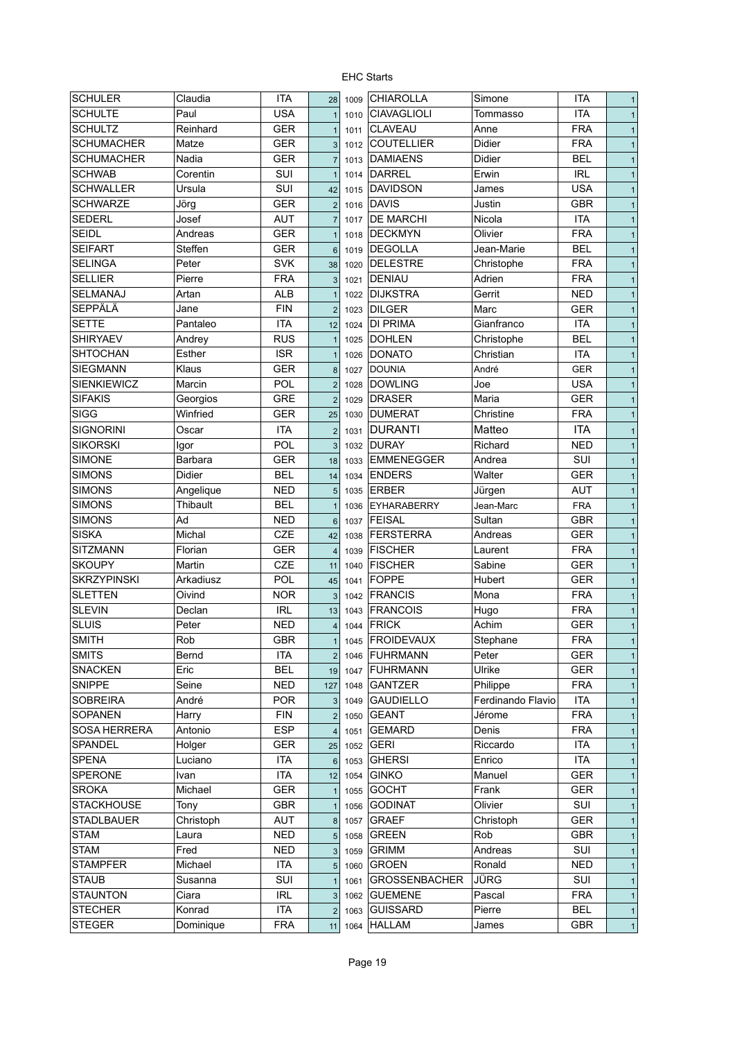# EHC Starts

| | | | | | | | | |
|---|---|---|---|---|---|---|---|---|
| SCHULER | Claudia | ITA | 28 | 1009 | CHIAROLLA | Simone | ITA | 1 |
| SCHULTE | Paul | USA | 1 | 1010 | CIAVAGLIOLI | Tommasso | ITA | 1 |
| SCHULTZ | Reinhard | GER | 1 | 1011 | CLAVEAU | Anne | FRA | 1 |
| SCHUMACHER | Matze | GER | 3 | 1012 | COUTELLIER | Didier | FRA | 1 |
| SCHUMACHER | Nadia | GER | 7 | 1013 | DAMIAENS | Didier | BEL | 1 |
| SCHWAB | Corentin | SUI | 1 | 1014 | DARREL | Erwin | IRL | 1 |
| SCHWALLER | Ursula | SUI | 42 | 1015 | DAVIDSON | James | USA | 1 |
| SCHWARZE | Jörg | GER | 2 | 1016 | DAVIS | Justin | GBR | 1 |
| SEDERL | Josef | AUT | 7 | 1017 | DE MARCHI | Nicola | ITA | 1 |
| SEIDL | Andreas | GER | 1 | 1018 | DECKMYN | Olivier | FRA | 1 |
| SEIFART | Steffen | GER | 6 | 1019 | DEGOLLA | Jean-Marie | BEL | 1 |
| SELINGA | Peter | SVK | 38 | 1020 | DELESTRE | Christophe | FRA | 1 |
| SELLIER | Pierre | FRA | 3 | 1021 | DENIAU | Adrien | FRA | 1 |
| SELMANAJ | Artan | ALB | 1 | 1022 | DIJKSTRA | Gerrit | NED | 1 |
| SEPPÄLÄ | Jane | FIN | 2 | 1023 | DILGER | Marc | GER | 1 |
| SETTE | Pantaleo | ITA | 12 | 1024 | DI PRIMA | Gianfranco | ITA | 1 |
| SHIRYAEV | Andrey | RUS | 1 | 1025 | DOHLEN | Christophe | BEL | 1 |
| SHTOCHAN | Esther | ISR | 1 | 1026 | DONATO | Christian | ITA | 1 |
| SIEGMANN | Klaus | GER | 8 | 1027 | DOUNIA | André | GER | 1 |
| SIENKIEWICZ | Marcin | POL | 2 | 1028 | DOWLING | Joe | USA | 1 |
| SIFAKIS | Georgios | GRE | 2 | 1029 | DRASER | Maria | GER | 1 |
| SIGG | Winfried | GER | 25 | 1030 | DUMERAT | Christine | FRA | 1 |
| SIGNORINI | Oscar | ITA | 2 | 1031 | DURANTI | Matteo | ITA | 1 |
| SIKORSKI | Igor | POL | 3 | 1032 | DURAY | Richard | NED | 1 |
| SIMONE | Barbara | GER | 18 | 1033 | EMMENEGGER | Andrea | SUI | 1 |
| SIMONS | Didier | BEL | 14 | 1034 | ENDERS | Walter | GER | 1 |
| SIMONS | Angelique | NED | 5 | 1035 | ERBER | Jürgen | AUT | 1 |
| SIMONS | Thibault | BEL | 1 | 1036 | EYHARABERRY | Jean-Marc | FRA | 1 |
| SIMONS | Ad | NED | 6 | 1037 | FEISAL | Sultan | GBR | 1 |
| SISKA | Michal | CZE | 42 | 1038 | FERSTERRA | Andreas | GER | 1 |
| SITZMANN | Florian | GER | 4 | 1039 | FISCHER | Laurent | FRA | 1 |
| SKOUPY | Martin | CZE | 11 | 1040 | FISCHER | Sabine | GER | 1 |
| SKRZYPINSKI | Arkadiusz | POL | 45 | 1041 | FOPPE | Hubert | GER | 1 |
| SLETTEN | Oivind | NOR | 3 | 1042 | FRANCIS | Mona | FRA | 1 |
| SLEVIN | Declan | IRL | 13 | 1043 | FRANCOIS | Hugo | FRA | 1 |
| SLUIS | Peter | NED | 4 | 1044 | FRICK | Achim | GER | 1 |
| SMITH | Rob | GBR | 1 | 1045 | FROIDEVAUX | Stephane | FRA | 1 |
| SMITS | Bernd | ITA | 2 | 1046 | FUHRMANN | Peter | GER | 1 |
| SNACKEN | Eric | BEL | 19 | 1047 | FUHRMANN | Ulrike | GER | 1 |
| SNIPPE | Seine | NED | 127 | 1048 | GANTZER | Philippe | FRA | 1 |
| SOBREIRA | André | POR | 3 | 1049 | GAUDIELLO | Ferdinando Flavio | ITA | 1 |
| SOPANEN | Harry | FIN | 2 | 1050 | GEANT | Jérome | FRA | 1 |
| SOSA HERRERA | Antonio | ESP | 4 | 1051 | GEMARD | Denis | FRA | 1 |
| SPANDEL | Holger | GER | 25 | 1052 | GERI | Riccardo | ITA | 1 |
| SPENA | Luciano | ITA | 6 | 1053 | GHERSI | Enrico | ITA | 1 |
| SPERONE | Ivan | ITA | 12 | 1054 | GINKO | Manuel | GER | 1 |
| SROKA | Michael | GER | 1 | 1055 | GOCHT | Frank | GER | 1 |
| STACKHOUSE | Tony | GBR | 1 | 1056 | GODINAT | Olivier | SUI | 1 |
| STADLBAUER | Christoph | AUT | 8 | 1057 | GRAEF | Christoph | GER | 1 |
| STAM | Laura | NED | 5 | 1058 | GREEN | Rob | GBR | 1 |
| STAM | Fred | NED | 3 | 1059 | GRIMM | Andreas | SUI | 1 |
| STAMPFER | Michael | ITA | 5 | 1060 | GROEN | Ronald | NED | 1 |
| STAUB | Susanna | SUI | 1 | 1061 | GROSSENBACHER | JÜRG | SUI | 1 |
| STAUNTON | Ciara | IRL | 3 | 1062 | GUEMENE | Pascal | FRA | 1 |
| STECHER | Konrad | ITA | 2 | 1063 | GUISSARD | Pierre | BEL | 1 |
| STEGER | Dominique | FRA | 11 | 1064 | HALLAM | James | GBR | 1 |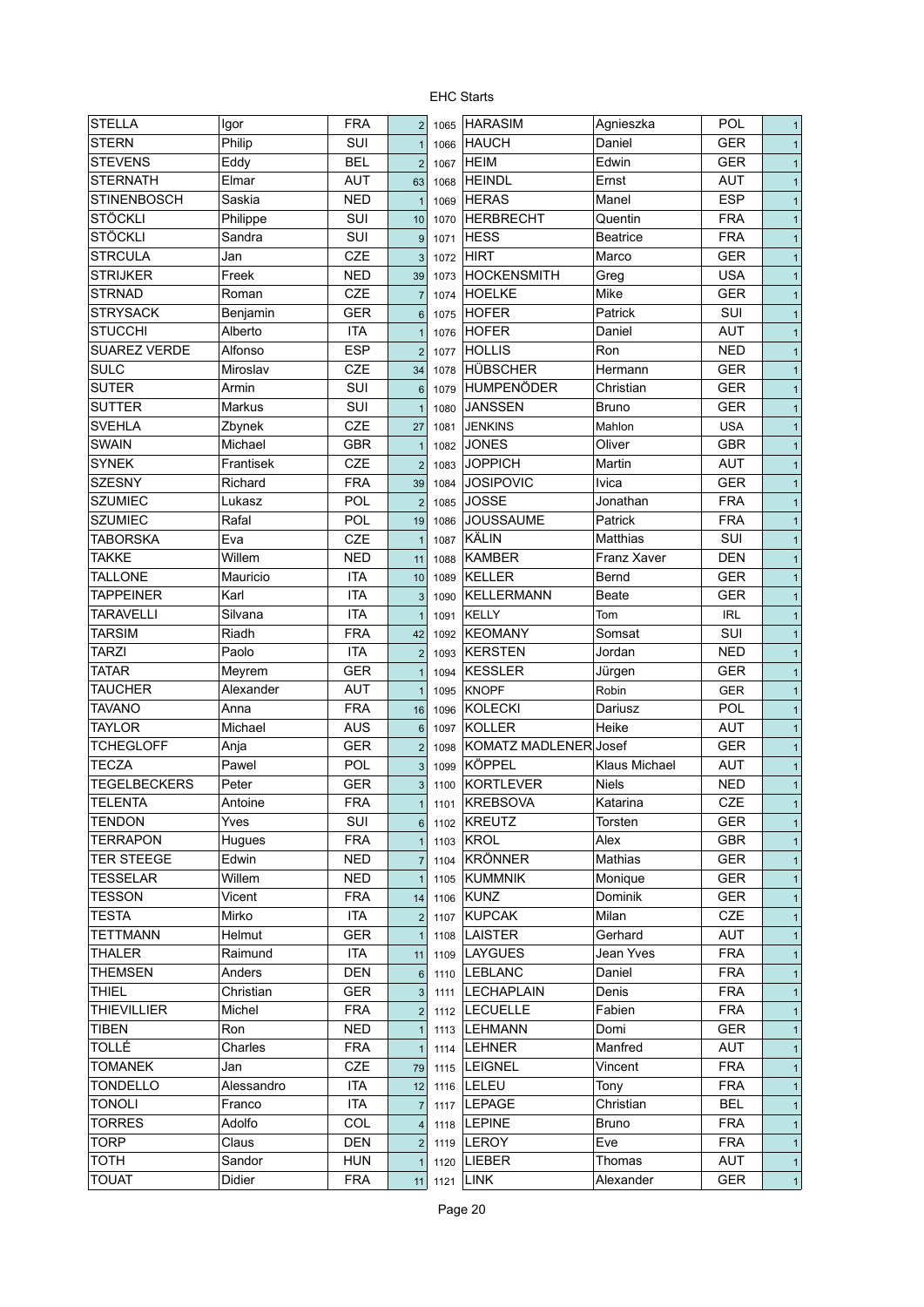# EHC Starts

| | | | | | | | | |
|---|---|---|---|---|---|---|---|---|
| STELLA | Igor | FRA | 2 | 1065 | HARASIM | Agnieszka | POL | 1 |
| STERN | Philip | SUI | 1 | 1066 | HAUCH | Daniel | GER | 1 |
| STEVENS | Eddy | BEL | 2 | 1067 | HEIM | Edwin | GER | 1 |
| STERNATH | Elmar | AUT | 63 | 1068 | HEINDL | Ernst | AUT | 1 |
| STINENBOSCH | Saskia | NED | 1 | 1069 | HERAS | Manel | ESP | 1 |
| STÖCKLI | Philippe | SUI | 10 | 1070 | HERBRECHT | Quentin | FRA | 1 |
| STÖCKLI | Sandra | SUI | 9 | 1071 | HESS | Beatrice | FRA | 1 |
| STRCULA | Jan | CZE | 3 | 1072 | HIRT | Marco | GER | 1 |
| STRIJKER | Freek | NED | 39 | 1073 | HOCKENSMITH | Greg | USA | 1 |
| STRNAD | Roman | CZE | 7 | 1074 | HOELKE | Mike | GER | 1 |
| STRYSACK | Benjamin | GER | 6 | 1075 | HOFER | Patrick | SUI | 1 |
| STUCCHI | Alberto | ITA | 1 | 1076 | HOFER | Daniel | AUT | 1 |
| SUAREZ VERDE | Alfonso | ESP | 2 | 1077 | HOLLIS | Ron | NED | 1 |
| SULC | Miroslav | CZE | 34 | 1078 | HÜBSCHER | Hermann | GER | 1 |
| SUTER | Armin | SUI | 6 | 1079 | HUMPENÖDER | Christian | GER | 1 |
| SUTTER | Markus | SUI | 1 | 1080 | JANSSEN | Bruno | GER | 1 |
| SVEHLA | Zbynek | CZE | 27 | 1081 | JENKINS | Mahlon | USA | 1 |
| SWAIN | Michael | GBR | 1 | 1082 | JONES | Oliver | GBR | 1 |
| SYNEK | Frantisek | CZE | 2 | 1083 | JOPPICH | Martin | AUT | 1 |
| SZESNY | Richard | FRA | 39 | 1084 | JOSIPOVIC | Ivica | GER | 1 |
| SZUMIEC | Lukasz | POL | 2 | 1085 | JOSSE | Jonathan | FRA | 1 |
| SZUMIEC | Rafal | POL | 19 | 1086 | JOUSSAUME | Patrick | FRA | 1 |
| TABORSKA | Eva | CZE | 1 | 1087 | KÄLIN | Matthias | SUI | 1 |
| TAKKE | Willem | NED | 11 | 1088 | KAMBER | Franz Xaver | DEN | 1 |
| TALLONE | Mauricio | ITA | 10 | 1089 | KELLER | Bernd | GER | 1 |
| TAPPEINER | Karl | ITA | 3 | 1090 | KELLERMANN | Beate | GER | 1 |
| TARAVELLI | Silvana | ITA | 1 | 1091 | KELLY | Tom | IRL | 1 |
| TARSIM | Riadh | FRA | 42 | 1092 | KEOMANY | Somsat | SUI | 1 |
| TARZI | Paolo | ITA | 2 | 1093 | KERSTEN | Jordan | NED | 1 |
| TATAR | Meyrem | GER | 1 | 1094 | KESSLER | Jürgen | GER | 1 |
| TAUCHER | Alexander | AUT | 1 | 1095 | KNOPF | Robin | GER | 1 |
| TAVANO | Anna | FRA | 16 | 1096 | KOLECKI | Dariusz | POL | 1 |
| TAYLOR | Michael | AUS | 6 | 1097 | KOLLER | Heike | AUT | 1 |
| TCHEGLOFF | Anja | GER | 2 | 1098 | KOMATZ MADLENER | Josef | GER | 1 |
| TECZA | Pawel | POL | 3 | 1099 | KÖPPEL | Klaus Michael | AUT | 1 |
| TEGELBECKERS | Peter | GER | 3 | 1100 | KORTLEVER | Niels | NED | 1 |
| TELENTA | Antoine | FRA | 1 | 1101 | KREBSOVA | Katarina | CZE | 1 |
| TENDON | Yves | SUI | 6 | 1102 | KREUTZ | Torsten | GER | 1 |
| TERRAPON | Hugues | FRA | 1 | 1103 | KROL | Alex | GBR | 1 |
| TER STEEGE | Edwin | NED | 7 | 1104 | KRÖNNER | Mathias | GER | 1 |
| TESSELAR | Willem | NED | 1 | 1105 | KUMMNIK | Monique | GER | 1 |
| TESSON | Vicent | FRA | 14 | 1106 | KUNZ | Dominik | GER | 1 |
| TESTA | Mirko | ITA | 2 | 1107 | KUPCAK | Milan | CZE | 1 |
| TETTMANN | Helmut | GER | 1 | 1108 | LAISTER | Gerhard | AUT | 1 |
| THALER | Raimund | ITA | 11 | 1109 | LAYGUES | Jean Yves | FRA | 1 |
| THEMSEN | Anders | DEN | 6 | 1110 | LEBLANC | Daniel | FRA | 1 |
| THIEL | Christian | GER | 3 | 1111 | LECHAPLAIN | Denis | FRA | 1 |
| THIEVILLIER | Michel | FRA | 2 | 1112 | LECUELLE | Fabien | FRA | 1 |
| TIBEN | Ron | NED | 1 | 1113 | LEHMANN | Domi | GER | 1 |
| TOLLÉ | Charles | FRA | 1 | 1114 | LEHNER | Manfred | AUT | 1 |
| TOMANEK | Jan | CZE | 79 | 1115 | LEIGNEL | Vincent | FRA | 1 |
| TONDELLO | Alessandro | ITA | 12 | 1116 | LELEU | Tony | FRA | 1 |
| TONOLI | Franco | ITA | 7 | 1117 | LEPAGE | Christian | BEL | 1 |
| TORRES | Adolfo | COL | 4 | 1118 | LEPINE | Bruno | FRA | 1 |
| TORP | Claus | DEN | 2 | 1119 | LEROY | Eve | FRA | 1 |
| TOTH | Sandor | HUN | 1 | 1120 | LIEBER | Thomas | AUT | 1 |
| TOUAT | Didier | FRA | 11 | 1121 | LINK | Alexander | GER | 1 |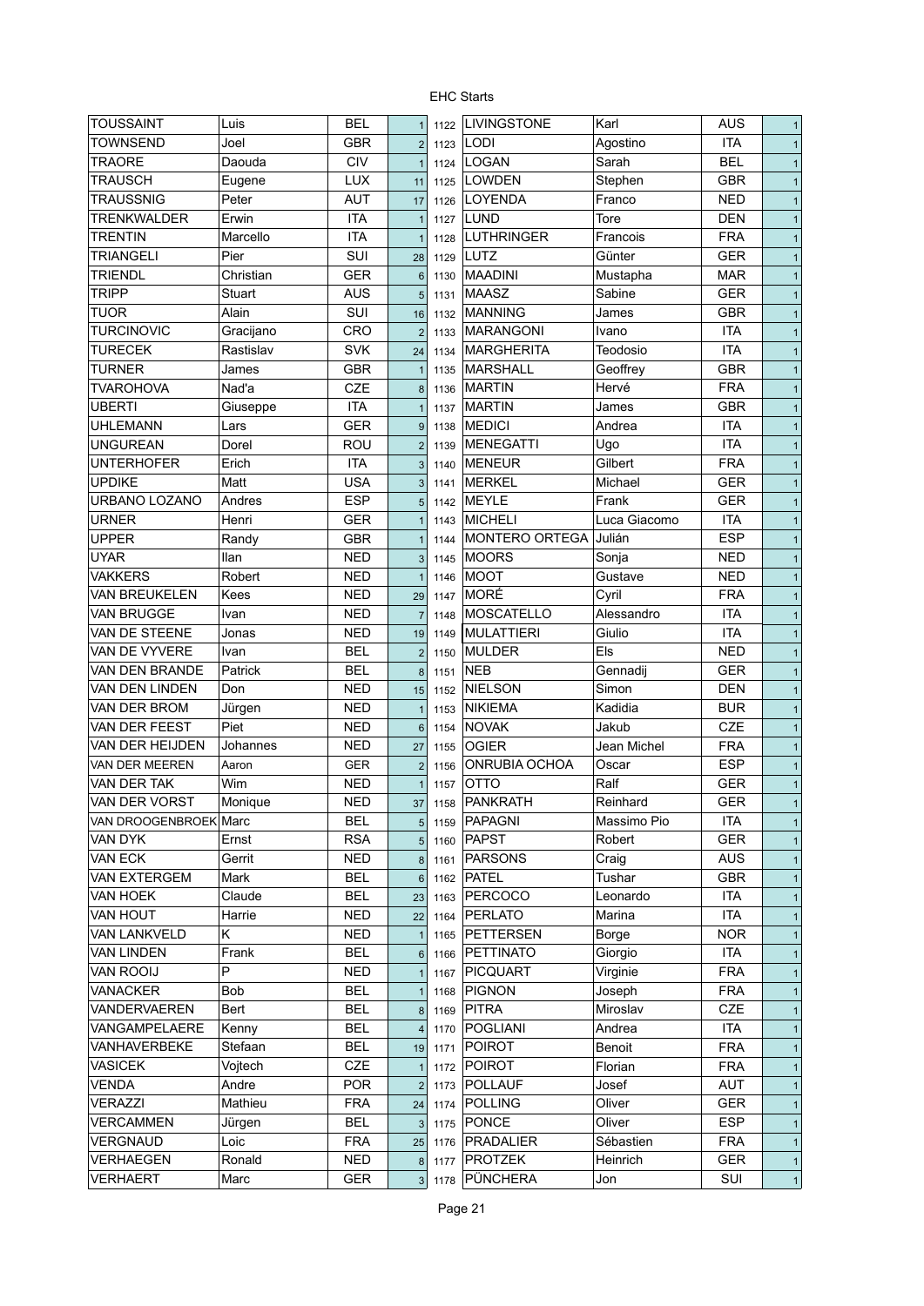EHC Starts

| | | | | | | | | |
|---|---|---|---|---|---|---|---|---|
| TOUSSAINT | Luis | BEL | 1 | 1122 | LIVINGSTONE | Karl | AUS | 1 |
| TOWNSEND | Joel | GBR | 2 | 1123 | LODI | Agostino | ITA | 1 |
| TRAORE | Daouda | CIV | 1 | 1124 | LOGAN | Sarah | BEL | 1 |
| TRAUSCH | Eugene | LUX | 11 | 1125 | LOWDEN | Stephen | GBR | 1 |
| TRAUSSNIG | Peter | AUT | 17 | 1126 | LOYENDA | Franco | NED | 1 |
| TRENKWALDER | Erwin | ITA | 1 | 1127 | LUND | Tore | DEN | 1 |
| TRENTIN | Marcello | ITA | 1 | 1128 | LUTHRINGER | Francois | FRA | 1 |
| TRIANGELI | Pier | SUI | 28 | 1129 | LUTZ | Günter | GER | 1 |
| TRIENDL | Christian | GER | 6 | 1130 | MAADINI | Mustapha | MAR | 1 |
| TRIPP | Stuart | AUS | 5 | 1131 | MAASZ | Sabine | GER | 1 |
| TUOR | Alain | SUI | 16 | 1132 | MANNING | James | GBR | 1 |
| TURCINOVIC | Gracijano | CRO | 2 | 1133 | MARANGONI | Ivano | ITA | 1 |
| TURECEK | Rastislav | SVK | 24 | 1134 | MARGHERITA | Teodosio | ITA | 1 |
| TURNER | James | GBR | 1 | 1135 | MARSHALL | Geoffrey | GBR | 1 |
| TVAROHOVA | Nad'a | CZE | 8 | 1136 | MARTIN | Hervé | FRA | 1 |
| UBERTI | Giuseppe | ITA | 1 | 1137 | MARTIN | James | GBR | 1 |
| UHLEMANN | Lars | GER | 9 | 1138 | MEDICI | Andrea | ITA | 1 |
| UNGUREAN | Dorel | ROU | 2 | 1139 | MENEGATTI | Ugo | ITA | 1 |
| UNTERHOFER | Erich | ITA | 3 | 1140 | MENEUR | Gilbert | FRA | 1 |
| UPDIKE | Matt | USA | 3 | 1141 | MERKEL | Michael | GER | 1 |
| URBANO LOZANO | Andres | ESP | 5 | 1142 | MEYLE | Frank | GER | 1 |
| URNER | Henri | GER | 1 | 1143 | MICHELI | Luca Giacomo | ITA | 1 |
| UPPER | Randy | GBR | 1 | 1144 | MONTERO ORTEGA | Julián | ESP | 1 |
| UYAR | Ilan | NED | 3 | 1145 | MOORS | Sonja | NED | 1 |
| VAKKERS | Robert | NED | 1 | 1146 | MOOT | Gustave | NED | 1 |
| VAN BREUKELEN | Kees | NED | 29 | 1147 | MORÉ | Cyril | FRA | 1 |
| VAN BRUGGE | Ivan | NED | 7 | 1148 | MOSCATELLO | Alessandro | ITA | 1 |
| VAN DE STEENE | Jonas | NED | 19 | 1149 | MULATTIERI | Giulio | ITA | 1 |
| VAN DE VYVERE | Ivan | BEL | 2 | 1150 | MULDER | Els | NED | 1 |
| VAN DEN BRANDE | Patrick | BEL | 8 | 1151 | NEB | Gennadij | GER | 1 |
| VAN DEN LINDEN | Don | NED | 15 | 1152 | NIELSON | Simon | DEN | 1 |
| VAN DER BROM | Jürgen | NED | 1 | 1153 | NIKIEMA | Kadidia | BUR | 1 |
| VAN DER FEEST | Piet | NED | 6 | 1154 | NOVAK | Jakub | CZE | 1 |
| VAN DER HEIJDEN | Johannes | NED | 27 | 1155 | OGIER | Jean Michel | FRA | 1 |
| VAN DER MEEREN | Aaron | GER | 2 | 1156 | ONRUBIA OCHOA | Oscar | ESP | 1 |
| VAN DER TAK | Wim | NED | 1 | 1157 | OTTO | Ralf | GER | 1 |
| VAN DER VORST | Monique | NED | 37 | 1158 | PANKRATH | Reinhard | GER | 1 |
| VAN DROOGENBROEK | Marc | BEL | 5 | 1159 | PAPAGNI | Massimo Pio | ITA | 1 |
| VAN DYK | Ernst | RSA | 5 | 1160 | PAPST | Robert | GER | 1 |
| VAN ECK | Gerrit | NED | 8 | 1161 | PARSONS | Craig | AUS | 1 |
| VAN EXTERGEM | Mark | BEL | 6 | 1162 | PATEL | Tushar | GBR | 1 |
| VAN HOEK | Claude | BEL | 23 | 1163 | PERCOCO | Leonardo | ITA | 1 |
| VAN HOUT | Harrie | NED | 22 | 1164 | PERLATO | Marina | ITA | 1 |
| VAN LANKVELD | K | NED | 1 | 1165 | PETTERSEN | Borge | NOR | 1 |
| VAN LINDEN | Frank | BEL | 6 | 1166 | PETTINATO | Giorgio | ITA | 1 |
| VAN ROOIJ | P | NED | 1 | 1167 | PICQUART | Virginie | FRA | 1 |
| VANACKER | Bob | BEL | 1 | 1168 | PIGNON | Joseph | FRA | 1 |
| VANDERVAEREN | Bert | BEL | 8 | 1169 | PITRA | Miroslav | CZE | 1 |
| VANGAMPELAERE | Kenny | BEL | 4 | 1170 | POGLIANI | Andrea | ITA | 1 |
| VANHAVERBEKE | Stefaan | BEL | 19 | 1171 | POIROT | Benoit | FRA | 1 |
| VASICEK | Vojtech | CZE | 1 | 1172 | POIROT | Florian | FRA | 1 |
| VENDA | Andre | POR | 2 | 1173 | POLLAUF | Josef | AUT | 1 |
| VERAZZI | Mathieu | FRA | 24 | 1174 | POLLING | Oliver | GER | 1 |
| VERCAMMEN | Jürgen | BEL | 3 | 1175 | PONCE | Oliver | ESP | 1 |
| VERGNAUD | Loic | FRA | 25 | 1176 | PRADALIER | Sébastien | FRA | 1 |
| VERHAEGEN | Ronald | NED | 8 | 1177 | PROTZEK | Heinrich | GER | 1 |
| VERHAERT | Marc | GER | 3 | 1178 | PÜNCHERA | Jon | SUI | 1 |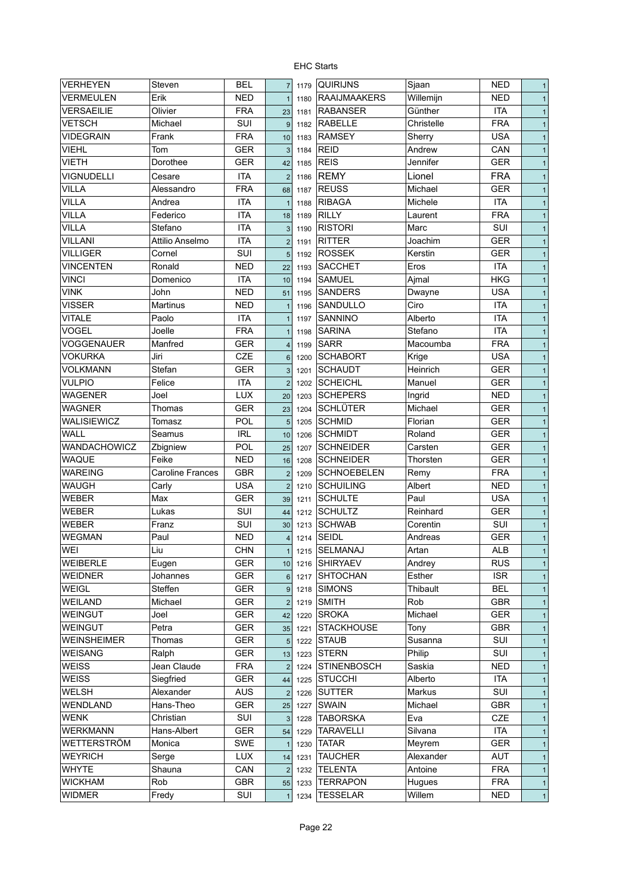EHC Starts

| | | | | | | | | |
|---|---|---|---|---|---|---|---|---|
| VERHEYEN | Steven | BEL | 7 | 1179 | QUIRIJNS | Sjaan | NED | 1 |
| VERMEULEN | Erik | NED | 1 | 1180 | RAAIJMAAKERS | Willemijn | NED | 1 |
| VERSAEILIE | Olivier | FRA | 23 | 1181 | RABANSER | Günther | ITA | 1 |
| VETSCH | Michael | SUI | 9 | 1182 | RABELLE | Christelle | FRA | 1 |
| VIDEGRAIN | Frank | FRA | 10 | 1183 | RAMSEY | Sherry | USA | 1 |
| VIEHL | Tom | GER | 3 | 1184 | REID | Andrew | CAN | 1 |
| VIETH | Dorothee | GER | 42 | 1185 | REIS | Jennifer | GER | 1 |
| VIGNUDELLI | Cesare | ITA | 2 | 1186 | REMY | Lionel | FRA | 1 |
| VILLA | Alessandro | FRA | 68 | 1187 | REUSS | Michael | GER | 1 |
| VILLA | Andrea | ITA | 1 | 1188 | RIBAGA | Michele | ITA | 1 |
| VILLA | Federico | ITA | 18 | 1189 | RILLY | Laurent | FRA | 1 |
| VILLA | Stefano | ITA | 3 | 1190 | RISTORI | Marc | SUI | 1 |
| VILLANI | Attilio Anselmo | ITA | 2 | 1191 | RITTER | Joachim | GER | 1 |
| VILLIGER | Cornel | SUI | 5 | 1192 | ROSSEK | Kerstin | GER | 1 |
| VINCENTEN | Ronald | NED | 22 | 1193 | SACCHET | Eros | ITA | 1 |
| VINCI | Domenico | ITA | 10 | 1194 | SAMUEL | Ajmal | HKG | 1 |
| VINK | John | NED | 51 | 1195 | SANDERS | Dwayne | USA | 1 |
| VISSER | Martinus | NED | 1 | 1196 | SANDULLO | Ciro | ITA | 1 |
| VITALE | Paolo | ITA | 1 | 1197 | SANNINO | Alberto | ITA | 1 |
| VOGEL | Joelle | FRA | 1 | 1198 | SARINA | Stefano | ITA | 1 |
| VOGGENAUER | Manfred | GER | 4 | 1199 | SARR | Macoumba | FRA | 1 |
| VOKURKA | Jiri | CZE | 6 | 1200 | SCHABORT | Krige | USA | 1 |
| VOLKMANN | Stefan | GER | 3 | 1201 | SCHAUDT | Heinrich | GER | 1 |
| VULPIO | Felice | ITA | 2 | 1202 | SCHEICHL | Manuel | GER | 1 |
| WAGENER | Joel | LUX | 20 | 1203 | SCHEPERS | Ingrid | NED | 1 |
| WAGNER | Thomas | GER | 23 | 1204 | SCHLÜTER | Michael | GER | 1 |
| WALISIEWICZ | Tomasz | POL | 5 | 1205 | SCHMID | Florian | GER | 1 |
| WALL | Seamus | IRL | 10 | 1206 | SCHMIDT | Roland | GER | 1 |
| WANDACHOWICZ | Zbigniew | POL | 25 | 1207 | SCHNEIDER | Carsten | GER | 1 |
| WAQUE | Feike | NED | 16 | 1208 | SCHNEIDER | Thorsten | GER | 1 |
| WAREING | Caroline Frances | GBR | 2 | 1209 | SCHNOEBELEN | Remy | FRA | 1 |
| WAUGH | Carly | USA | 2 | 1210 | SCHUILING | Albert | NED | 1 |
| WEBER | Max | GER | 39 | 1211 | SCHULTE | Paul | USA | 1 |
| WEBER | Lukas | SUI | 44 | 1212 | SCHULTZ | Reinhard | GER | 1 |
| WEBER | Franz | SUI | 30 | 1213 | SCHWAB | Corentin | SUI | 1 |
| WEGMAN | Paul | NED | 4 | 1214 | SEIDL | Andreas | GER | 1 |
| WEI | Liu | CHN | 1 | 1215 | SELMANAJ | Artan | ALB | 1 |
| WEIBERLE | Eugen | GER | 10 | 1216 | SHIRYAEV | Andrey | RUS | 1 |
| WEIDNER | Johannes | GER | 6 | 1217 | SHTOCHAN | Esther | ISR | 1 |
| WEIGL | Steffen | GER | 9 | 1218 | SIMONS | Thibault | BEL | 1 |
| WEILAND | Michael | GER | 2 | 1219 | SMITH | Rob | GBR | 1 |
| WEINGUT | Joel | GER | 42 | 1220 | SROKA | Michael | GER | 1 |
| WEINGUT | Petra | GER | 35 | 1221 | STACKHOUSE | Tony | GBR | 1 |
| WEINSHEIMER | Thomas | GER | 5 | 1222 | STAUB | Susanna | SUI | 1 |
| WEISANG | Ralph | GER | 13 | 1223 | STERN | Philip | SUI | 1 |
| WEISS | Jean Claude | FRA | 2 | 1224 | STINENBOSCH | Saskia | NED | 1 |
| WEISS | Siegfried | GER | 44 | 1225 | STUCCHI | Alberto | ITA | 1 |
| WELSH | Alexander | AUS | 2 | 1226 | SUTTER | Markus | SUI | 1 |
| WENDLAND | Hans-Theo | GER | 25 | 1227 | SWAIN | Michael | GBR | 1 |
| WENK | Christian | SUI | 3 | 1228 | TABORSKA | Eva | CZE | 1 |
| WERKMANN | Hans-Albert | GER | 54 | 1229 | TARAVELLI | Silvana | ITA | 1 |
| WETTERSTRÖM | Monica | SWE | 1 | 1230 | TATAR | Meyrem | GER | 1 |
| WEYRICH | Serge | LUX | 14 | 1231 | TAUCHER | Alexander | AUT | 1 |
| WHYTE | Shauna | CAN | 2 | 1232 | TELENTA | Antoine | FRA | 1 |
| WICKHAM | Rob | GBR | 55 | 1233 | TERRAPON | Hugues | FRA | 1 |
| WIDMER | Fredy | SUI | 1 | 1234 | TESSELAR | Willem | NED | 1 |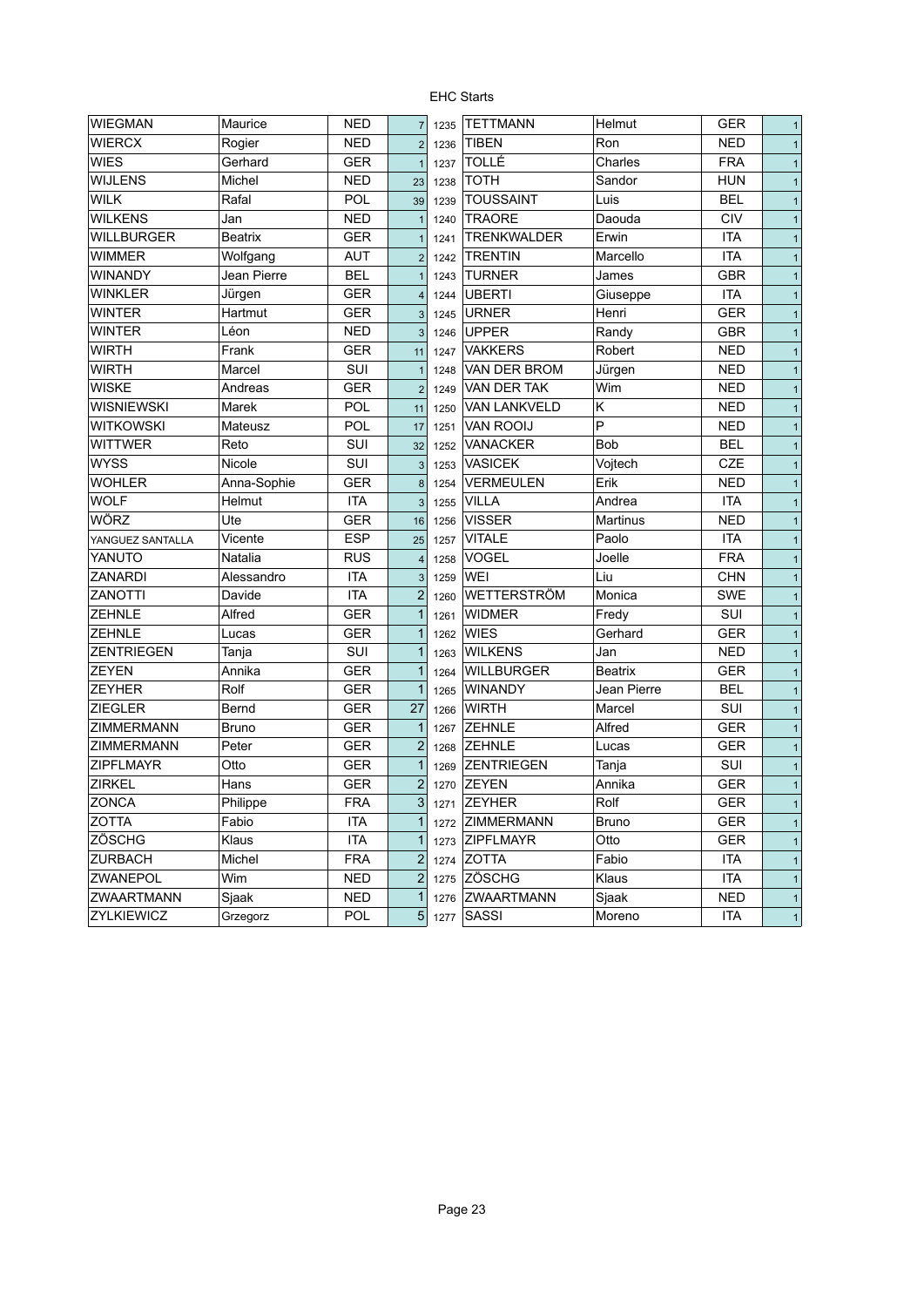EHC Starts

| | | | | | | | | |
|---|---|---|---|---|---|---|---|---|
| WIEGMAN | Maurice | NED | 7 | 1235 | TETTMANN | Helmut | GER | 1 |
| WIERCX | Rogier | NED | 2 | 1236 | TIBEN | Ron | NED | 1 |
| WIES | Gerhard | GER | 1 | 1237 | TOLLÉ | Charles | FRA | 1 |
| WIJLENS | Michel | NED | 23 | 1238 | TOTH | Sandor | HUN | 1 |
| WILK | Rafal | POL | 39 | 1239 | TOUSSAINT | Luis | BEL | 1 |
| WILKENS | Jan | NED | 1 | 1240 | TRAORE | Daouda | CIV | 1 |
| WILLBURGER | Beatrix | GER | 1 | 1241 | TRENKWALDER | Erwin | ITA | 1 |
| WIMMER | Wolfgang | AUT | 2 | 1242 | TRENTIN | Marcello | ITA | 1 |
| WINANDY | Jean Pierre | BEL | 1 | 1243 | TURNER | James | GBR | 1 |
| WINKLER | Jürgen | GER | 4 | 1244 | UBERTI | Giuseppe | ITA | 1 |
| WINTER | Hartmut | GER | 3 | 1245 | URNER | Henri | GER | 1 |
| WINTER | Léon | NED | 3 | 1246 | UPPER | Randy | GBR | 1 |
| WIRTH | Frank | GER | 11 | 1247 | VAKKERS | Robert | NED | 1 |
| WIRTH | Marcel | SUI | 1 | 1248 | VAN DER BROM | Jürgen | NED | 1 |
| WISKE | Andreas | GER | 2 | 1249 | VAN DER TAK | Wim | NED | 1 |
| WISNIEWSKI | Marek | POL | 11 | 1250 | VAN LANKVELD | K | NED | 1 |
| WITKOWSKI | Mateusz | POL | 17 | 1251 | VAN ROOIJ | P | NED | 1 |
| WITTWER | Reto | SUI | 32 | 1252 | VANACKER | Bob | BEL | 1 |
| WYSS | Nicole | SUI | 3 | 1253 | VASICEK | Vojtech | CZE | 1 |
| WOHLER | Anna-Sophie | GER | 8 | 1254 | VERMEULEN | Erik | NED | 1 |
| WOLF | Helmut | ITA | 3 | 1255 | VILLA | Andrea | ITA | 1 |
| WÖRZ | Ute | GER | 16 | 1256 | VISSER | Martinus | NED | 1 |
| YANGUEZ SANTALLA | Vicente | ESP | 25 | 1257 | VITALE | Paolo | ITA | 1 |
| YANUTO | Natalia | RUS | 4 | 1258 | VOGEL | Joelle | FRA | 1 |
| ZANARDI | Alessandro | ITA | 3 | 1259 | WEI | Liu | CHN | 1 |
| ZANOTTI | Davide | ITA | 2 | 1260 | WETTERSTRÖM | Monica | SWE | 1 |
| ZEHNLE | Alfred | GER | 1 | 1261 | WIDMER | Fredy | SUI | 1 |
| ZEHNLE | Lucas | GER | 1 | 1262 | WIES | Gerhard | GER | 1 |
| ZENTRIEGEN | Tanja | SUI | 1 | 1263 | WILKENS | Jan | NED | 1 |
| ZEYEN | Annika | GER | 1 | 1264 | WILLBURGER | Beatrix | GER | 1 |
| ZEYHER | Rolf | GER | 1 | 1265 | WINANDY | Jean Pierre | BEL | 1 |
| ZIEGLER | Bernd | GER | 27 | 1266 | WIRTH | Marcel | SUI | 1 |
| ZIMMERMANN | Bruno | GER | 1 | 1267 | ZEHNLE | Alfred | GER | 1 |
| ZIMMERMANN | Peter | GER | 2 | 1268 | ZEHNLE | Lucas | GER | 1 |
| ZIPFLMAYR | Otto | GER | 1 | 1269 | ZENTRIEGEN | Tanja | SUI | 1 |
| ZIRKEL | Hans | GER | 2 | 1270 | ZEYEN | Annika | GER | 1 |
| ZONCA | Philippe | FRA | 3 | 1271 | ZEYHER | Rolf | GER | 1 |
| ZOTTA | Fabio | ITA | 1 | 1272 | ZIMMERMANN | Bruno | GER | 1 |
| ZÖSCHG | Klaus | ITA | 1 | 1273 | ZIPFLMAYR | Otto | GER | 1 |
| ZURBACH | Michel | FRA | 2 | 1274 | ZOTTA | Fabio | ITA | 1 |
| ZWANEPOL | Wim | NED | 2 | 1275 | ZÖSCHG | Klaus | ITA | 1 |
| ZWAARTMANN | Sjaak | NED | 1 | 1276 | ZWAARTMANN | Sjaak | NED | 1 |
| ZYLKIEWICZ | Grzegorz | POL | 5 | 1277 | SASSI | Moreno | ITA | 1 |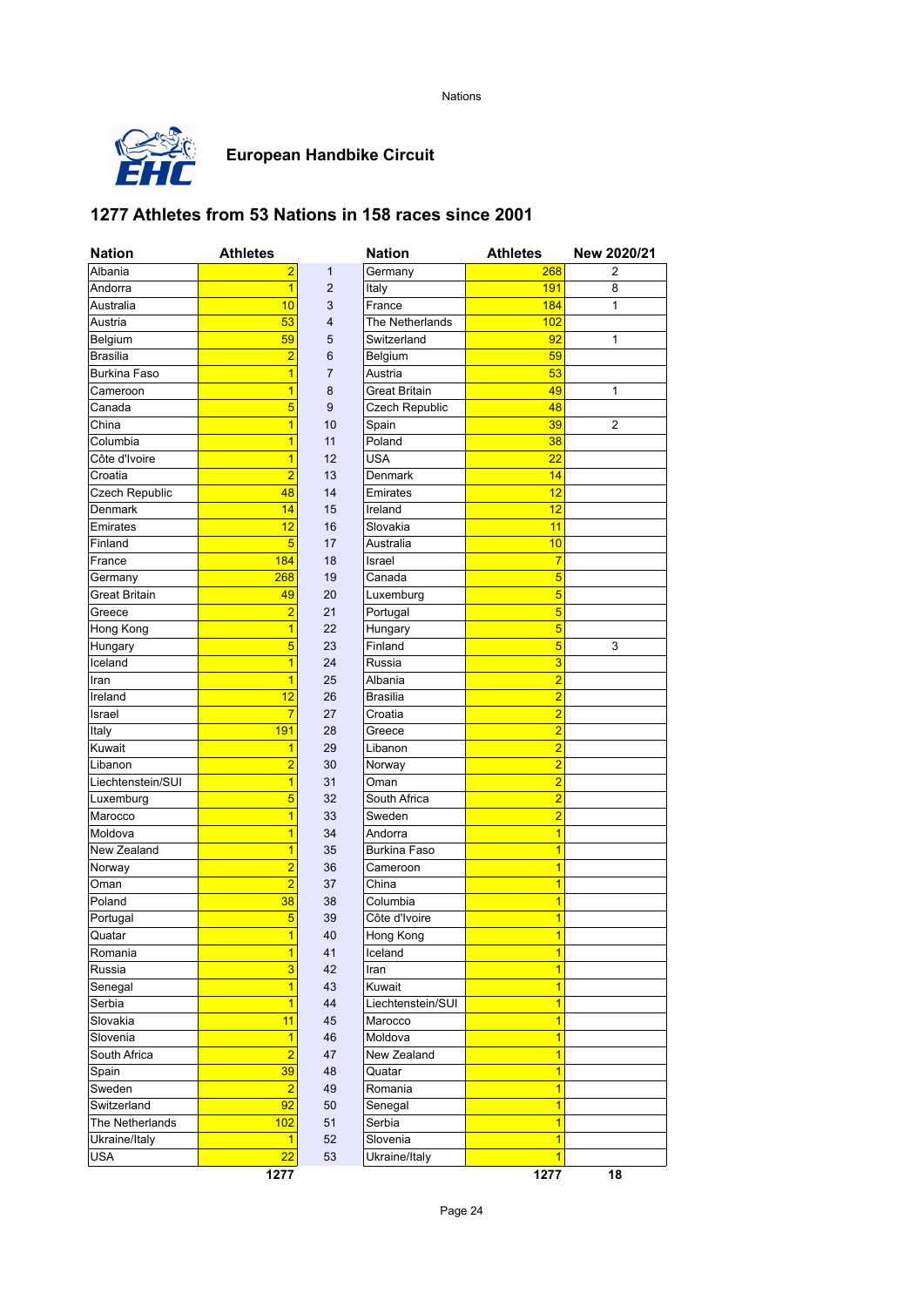# European Handbike Circuit

## 1277 Athletes from 53 Nations in 158 races since 2001

| Nation | Athletes | | Nation | Athletes | New 2020/21 |
|---|---|---|---|---|---|
| Albania | 2 | 1 | Germany | 268 | 2 |
| Andorra | 1 | 2 | Italy | 191 | 8 |
| Australia | 10 | 3 | France | 184 | 1 |
| Austria | 53 | 4 | The Netherlands | 102 | |
| Belgium | 59 | 5 | Switzerland | 92 | 1 |
| Brasilia | 2 | 6 | Belgium | 59 | |
| Burkina Faso | 1 | 7 | Austria | 53 | |
| Cameroon | 1 | 8 | Great Britain | 49 | 1 |
| Canada | 5 | 9 | Czech Republic | 48 | |
| China | 1 | 10 | Spain | 39 | 2 |
| Columbia | 1 | 11 | Poland | 38 | |
| Côte d'Ivoire | 1 | 12 | USA | 22 | |
| Croatia | 2 | 13 | Denmark | 14 | |
| Czech Republic | 48 | 14 | Emirates | 12 | |
| Denmark | 14 | 15 | Ireland | 12 | |
| Emirates | 12 | 16 | Slovakia | 11 | |
| Finland | 5 | 17 | Australia | 10 | |
| France | 184 | 18 | Israel | 7 | |
| Germany | 268 | 19 | Canada | 5 | |
| Great Britain | 49 | 20 | Luxemburg | 5 | |
| Greece | 2 | 21 | Portugal | 5 | |
| Hong Kong | 1 | 22 | Hungary | 5 | |
| Hungary | 5 | 23 | Finland | 5 | 3 |
| Iceland | 1 | 24 | Russia | 3 | |
| Iran | 1 | 25 | Albania | 2 | |
| Ireland | 12 | 26 | Brasilia | 2 | |
| Israel | 7 | 27 | Croatia | 2 | |
| Italy | 191 | 28 | Greece | 2 | |
| Kuwait | 1 | 29 | Libanon | 2 | |
| Libanon | 2 | 30 | Norway | 2 | |
| Liechtenstein/SUI | 1 | 31 | Oman | 2 | |
| Luxemburg | 5 | 32 | South Africa | 2 | |
| Marocco | 1 | 33 | Sweden | 2 | |
| Moldova | 1 | 34 | Andorra | 1 | |
| New Zealand | 1 | 35 | Burkina Faso | 1 | |
| Norway | 2 | 36 | Cameroon | 1 | |
| Oman | 2 | 37 | China | 1 | |
| Poland | 38 | 38 | Columbia | 1 | |
| Portugal | 5 | 39 | Côte d'Ivoire | 1 | |
| Quatar | 1 | 40 | Hong Kong | 1 | |
| Romania | 1 | 41 | Iceland | 1 | |
| Russia | 3 | 42 | Iran | 1 | |
| Senegal | 1 | 43 | Kuwait | 1 | |
| Serbia | 1 | 44 | Liechtenstein/SUI | 1 | |
| Slovakia | 11 | 45 | Marocco | 1 | |
| Slovenia | 1 | 46 | Moldova | 1 | |
| South Africa | 2 | 47 | New Zealand | 1 | |
| Spain | 39 | 48 | Quatar | 1 | |
| Sweden | 2 | 49 | Romania | 1 | |
| Switzerland | 92 | 50 | Senegal | 1 | |
| The Netherlands | 102 | 51 | Serbia | 1 | |
| Ukraine/Italy | 1 | 52 | Slovenia | 1 | |
| USA | 22 | 53 | Ukraine/Italy | 1 | |
| | **1277** | | | **1277** | **18** |